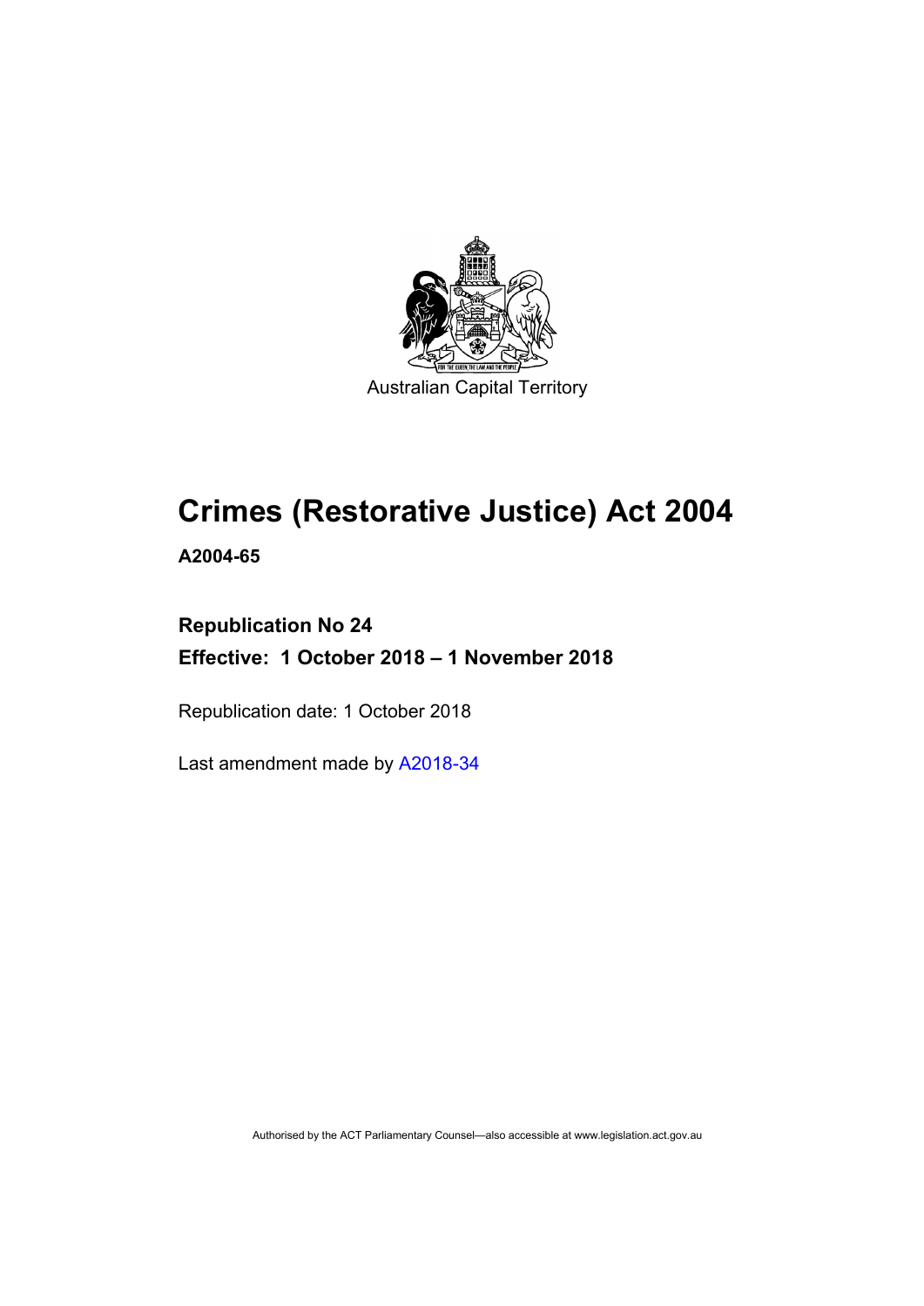Australian Capital Territory

# Crimes (Restorative Justice) Act 2004

**A2004-65**

**Republication No 24**

**Effective: 1 October 2018 – 1 November 2018**

Republication date: 1 October 2018

Last amendment made by A2018-34

Authorised by the ACT Parliamentary Counsel—also accessible at www.legislation.act.gov.au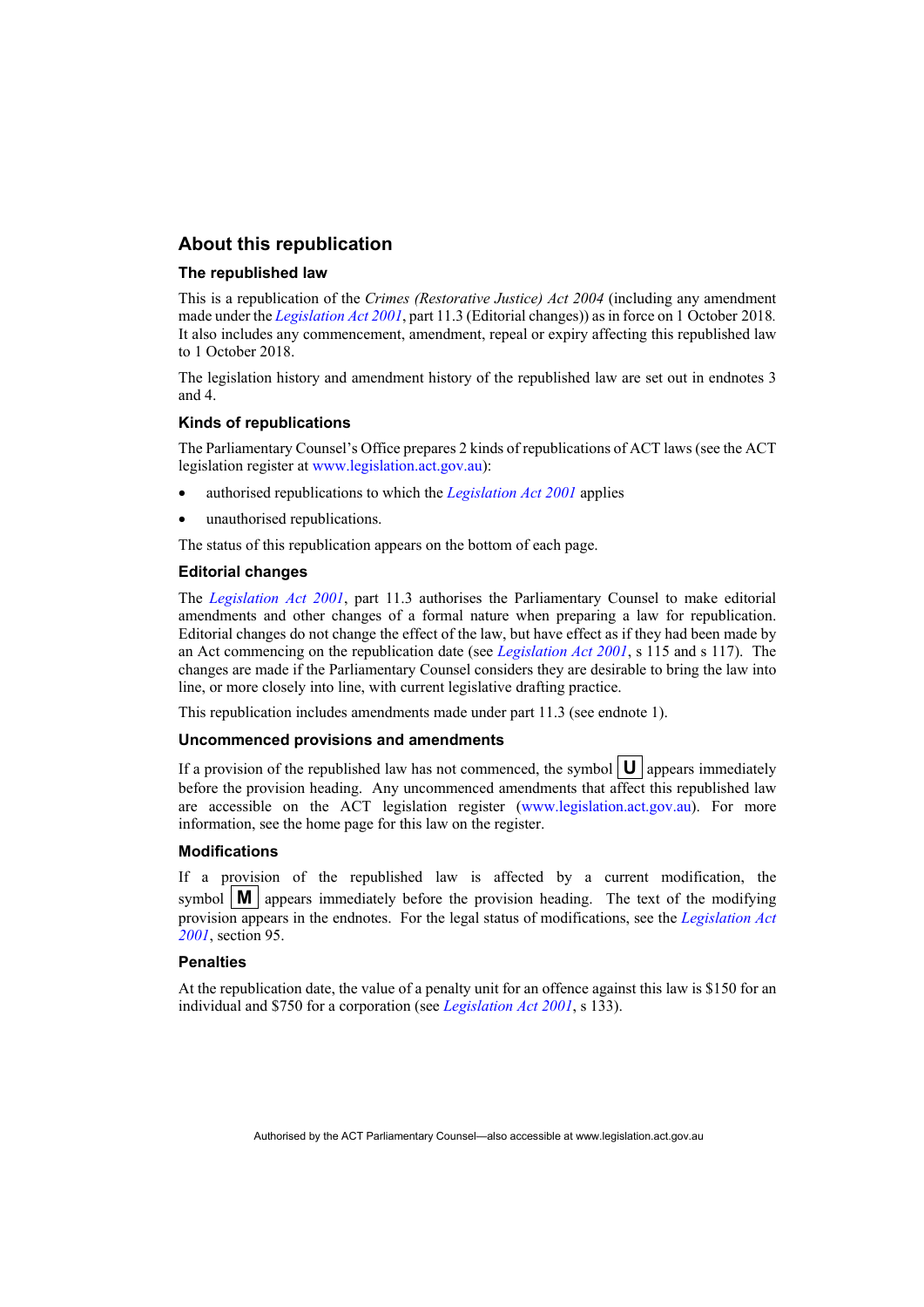## About this republication

### The republished law

This is a republication of the *Crimes (Restorative Justice) Act 2004* (including any amendment made under the *Legislation Act 2001*, part 11.3 (Editorial changes)) as in force on 1 October 2018*.* It also includes any commencement, amendment, repeal or expiry affecting this republished law to 1 October 2018.

The legislation history and amendment history of the republished law are set out in endnotes 3 and 4.

### Kinds of republications

The Parliamentary Counsel's Office prepares 2 kinds of republications of ACT laws (see the ACT legislation register at www.legislation.act.gov.au):

- authorised republications to which the *Legislation Act 2001* applies
- unauthorised republications.

The status of this republication appears on the bottom of each page.

### Editorial changes

The *Legislation Act 2001*, part 11.3 authorises the Parliamentary Counsel to make editorial amendments and other changes of a formal nature when preparing a law for republication. Editorial changes do not change the effect of the law, but have effect as if they had been made by an Act commencing on the republication date (see *Legislation Act 2001*, s 115 and s 117). The changes are made if the Parliamentary Counsel considers they are desirable to bring the law into line, or more closely into line, with current legislative drafting practice.

This republication includes amendments made under part 11.3 (see endnote 1).

### Uncommenced provisions and amendments

If a provision of the republished law has not commenced, the symbol **U** appears immediately before the provision heading. Any uncommenced amendments that affect this republished law are accessible on the ACT legislation register (www.legislation.act.gov.au). For more information, see the home page for this law on the register.

### Modifications

If a provision of the republished law is affected by a current modification, the symbol **M** appears immediately before the provision heading. The text of the modifying provision appears in the endnotes. For the legal status of modifications, see the *Legislation Act 2001*, section 95.

### Penalties

At the republication date, the value of a penalty unit for an offence against this law is $150 for an individual and $750 for a corporation (see *Legislation Act 2001*, s 133).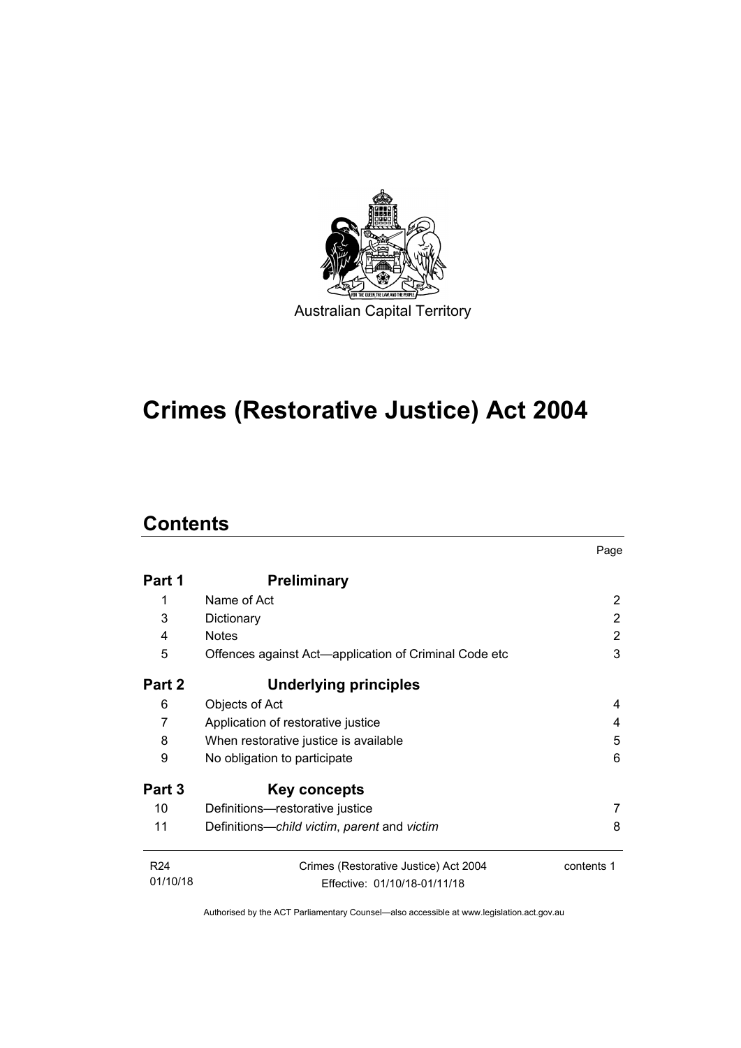Australian Capital Territory

# Crimes (Restorative Justice) Act 2004

## Contents

| | | Page |
|---|---|---|
| **Part 1** | **Preliminary** | |
| 1 | Name of Act | 2 |
| 3 | Dictionary | 2 |
| 4 | Notes | 2 |
| 5 | Offences against Act—application of Criminal Code etc | 3 |
| **Part 2** | **Underlying principles** | |
| 6 | Objects of Act | 4 |
| 7 | Application of restorative justice | 4 |
| 8 | When restorative justice is available | 5 |
| 9 | No obligation to participate | 6 |
| **Part 3** | **Key concepts** | |
| 10 | Definitions—restorative justice | 7 |
| 11 | Definitions—*child victim*, *parent* and *victim* | 8 |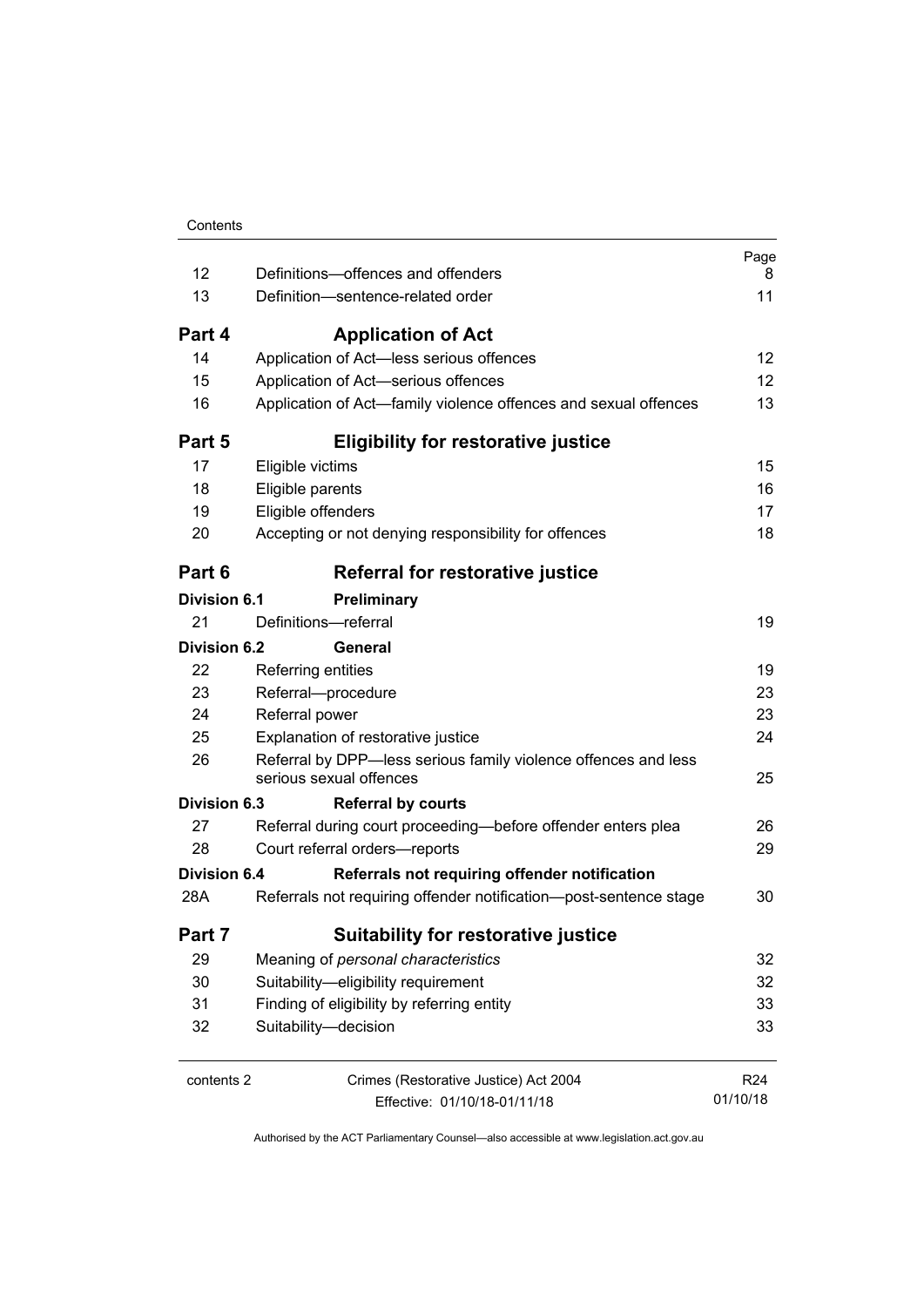| | | Page |
|---|---|---|
| 12 | Definitions—offences and offenders | 8 |
| 13 | Definition—sentence-related order | 11 |
| **Part 4** | **Application of Act** | |
| 14 | Application of Act—less serious offences | 12 |
| 15 | Application of Act—serious offences | 12 |
| 16 | Application of Act—family violence offences and sexual offences | 13 |
| **Part 5** | **Eligibility for restorative justice** | |
| 17 | Eligible victims | 15 |
| 18 | Eligible parents | 16 |
| 19 | Eligible offenders | 17 |
| 20 | Accepting or not denying responsibility for offences | 18 |
| **Part 6** | **Referral for restorative justice** | |
| **Division 6.1** | **Preliminary** | |
| 21 | Definitions—referral | 19 |
| **Division 6.2** | **General** | |
| 22 | Referring entities | 19 |
| 23 | Referral—procedure | 23 |
| 24 | Referral power | 23 |
| 25 | Explanation of restorative justice | 24 |
| 26 | Referral by DPP—less serious family violence offences and less serious sexual offences | 25 |
| **Division 6.3** | **Referral by courts** | |
| 27 | Referral during court proceeding—before offender enters plea | 26 |
| 28 | Court referral orders—reports | 29 |
| **Division 6.4** | **Referrals not requiring offender notification** | |
| 28A | Referrals not requiring offender notification—post-sentence stage | 30 |
| **Part 7** | **Suitability for restorative justice** | |
| 29 | Meaning of *personal characteristics* | 32 |
| 30 | Suitability—eligibility requirement | 32 |
| 31 | Finding of eligibility by referring entity | 33 |
| 32 | Suitability—decision | 33 |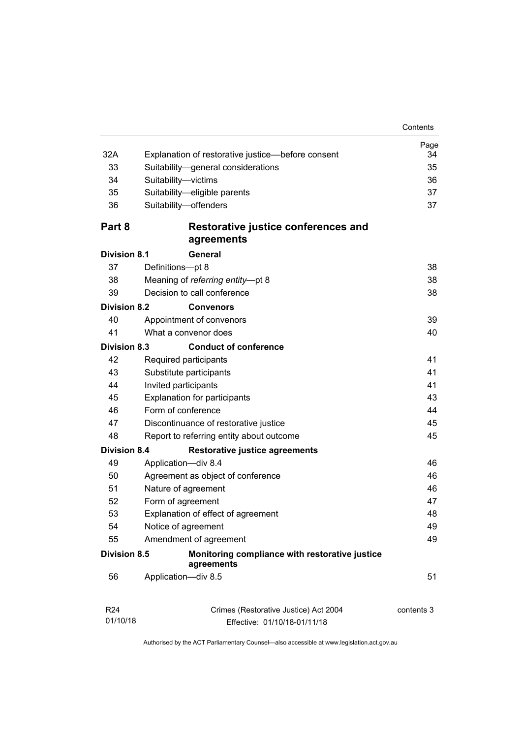| | | Page |
|---|---|---|
| 32A | Explanation of restorative justice—before consent | 34 |
| 33 | Suitability—general considerations | 35 |
| 34 | Suitability—victims | 36 |
| 35 | Suitability—eligible parents | 37 |
| 36 | Suitability—offenders | 37 |
| **Part 8** | **Restorative justice conferences and agreements** | |
| **Division 8.1** | **General** | |
| 37 | Definitions—pt 8 | 38 |
| 38 | Meaning of *referring entity*—pt 8 | 38 |
| 39 | Decision to call conference | 38 |
| **Division 8.2** | **Convenors** | |
| 40 | Appointment of convenors | 39 |
| 41 | What a convenor does | 40 |
| **Division 8.3** | **Conduct of conference** | |
| 42 | Required participants | 41 |
| 43 | Substitute participants | 41 |
| 44 | Invited participants | 41 |
| 45 | Explanation for participants | 43 |
| 46 | Form of conference | 44 |
| 47 | Discontinuance of restorative justice | 45 |
| 48 | Report to referring entity about outcome | 45 |
| **Division 8.4** | **Restorative justice agreements** | |
| 49 | Application—div 8.4 | 46 |
| 50 | Agreement as object of conference | 46 |
| 51 | Nature of agreement | 46 |
| 52 | Form of agreement | 47 |
| 53 | Explanation of effect of agreement | 48 |
| 54 | Notice of agreement | 49 |
| 55 | Amendment of agreement | 49 |
| **Division 8.5** | **Monitoring compliance with restorative justice agreements** | |
| 56 | Application—div 8.5 | 51 |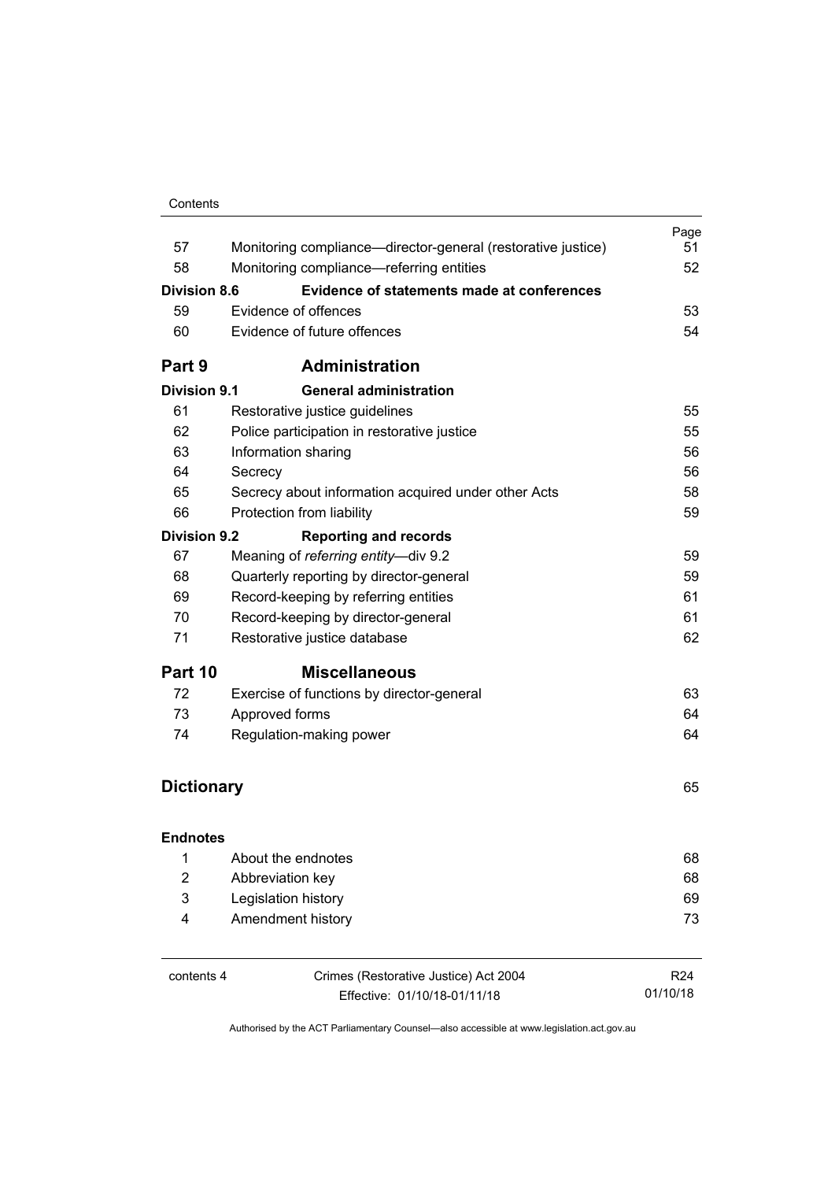| | | Page |
|---|---|---|
| 57 | Monitoring compliance—director-general (restorative justice) | 51 |
| 58 | Monitoring compliance—referring entities | 52 |
| **Division 8.6** | **Evidence of statements made at conferences** | |
| 59 | Evidence of offences | 53 |
| 60 | Evidence of future offences | 54 |
| **Part 9** | **Administration** | |
| **Division 9.1** | **General administration** | |
| 61 | Restorative justice guidelines | 55 |
| 62 | Police participation in restorative justice | 55 |
| 63 | Information sharing | 56 |
| 64 | Secrecy | 56 |
| 65 | Secrecy about information acquired under other Acts | 58 |
| 66 | Protection from liability | 59 |
| **Division 9.2** | **Reporting and records** | |
| 67 | Meaning of *referring entity*—div 9.2 | 59 |
| 68 | Quarterly reporting by director-general | 59 |
| 69 | Record-keeping by referring entities | 61 |
| 70 | Record-keeping by director-general | 61 |
| 71 | Restorative justice database | 62 |
| **Part 10** | **Miscellaneous** | |
| 72 | Exercise of functions by director-general | 63 |
| 73 | Approved forms | 64 |
| 74 | Regulation-making power | 64 |
| **Dictionary** | | 65 |
| **Endnotes** | | |
| 1 | About the endnotes | 68 |
| 2 | Abbreviation key | 68 |
| 3 | Legislation history | 69 |
| 4 | Amendment history | 73 |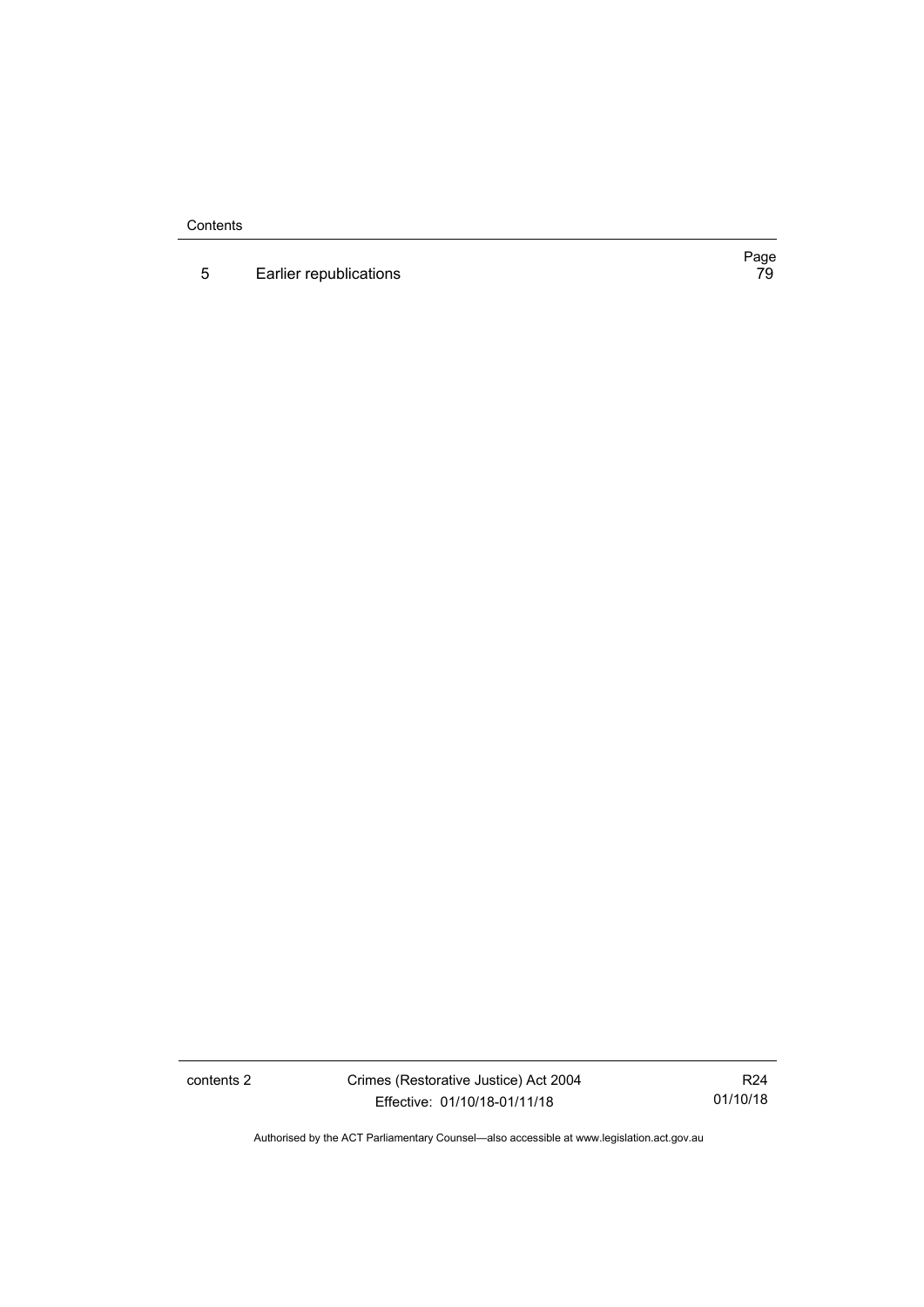| | | Page |
|---|---|---|
| 5 | Earlier republications | 79 |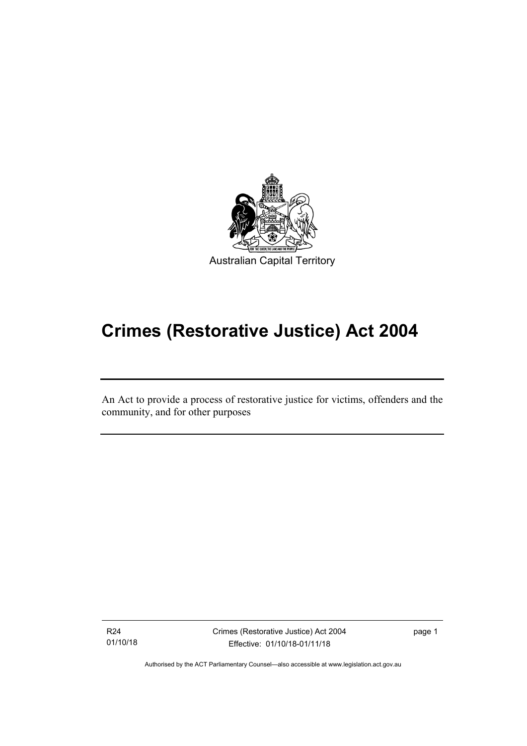Australian Capital Territory

# Crimes (Restorative Justice) Act 2004

An Act to provide a process of restorative justice for victims, offenders and the community, and for other purposes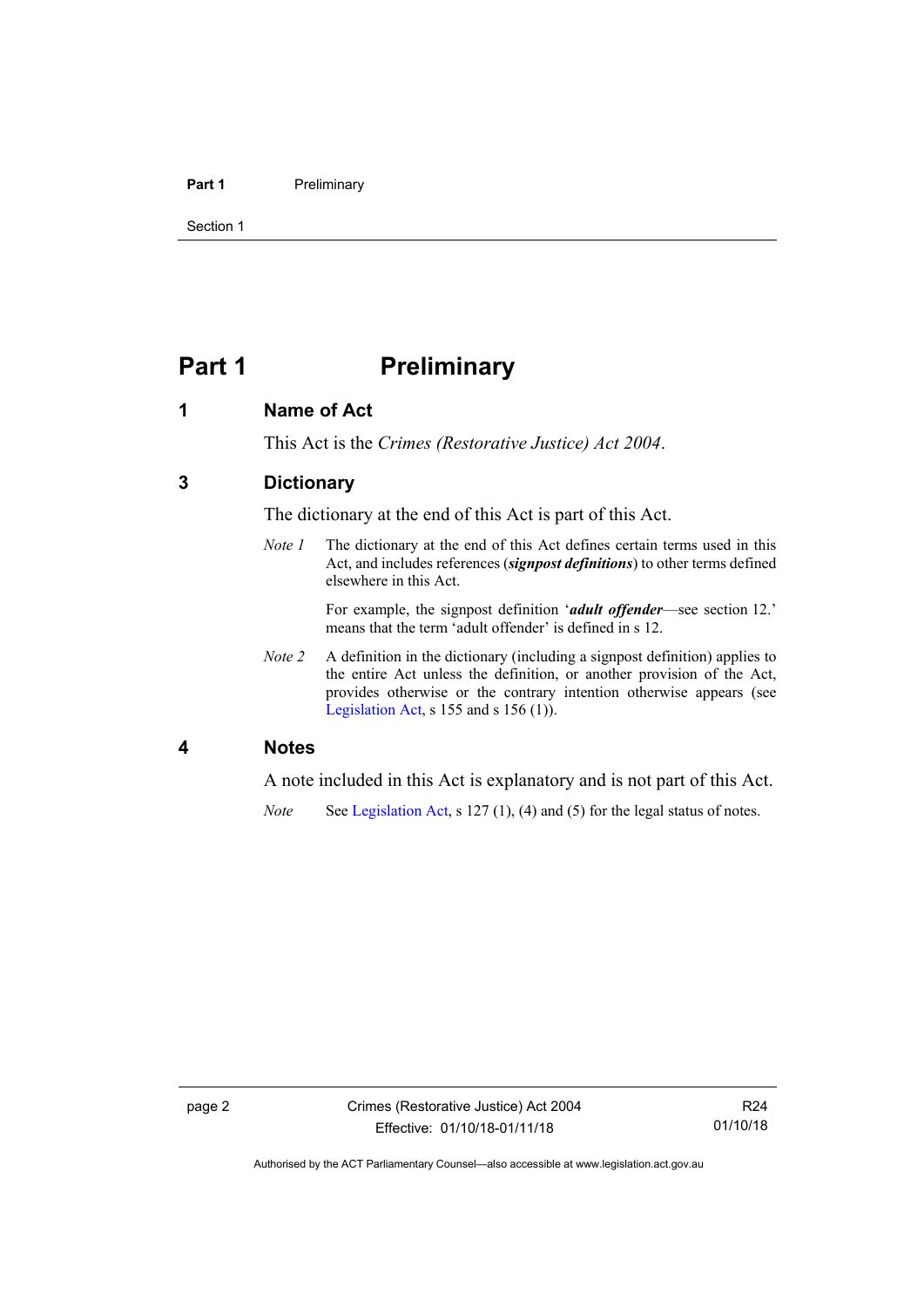# Part 1 Preliminary

## 1 Name of Act

This Act is the *Crimes (Restorative Justice) Act 2004*.

## 3 Dictionary

The dictionary at the end of this Act is part of this Act.

*Note 1* The dictionary at the end of this Act defines certain terms used in this Act, and includes references (***signpost definitions***) to other terms defined elsewhere in this Act.

For example, the signpost definition '***adult offender***—see section 12.' means that the term 'adult offender' is defined in s 12.

*Note 2* A definition in the dictionary (including a signpost definition) applies to the entire Act unless the definition, or another provision of the Act, provides otherwise or the contrary intention otherwise appears (see Legislation Act, s 155 and s 156 (1)).

## 4 Notes

A note included in this Act is explanatory and is not part of this Act.

*Note* See Legislation Act, s 127 (1), (4) and (5) for the legal status of notes.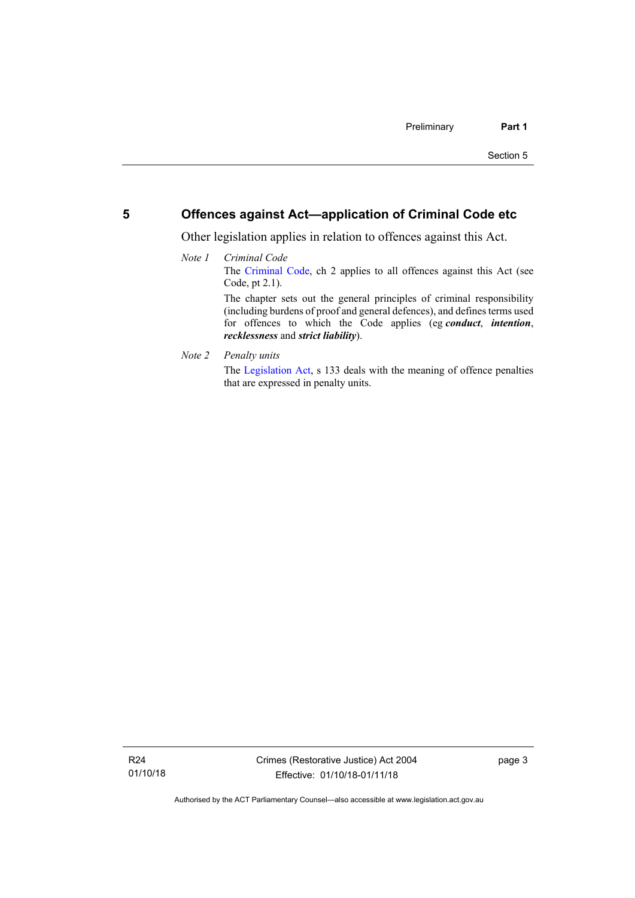## 5 Offences against Act—application of Criminal Code etc

Other legislation applies in relation to offences against this Act.

*Note 1* *Criminal Code*

The Criminal Code, ch 2 applies to all offences against this Act (see Code, pt 2.1).

The chapter sets out the general principles of criminal responsibility (including burdens of proof and general defences), and defines terms used for offences to which the Code applies (eg ***conduct***, ***intention***, ***recklessness*** and ***strict liability***).

*Note 2* *Penalty units*

The Legislation Act, s 133 deals with the meaning of offence penalties that are expressed in penalty units.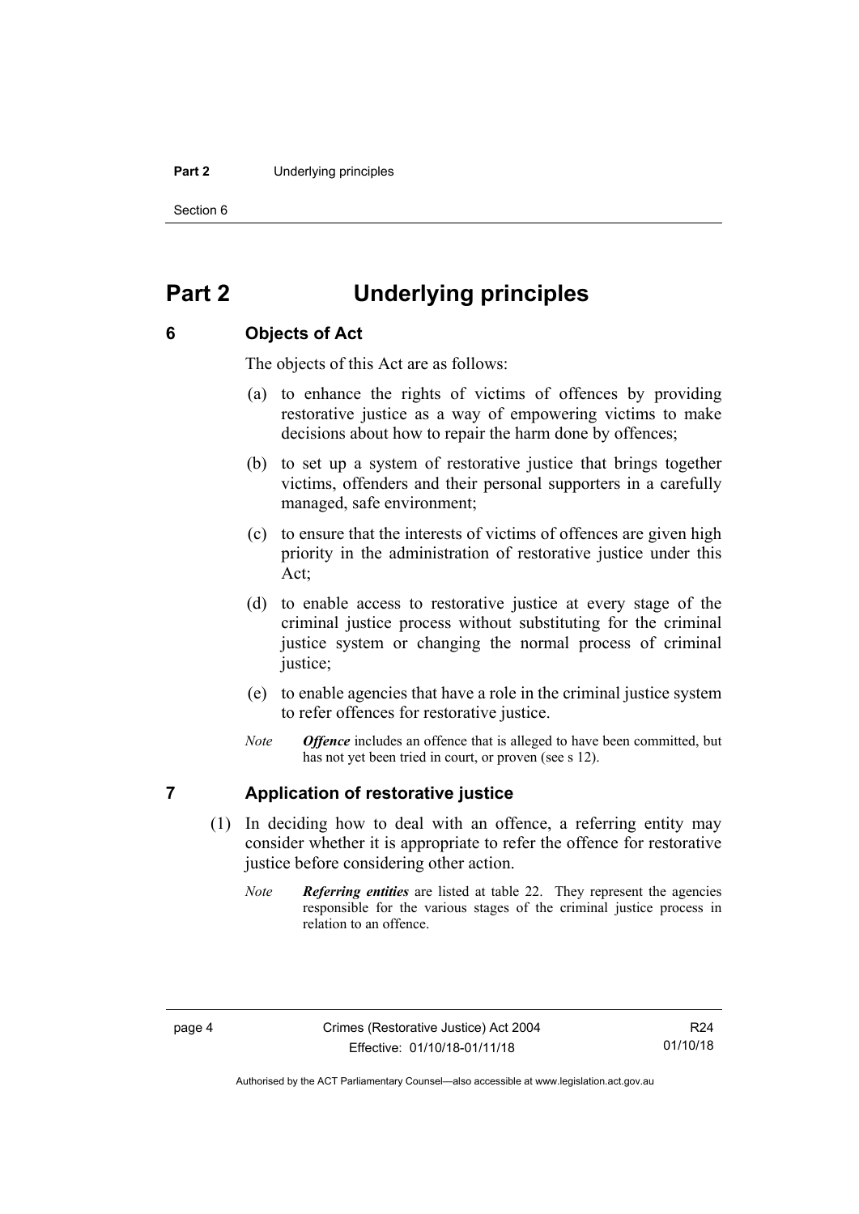# Part 2 Underlying principles

## 6 Objects of Act

The objects of this Act are as follows:

(a) to enhance the rights of victims of offences by providing restorative justice as a way of empowering victims to make decisions about how to repair the harm done by offences;

(b) to set up a system of restorative justice that brings together victims, offenders and their personal supporters in a carefully managed, safe environment;

(c) to ensure that the interests of victims of offences are given high priority in the administration of restorative justice under this Act;

(d) to enable access to restorative justice at every stage of the criminal justice process without substituting for the criminal justice system or changing the normal process of criminal justice;

(e) to enable agencies that have a role in the criminal justice system to refer offences for restorative justice.

*Note* ***Offence*** includes an offence that is alleged to have been committed, but has not yet been tried in court, or proven (see s 12).

## 7 Application of restorative justice

(1) In deciding how to deal with an offence, a referring entity may consider whether it is appropriate to refer the offence for restorative justice before considering other action.

*Note* ***Referring entities*** are listed at table 22. They represent the agencies responsible for the various stages of the criminal justice process in relation to an offence.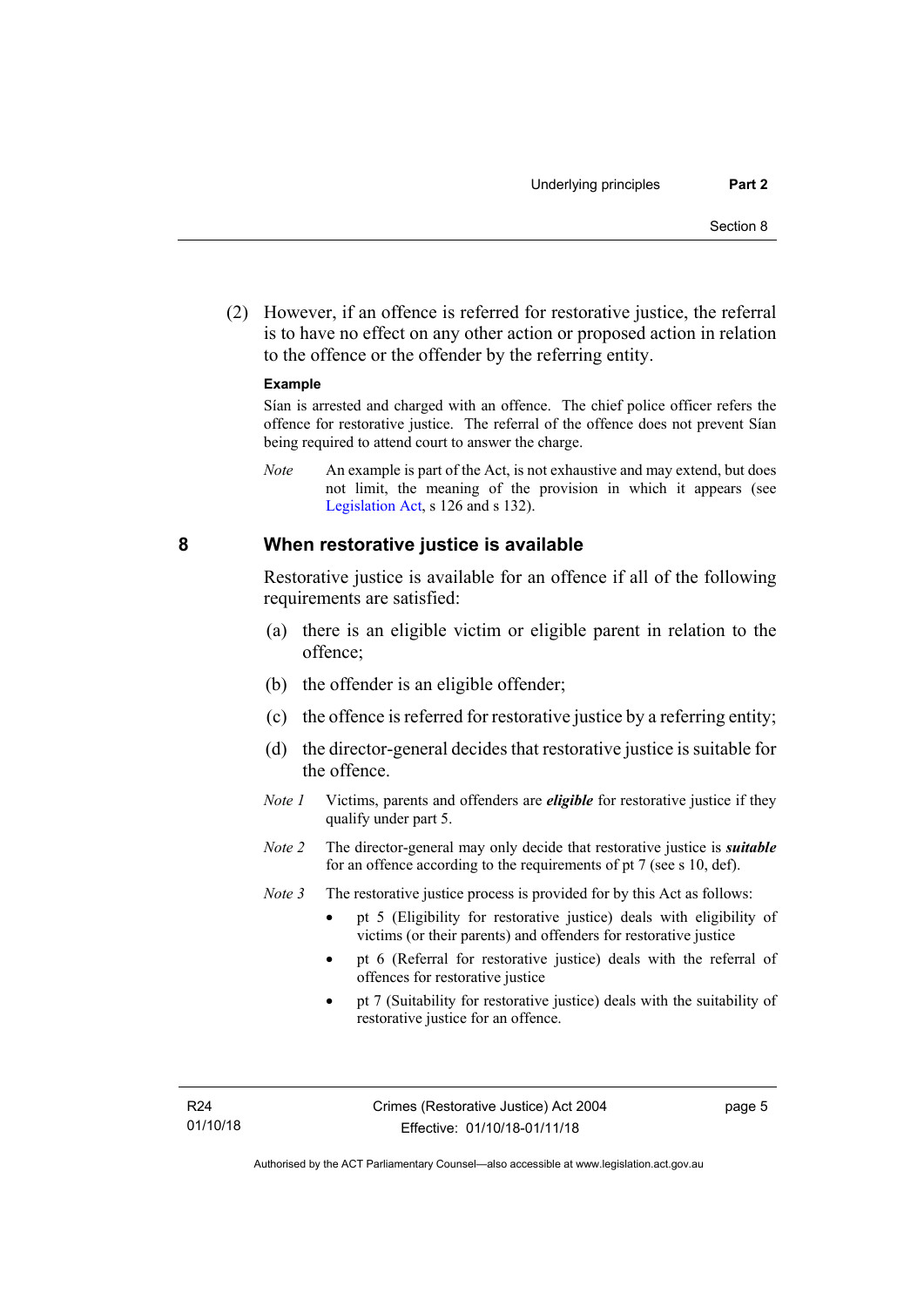(2) However, if an offence is referred for restorative justice, the referral is to have no effect on any other action or proposed action in relation to the offence or the offender by the referring entity.

**Example**

Sían is arrested and charged with an offence. The chief police officer refers the offence for restorative justice. The referral of the offence does not prevent Sían being required to attend court to answer the charge.

*Note* An example is part of the Act, is not exhaustive and may extend, but does not limit, the meaning of the provision in which it appears (see Legislation Act, s 126 and s 132).

## 8 When restorative justice is available

Restorative justice is available for an offence if all of the following requirements are satisfied:

(a) there is an eligible victim or eligible parent in relation to the offence;

(b) the offender is an eligible offender;

(c) the offence is referred for restorative justice by a referring entity;

(d) the director-general decides that restorative justice is suitable for the offence.

*Note 1* Victims, parents and offenders are ***eligible*** for restorative justice if they qualify under part 5.

*Note 2* The director-general may only decide that restorative justice is ***suitable*** for an offence according to the requirements of pt 7 (see s 10, def).

*Note 3* The restorative justice process is provided for by this Act as follows:

- pt 5 (Eligibility for restorative justice) deals with eligibility of victims (or their parents) and offenders for restorative justice
- pt 6 (Referral for restorative justice) deals with the referral of offences for restorative justice
- pt 7 (Suitability for restorative justice) deals with the suitability of restorative justice for an offence.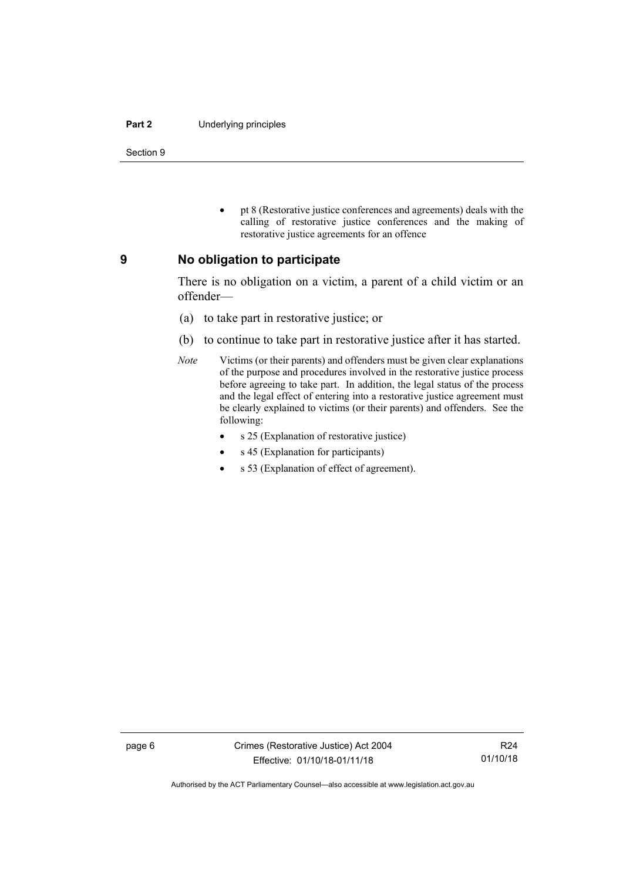- pt 8 (Restorative justice conferences and agreements) deals with the calling of restorative justice conferences and the making of restorative justice agreements for an offence

## 9 No obligation to participate

There is no obligation on a victim, a parent of a child victim or an offender—

(a) to take part in restorative justice; or

(b) to continue to take part in restorative justice after it has started.

*Note* Victims (or their parents) and offenders must be given clear explanations of the purpose and procedures involved in the restorative justice process before agreeing to take part. In addition, the legal status of the process and the legal effect of entering into a restorative justice agreement must be clearly explained to victims (or their parents) and offenders. See the following:

- s 25 (Explanation of restorative justice)
- s 45 (Explanation for participants)
- s 53 (Explanation of effect of agreement).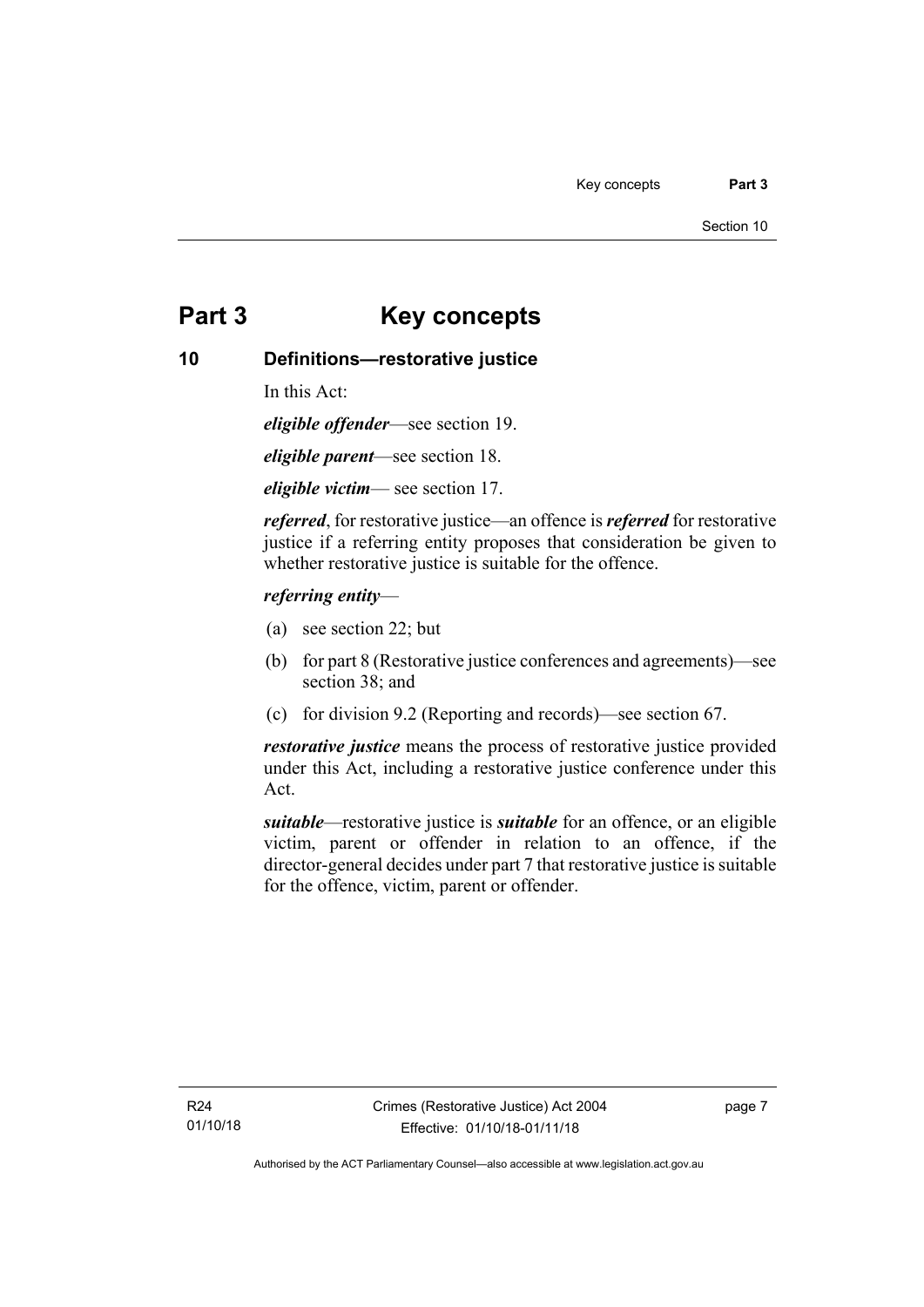# Part 3 Key concepts

## 10 Definitions—restorative justice

In this Act:

***eligible offender***—see section 19.

***eligible parent***—see section 18.

***eligible victim***— see section 17.

***referred***, for restorative justice—an offence is ***referred*** for restorative justice if a referring entity proposes that consideration be given to whether restorative justice is suitable for the offence.

***referring entity***—

(a) see section 22; but

(b) for part 8 (Restorative justice conferences and agreements)—see section 38; and

(c) for division 9.2 (Reporting and records)—see section 67.

***restorative justice*** means the process of restorative justice provided under this Act, including a restorative justice conference under this Act.

***suitable***—restorative justice is ***suitable*** for an offence, or an eligible victim, parent or offender in relation to an offence, if the director-general decides under part 7 that restorative justice is suitable for the offence, victim, parent or offender.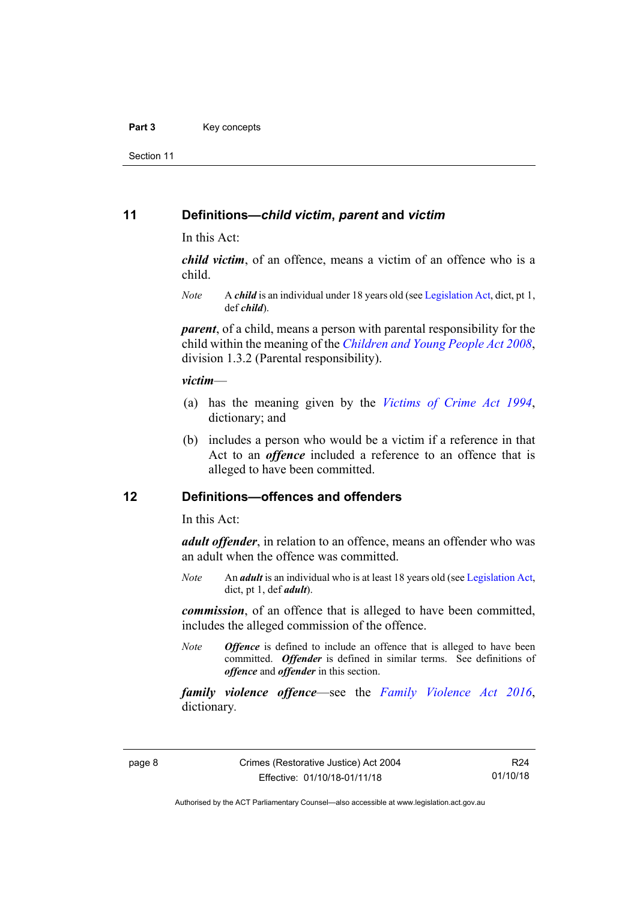## 11 Definitions—*child victim*, *parent* and *victim*

In this Act:

***child victim***, of an offence, means a victim of an offence who is a child.

*Note* A ***child*** is an individual under 18 years old (see Legislation Act, dict, pt 1, def ***child***).

***parent***, of a child, means a person with parental responsibility for the child within the meaning of the *Children and Young People Act 2008*, division 1.3.2 (Parental responsibility).

***victim***—

(a) has the meaning given by the *Victims of Crime Act 1994*, dictionary; and

(b) includes a person who would be a victim if a reference in that Act to an ***offence*** included a reference to an offence that is alleged to have been committed.

## 12 Definitions—offences and offenders

In this Act:

***adult offender***, in relation to an offence, means an offender who was an adult when the offence was committed.

*Note* An ***adult*** is an individual who is at least 18 years old (see Legislation Act, dict, pt 1, def ***adult***).

***commission***, of an offence that is alleged to have been committed, includes the alleged commission of the offence.

*Note* ***Offence*** is defined to include an offence that is alleged to have been committed. ***Offender*** is defined in similar terms. See definitions of ***offence*** and ***offender*** in this section.

***family violence offence***—see the *Family Violence Act 2016*, dictionary.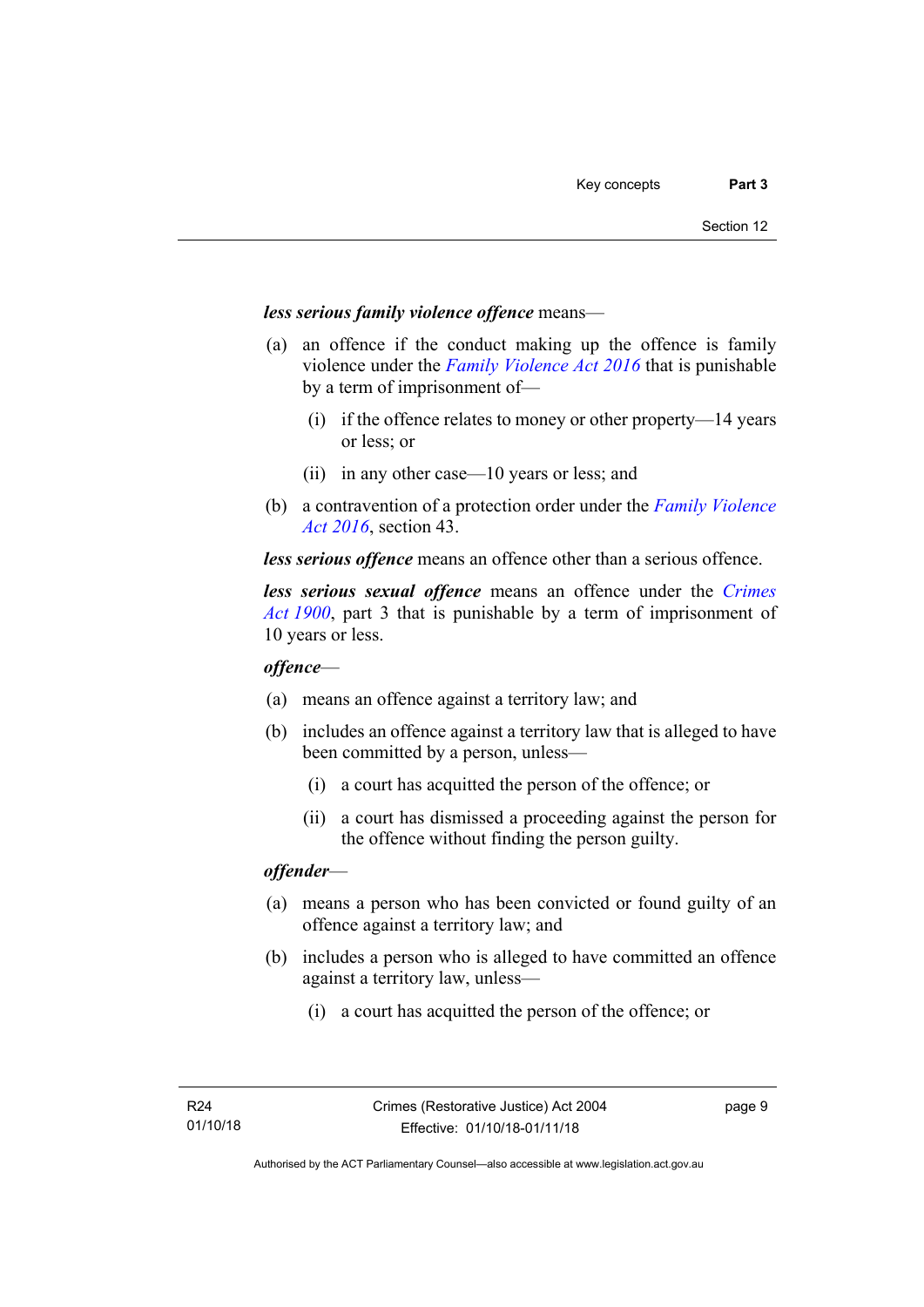***less serious family violence offence*** means—

(a) an offence if the conduct making up the offence is family violence under the *Family Violence Act 2016* that is punishable by a term of imprisonment of—

  (i) if the offence relates to money or other property—14 years or less; or

  (ii) in any other case—10 years or less; and

(b) a contravention of a protection order under the *Family Violence Act 2016*, section 43.

***less serious offence*** means an offence other than a serious offence.

***less serious sexual offence*** means an offence under the *Crimes Act 1900*, part 3 that is punishable by a term of imprisonment of 10 years or less.

***offence***—

(a) means an offence against a territory law; and

(b) includes an offence against a territory law that is alleged to have been committed by a person, unless—

  (i) a court has acquitted the person of the offence; or

  (ii) a court has dismissed a proceeding against the person for the offence without finding the person guilty.

***offender***—

(a) means a person who has been convicted or found guilty of an offence against a territory law; and

(b) includes a person who is alleged to have committed an offence against a territory law, unless—

  (i) a court has acquitted the person of the offence; or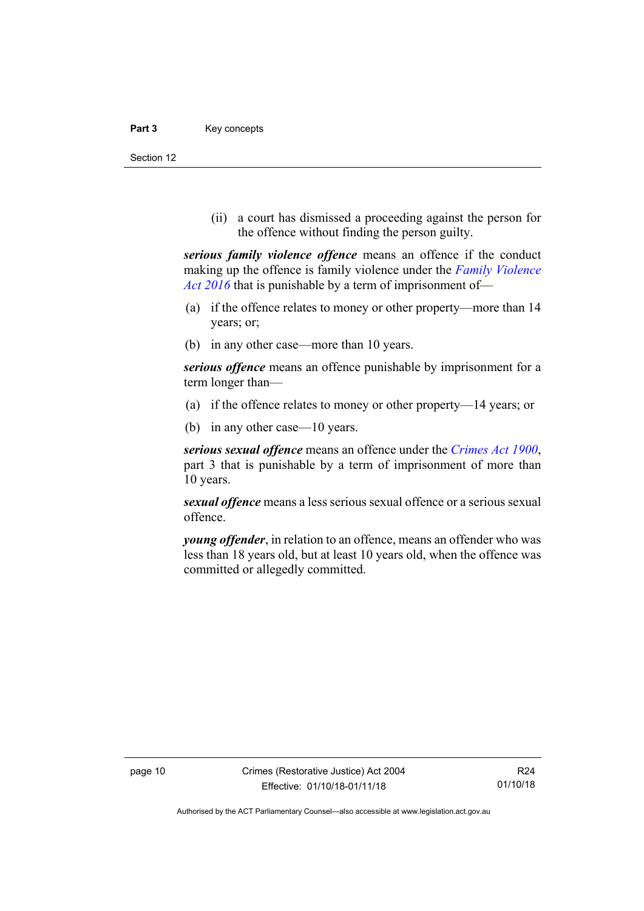(ii) a court has dismissed a proceeding against the person for the offence without finding the person guilty.

***serious family violence offence*** means an offence if the conduct making up the offence is family violence under the *Family Violence Act 2016* that is punishable by a term of imprisonment of—

(a) if the offence relates to money or other property—more than 14 years; or;

(b) in any other case—more than 10 years.

***serious offence*** means an offence punishable by imprisonment for a term longer than—

(a) if the offence relates to money or other property—14 years; or

(b) in any other case—10 years.

***serious sexual offence*** means an offence under the *Crimes Act 1900*, part 3 that is punishable by a term of imprisonment of more than 10 years.

***sexual offence*** means a less serious sexual offence or a serious sexual offence.

***young offender***, in relation to an offence, means an offender who was less than 18 years old, but at least 10 years old, when the offence was committed or allegedly committed.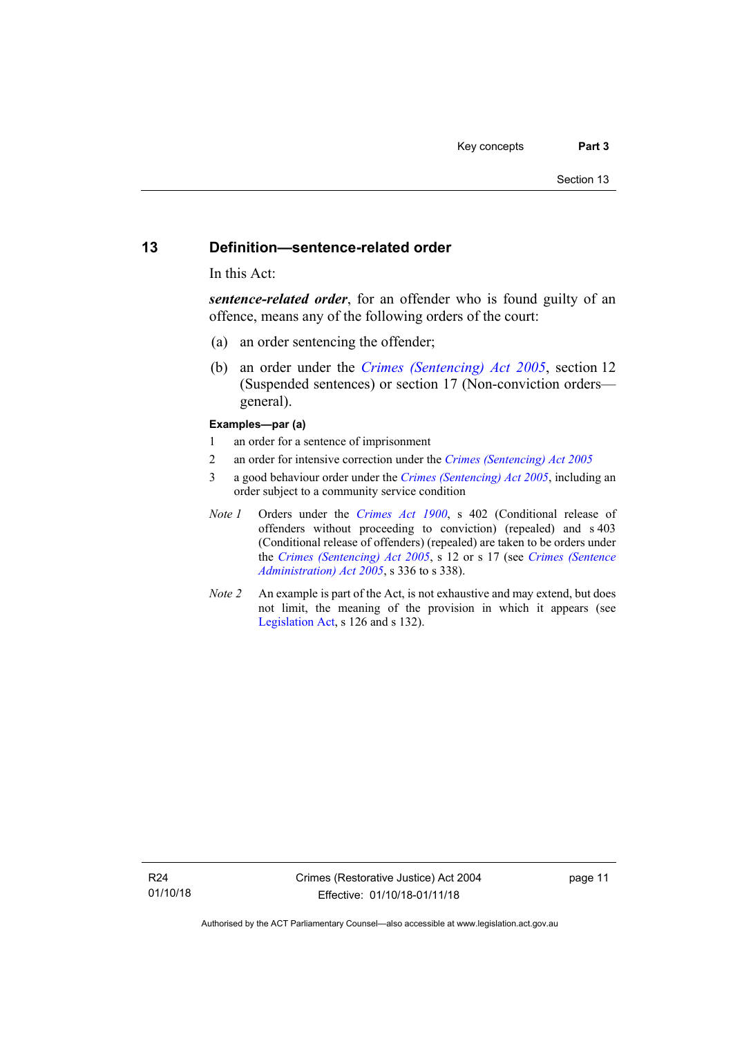## 13 Definition—sentence-related order

In this Act:

***sentence-related order***, for an offender who is found guilty of an offence, means any of the following orders of the court:

(a) an order sentencing the offender;

(b) an order under the *Crimes (Sentencing) Act 2005*, section 12 (Suspended sentences) or section 17 (Non-conviction orders—general).

**Examples—par (a)**

1 an order for a sentence of imprisonment

2 an order for intensive correction under the *Crimes (Sentencing) Act 2005*

3 a good behaviour order under the *Crimes (Sentencing) Act 2005*, including an order subject to a community service condition

*Note 1* Orders under the *Crimes Act 1900*, s 402 (Conditional release of offenders without proceeding to conviction) (repealed) and s 403 (Conditional release of offenders) (repealed) are taken to be orders under the *Crimes (Sentencing) Act 2005*, s 12 or s 17 (see *Crimes (Sentence Administration) Act 2005*, s 336 to s 338).

*Note 2* An example is part of the Act, is not exhaustive and may extend, but does not limit, the meaning of the provision in which it appears (see Legislation Act, s 126 and s 132).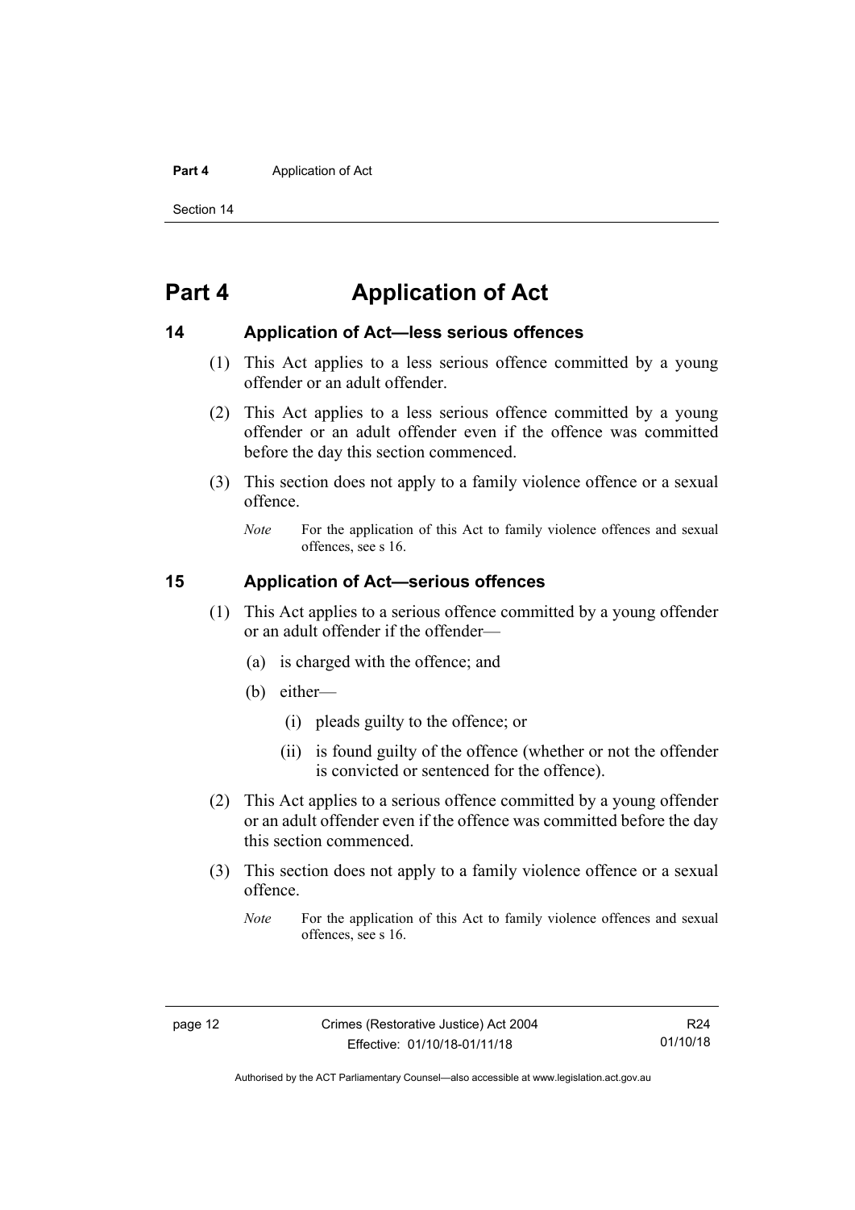# Part 4 Application of Act

## 14 Application of Act—less serious offences

(1) This Act applies to a less serious offence committed by a young offender or an adult offender.

(2) This Act applies to a less serious offence committed by a young offender or an adult offender even if the offence was committed before the day this section commenced.

(3) This section does not apply to a family violence offence or a sexual offence.

*Note* For the application of this Act to family violence offences and sexual offences, see s 16.

## 15 Application of Act—serious offences

(1) This Act applies to a serious offence committed by a young offender or an adult offender if the offender—

(a) is charged with the offence; and

(b) either—

(i) pleads guilty to the offence; or

(ii) is found guilty of the offence (whether or not the offender is convicted or sentenced for the offence).

(2) This Act applies to a serious offence committed by a young offender or an adult offender even if the offence was committed before the day this section commenced.

(3) This section does not apply to a family violence offence or a sexual offence.

*Note* For the application of this Act to family violence offences and sexual offences, see s 16.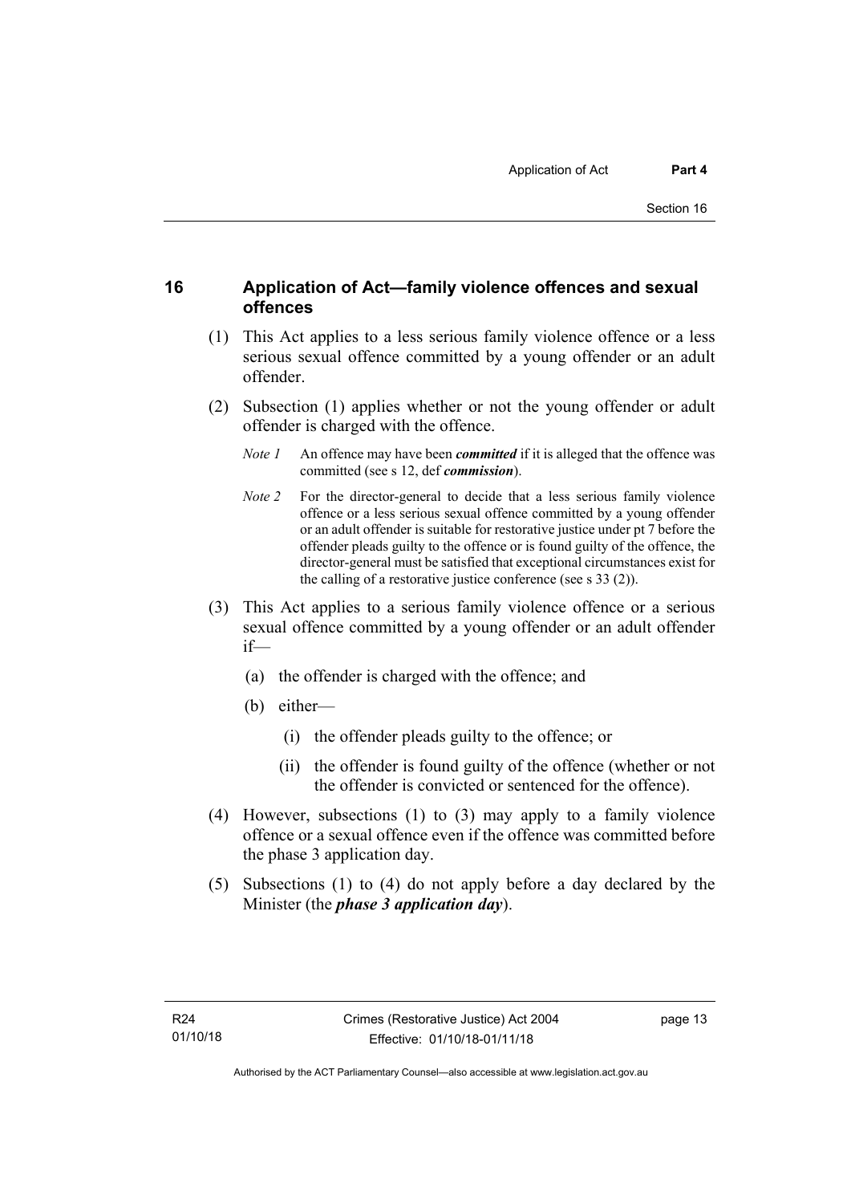## 16 Application of Act—family violence offences and sexual offences

(1) This Act applies to a less serious family violence offence or a less serious sexual offence committed by a young offender or an adult offender.

(2) Subsection (1) applies whether or not the young offender or adult offender is charged with the offence.

*Note 1* An offence may have been ***committed*** if it is alleged that the offence was committed (see s 12, def ***commission***).

*Note 2* For the director-general to decide that a less serious family violence offence or a less serious sexual offence committed by a young offender or an adult offender is suitable for restorative justice under pt 7 before the offender pleads guilty to the offence or is found guilty of the offence, the director-general must be satisfied that exceptional circumstances exist for the calling of a restorative justice conference (see s 33 (2)).

(3) This Act applies to a serious family violence offence or a serious sexual offence committed by a young offender or an adult offender if—

(a) the offender is charged with the offence; and

(b) either—

(i) the offender pleads guilty to the offence; or

(ii) the offender is found guilty of the offence (whether or not the offender is convicted or sentenced for the offence).

(4) However, subsections (1) to (3) may apply to a family violence offence or a sexual offence even if the offence was committed before the phase 3 application day.

(5) Subsections (1) to (4) do not apply before a day declared by the Minister (the ***phase 3 application day***).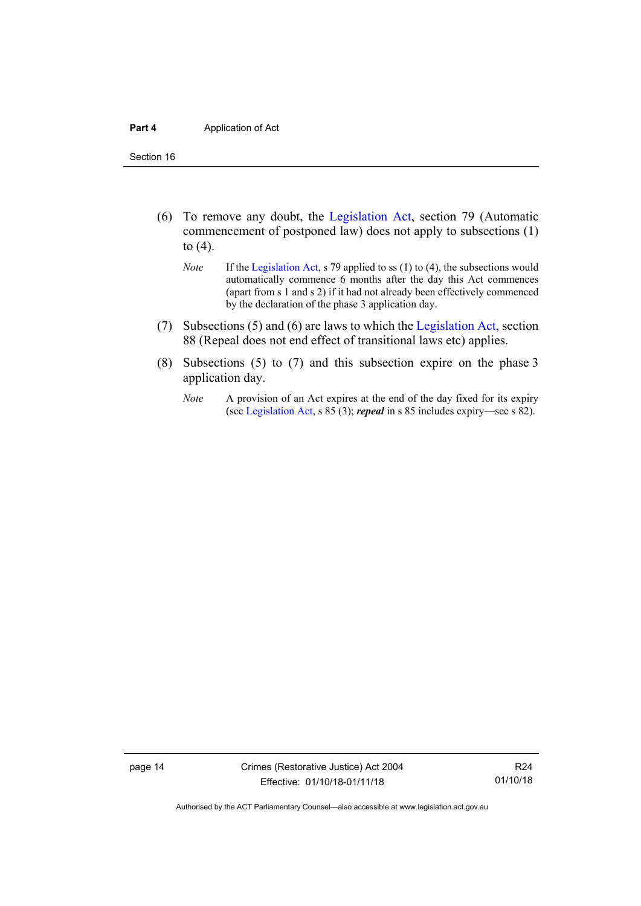(6) To remove any doubt, the Legislation Act, section 79 (Automatic commencement of postponed law) does not apply to subsections (1) to (4).

*Note* If the Legislation Act, s 79 applied to ss (1) to (4), the subsections would automatically commence 6 months after the day this Act commences (apart from s 1 and s 2) if it had not already been effectively commenced by the declaration of the phase 3 application day.

(7) Subsections (5) and (6) are laws to which the Legislation Act, section 88 (Repeal does not end effect of transitional laws etc) applies.

(8) Subsections (5) to (7) and this subsection expire on the phase 3 application day.

*Note* A provision of an Act expires at the end of the day fixed for its expiry (see Legislation Act, s 85 (3); ***repeal*** in s 85 includes expiry—see s 82).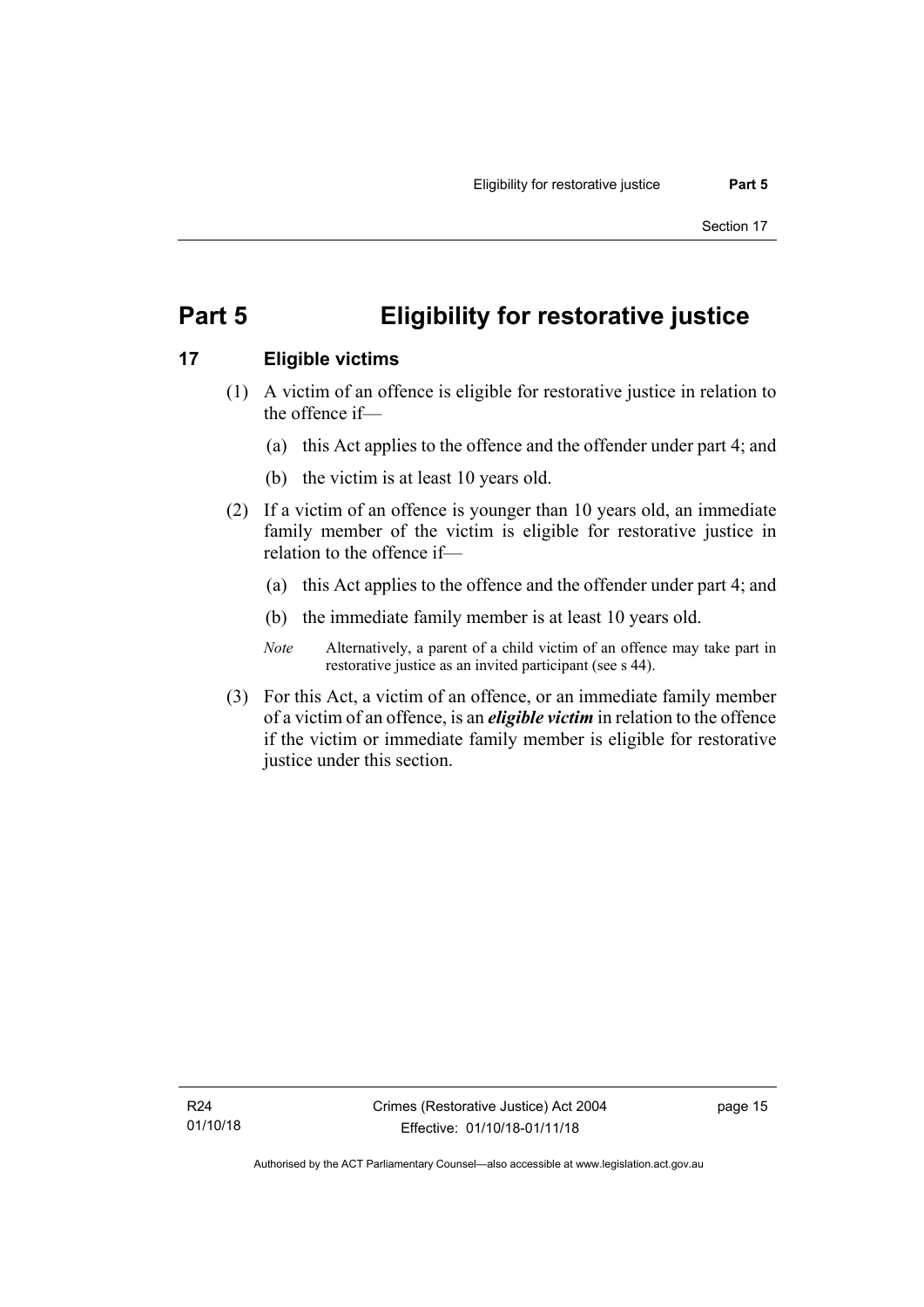# Part 5 Eligibility for restorative justice

## 17 Eligible victims

(1) A victim of an offence is eligible for restorative justice in relation to the offence if—

(a) this Act applies to the offence and the offender under part 4; and

(b) the victim is at least 10 years old.

(2) If a victim of an offence is younger than 10 years old, an immediate family member of the victim is eligible for restorative justice in relation to the offence if—

(a) this Act applies to the offence and the offender under part 4; and

(b) the immediate family member is at least 10 years old.

*Note* Alternatively, a parent of a child victim of an offence may take part in restorative justice as an invited participant (see s 44).

(3) For this Act, a victim of an offence, or an immediate family member of a victim of an offence, is an ***eligible victim*** in relation to the offence if the victim or immediate family member is eligible for restorative justice under this section.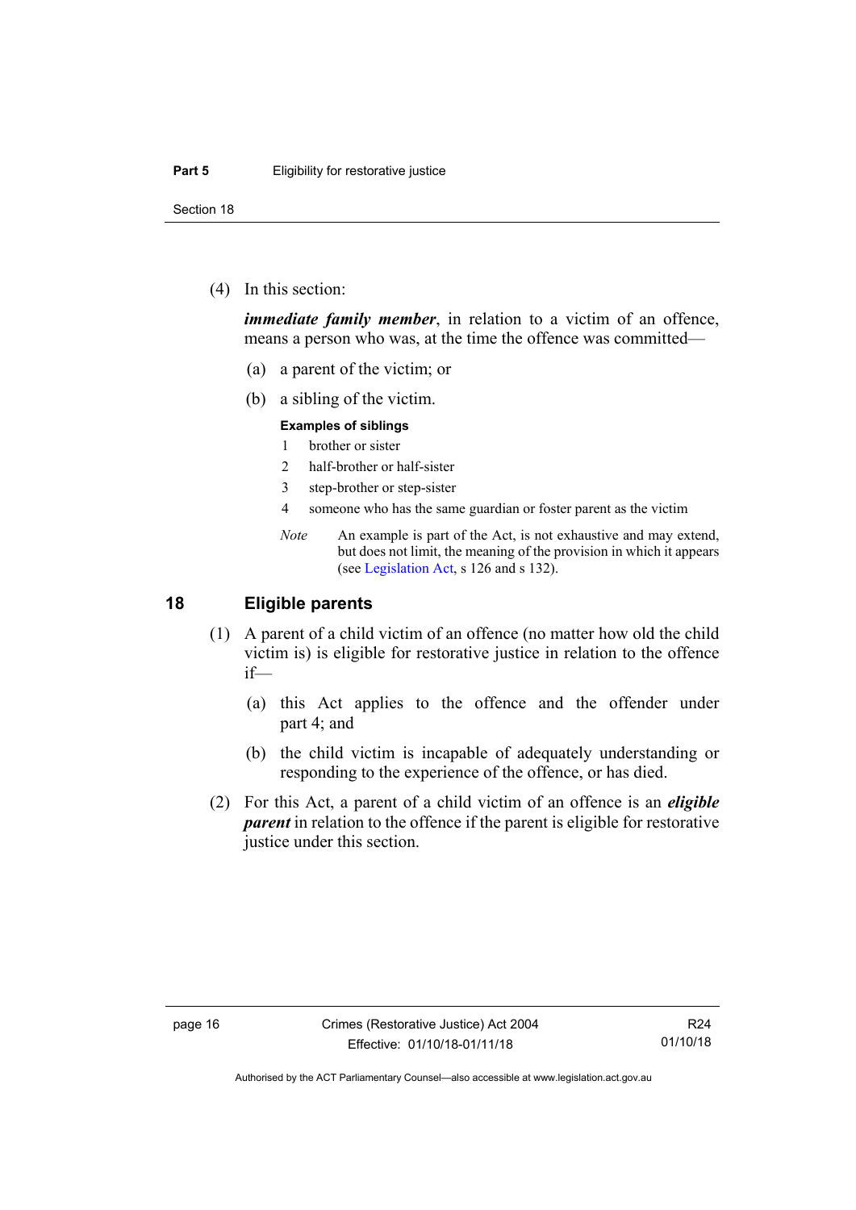(4) In this section:

***immediate family member***, in relation to a victim of an offence, means a person who was, at the time the offence was committed—

(a) a parent of the victim; or

(b) a sibling of the victim.

**Examples of siblings**

1 brother or sister

2 half-brother or half-sister

3 step-brother or step-sister

4 someone who has the same guardian or foster parent as the victim

*Note* An example is part of the Act, is not exhaustive and may extend, but does not limit, the meaning of the provision in which it appears (see Legislation Act, s 126 and s 132).

## 18 Eligible parents

(1) A parent of a child victim of an offence (no matter how old the child victim is) is eligible for restorative justice in relation to the offence if—

(a) this Act applies to the offence and the offender under part 4; and

(b) the child victim is incapable of adequately understanding or responding to the experience of the offence, or has died.

(2) For this Act, a parent of a child victim of an offence is an ***eligible parent*** in relation to the offence if the parent is eligible for restorative justice under this section.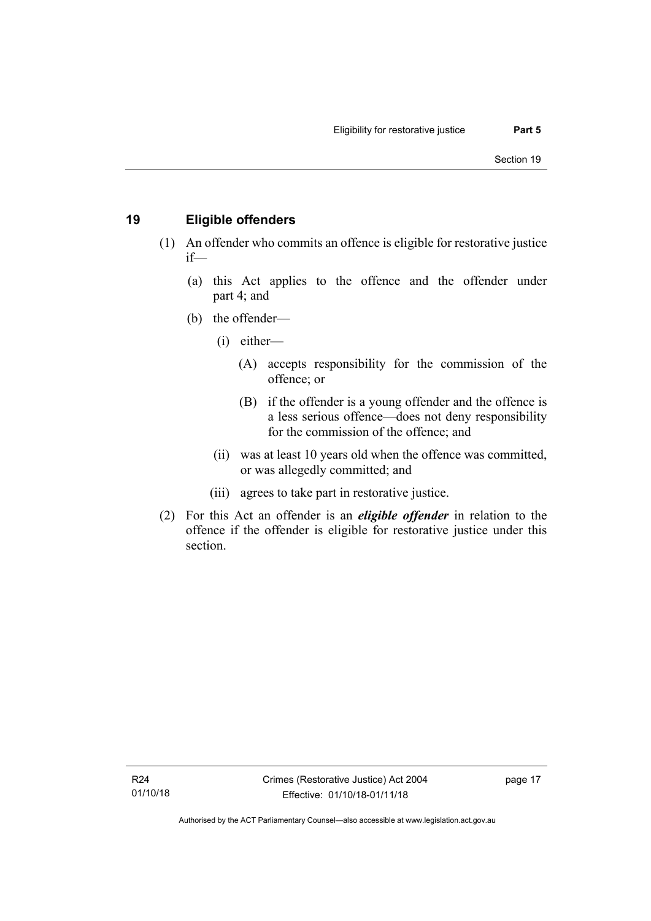## 19 Eligible offenders

(1) An offender who commits an offence is eligible for restorative justice if—

(a) this Act applies to the offence and the offender under part 4; and

(b) the offender—

(i) either—

(A) accepts responsibility for the commission of the offence; or

(B) if the offender is a young offender and the offence is a less serious offence—does not deny responsibility for the commission of the offence; and

(ii) was at least 10 years old when the offence was committed, or was allegedly committed; and

(iii) agrees to take part in restorative justice.

(2) For this Act an offender is an ***eligible offender*** in relation to the offence if the offender is eligible for restorative justice under this section.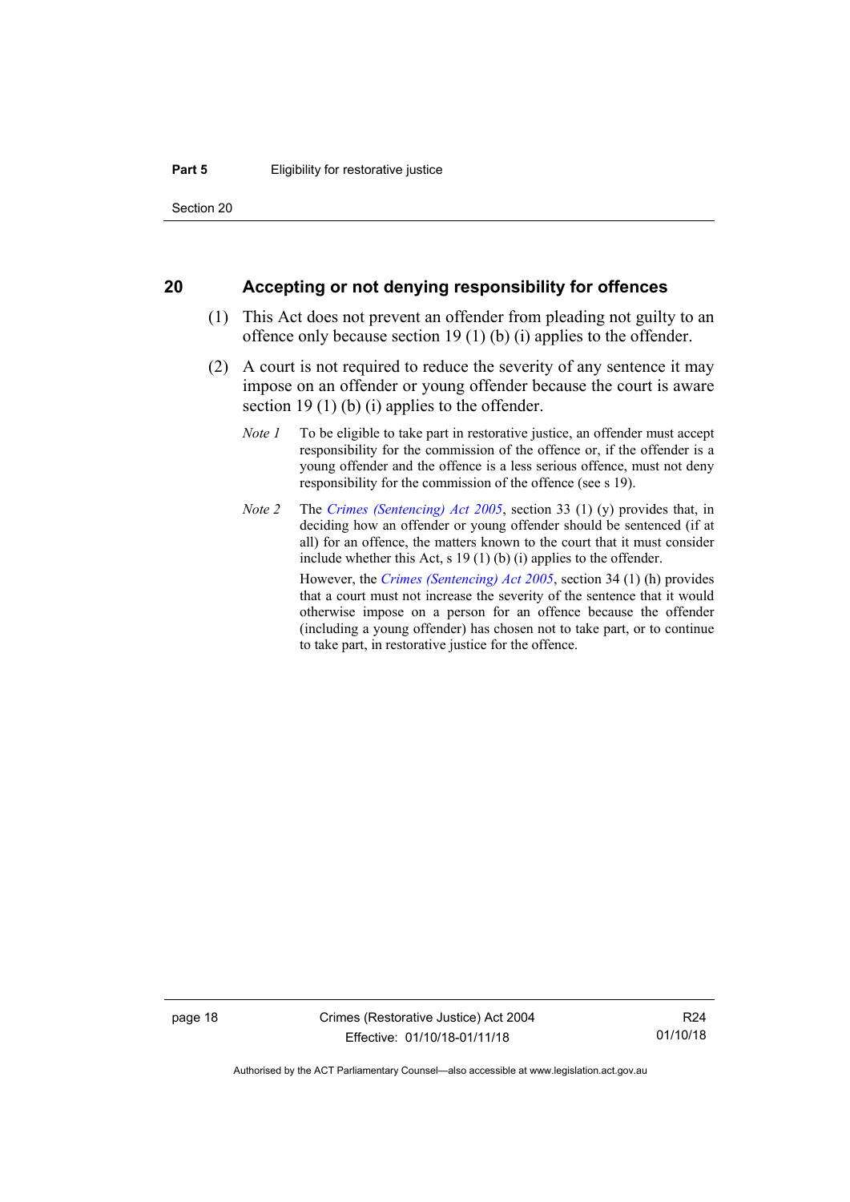## 20 Accepting or not denying responsibility for offences

(1) This Act does not prevent an offender from pleading not guilty to an offence only because section 19 (1) (b) (i) applies to the offender.

(2) A court is not required to reduce the severity of any sentence it may impose on an offender or young offender because the court is aware section 19 (1) (b) (i) applies to the offender.

*Note 1* To be eligible to take part in restorative justice, an offender must accept responsibility for the commission of the offence or, if the offender is a young offender and the offence is a less serious offence, must not deny responsibility for the commission of the offence (see s 19).

*Note 2* The *Crimes (Sentencing) Act 2005*, section 33 (1) (y) provides that, in deciding how an offender or young offender should be sentenced (if at all) for an offence, the matters known to the court that it must consider include whether this Act, s 19 (1) (b) (i) applies to the offender.

However, the *Crimes (Sentencing) Act 2005*, section 34 (1) (h) provides that a court must not increase the severity of the sentence that it would otherwise impose on a person for an offence because the offender (including a young offender) has chosen not to take part, or to continue to take part, in restorative justice for the offence.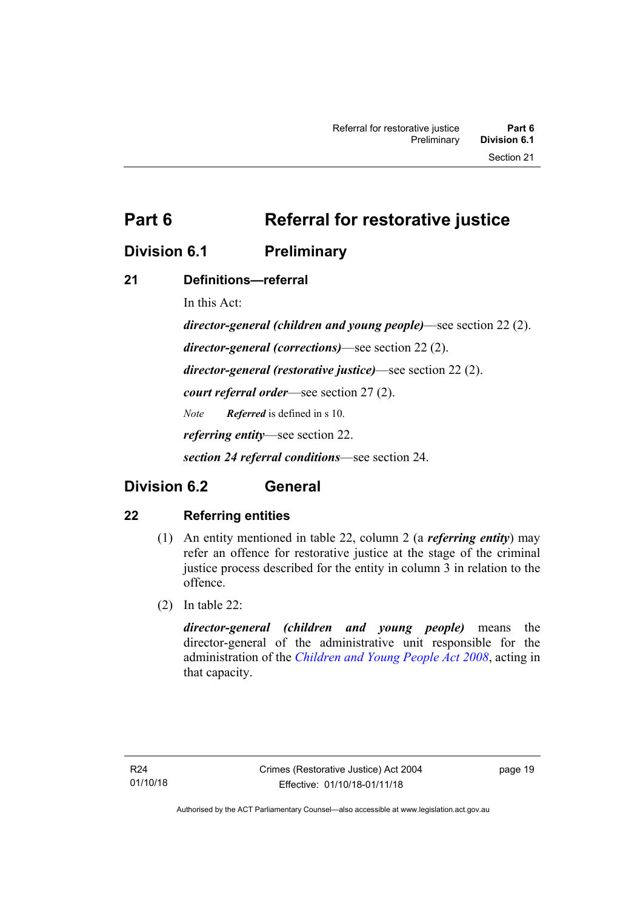# Part 6 Referral for restorative justice

## Division 6.1 Preliminary

### 21 Definitions—referral

In this Act:

***director-general (children and young people)***—see section 22 (2).

***director-general (corrections)***—see section 22 (2).

***director-general (restorative justice)***—see section 22 (2).

***court referral order***—see section 27 (2).

*Note* ***Referred*** is defined in s 10.

***referring entity***—see section 22.

***section 24 referral conditions***—see section 24.

## Division 6.2 General

### 22 Referring entities

(1) An entity mentioned in table 22, column 2 (a ***referring entity***) may refer an offence for restorative justice at the stage of the criminal justice process described for the entity in column 3 in relation to the offence.

(2) In table 22:

***director-general (children and young people)*** means the director-general of the administrative unit responsible for the administration of the *Children and Young People Act 2008*, acting in that capacity.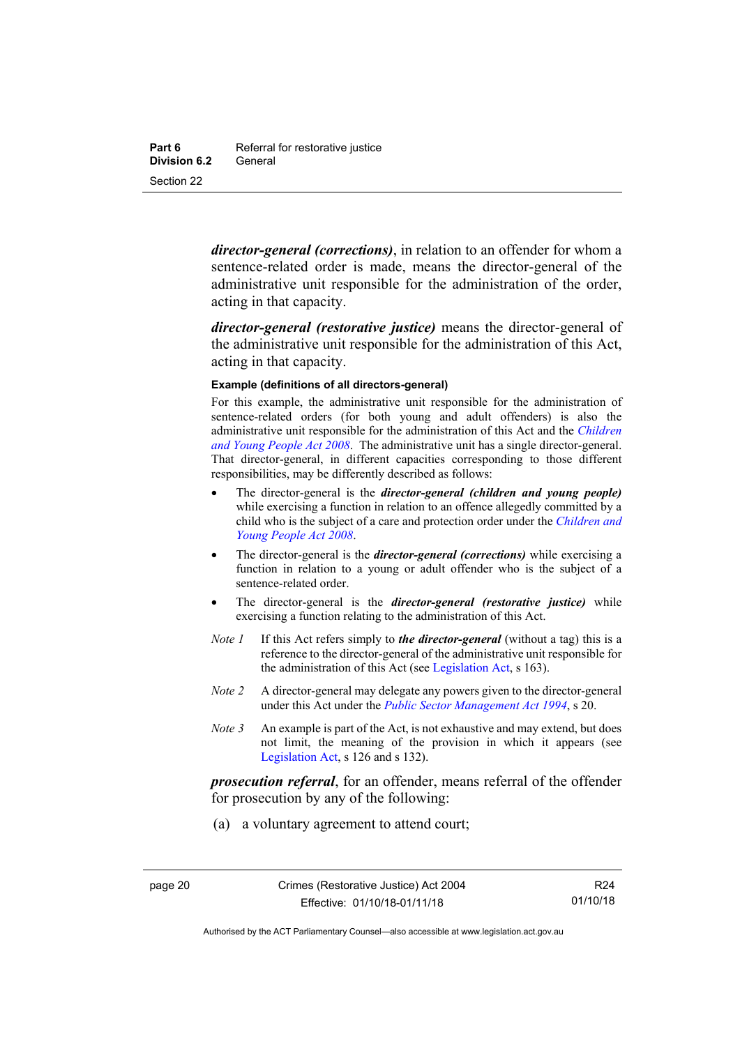***director-general (corrections)***, in relation to an offender for whom a sentence-related order is made, means the director-general of the administrative unit responsible for the administration of the order, acting in that capacity.

***director-general (restorative justice)*** means the director-general of the administrative unit responsible for the administration of this Act, acting in that capacity.

**Example (definitions of all directors-general)**

For this example, the administrative unit responsible for the administration of sentence-related orders (for both young and adult offenders) is also the administrative unit responsible for the administration of this Act and the *Children and Young People Act 2008*. The administrative unit has a single director-general. That director-general, in different capacities corresponding to those different responsibilities, may be differently described as follows:

- The director-general is the ***director-general (children and young people)*** while exercising a function in relation to an offence allegedly committed by a child who is the subject of a care and protection order under the *Children and Young People Act 2008*.
- The director-general is the ***director-general (corrections)*** while exercising a function in relation to a young or adult offender who is the subject of a sentence-related order.
- The director-general is the ***director-general (restorative justice)*** while exercising a function relating to the administration of this Act.

*Note 1* If this Act refers simply to ***the director-general*** (without a tag) this is a reference to the director-general of the administrative unit responsible for the administration of this Act (see Legislation Act, s 163).

*Note 2* A director-general may delegate any powers given to the director-general under this Act under the *Public Sector Management Act 1994*, s 20.

*Note 3* An example is part of the Act, is not exhaustive and may extend, but does not limit, the meaning of the provision in which it appears (see Legislation Act, s 126 and s 132).

***prosecution referral***, for an offender, means referral of the offender for prosecution by any of the following:

(a) a voluntary agreement to attend court;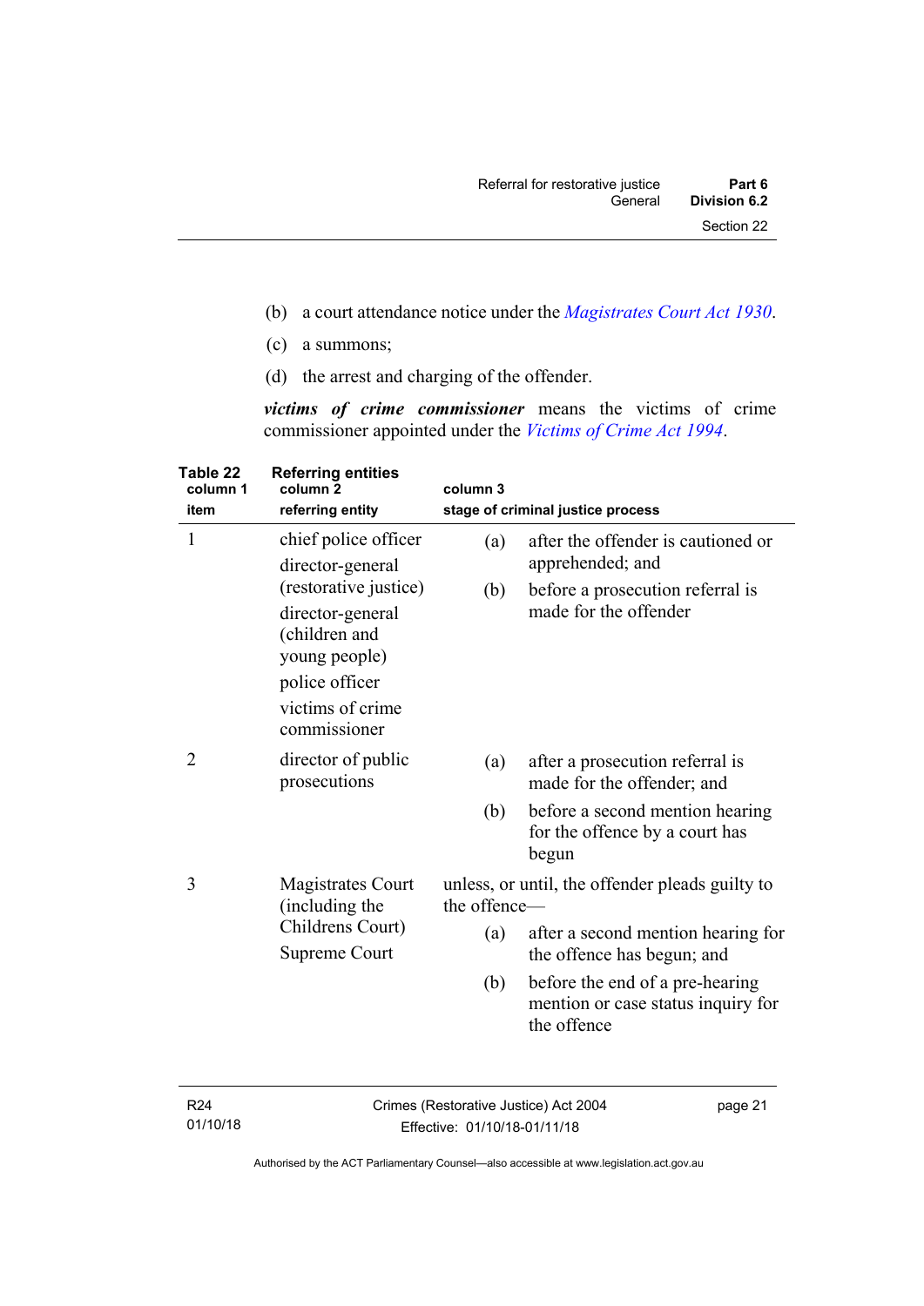(b) a court attendance notice under the *Magistrates Court Act 1930*.

(c) a summons;

(d) the arrest and charging of the offender.

***victims of crime commissioner*** means the victims of crime commissioner appointed under the *Victims of Crime Act 1994*.

**Table 22 Referring entities**

| column 1<br>item | column 2<br>referring entity | column 3<br>stage of criminal justice process |
|---|---|---|
| 1 | chief police officer<br>director-general (restorative justice)<br>director-general (children and young people)<br>police officer<br>victims of crime commissioner | (a) after the offender is cautioned or apprehended; and<br>(b) before a prosecution referral is made for the offender |
| 2 | director of public prosecutions | (a) after a prosecution referral is made for the offender; and<br>(b) before a second mention hearing for the offence by a court has begun |
| 3 | Magistrates Court (including the Childrens Court)<br>Supreme Court | unless, or until, the offender pleads guilty to the offence—<br>(a) after a second mention hearing for the offence has begun; and<br>(b) before the end of a pre-hearing mention or case status inquiry for the offence |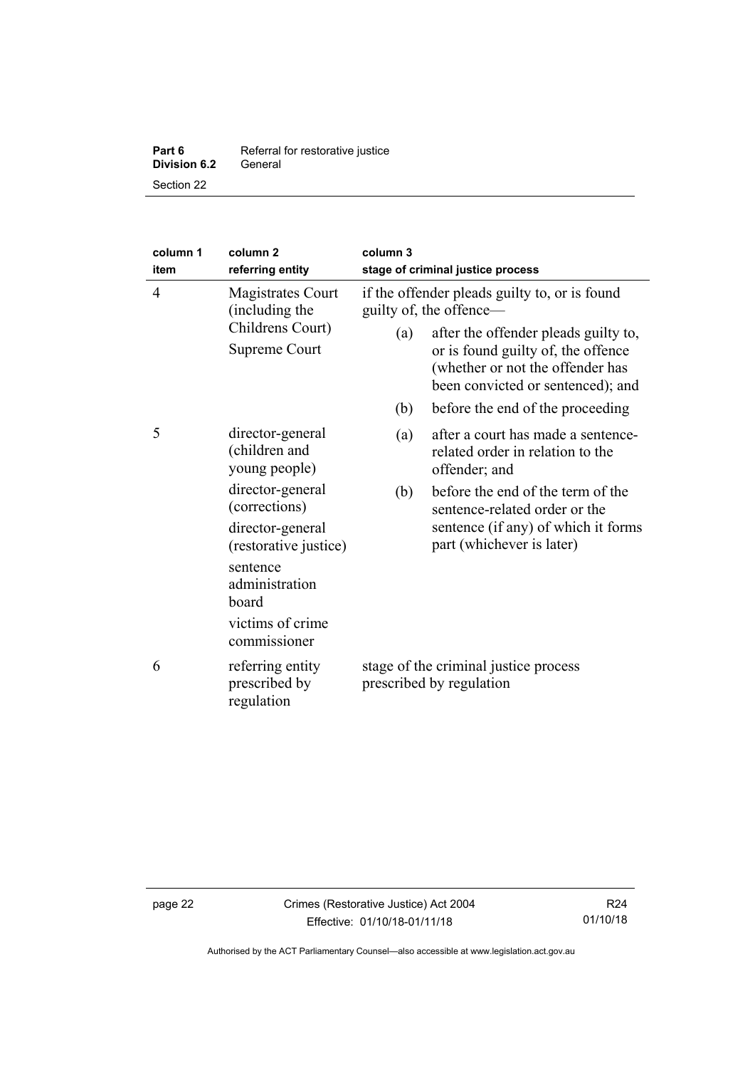| column 1<br>item | column 2<br>referring entity | column 3<br>stage of criminal justice process |
|---|---|---|
| 4 | Magistrates Court (including the Childrens Court)<br>Supreme Court | if the offender pleads guilty to, or is found guilty of, the offence—<br>(a) after the offender pleads guilty to, or is found guilty of, the offence (whether or not the offender has been convicted or sentenced); and<br>(b) before the end of the proceeding |
| 5 | director-general (children and young people)<br>director-general (corrections)<br>director-general (restorative justice)<br>sentence administration board<br>victims of crime commissioner | (a) after a court has made a sentence-related order in relation to the offender; and<br>(b) before the end of the term of the sentence-related order or the sentence (if any) of which it forms part (whichever is later) |
| 6 | referring entity prescribed by regulation | stage of the criminal justice process prescribed by regulation |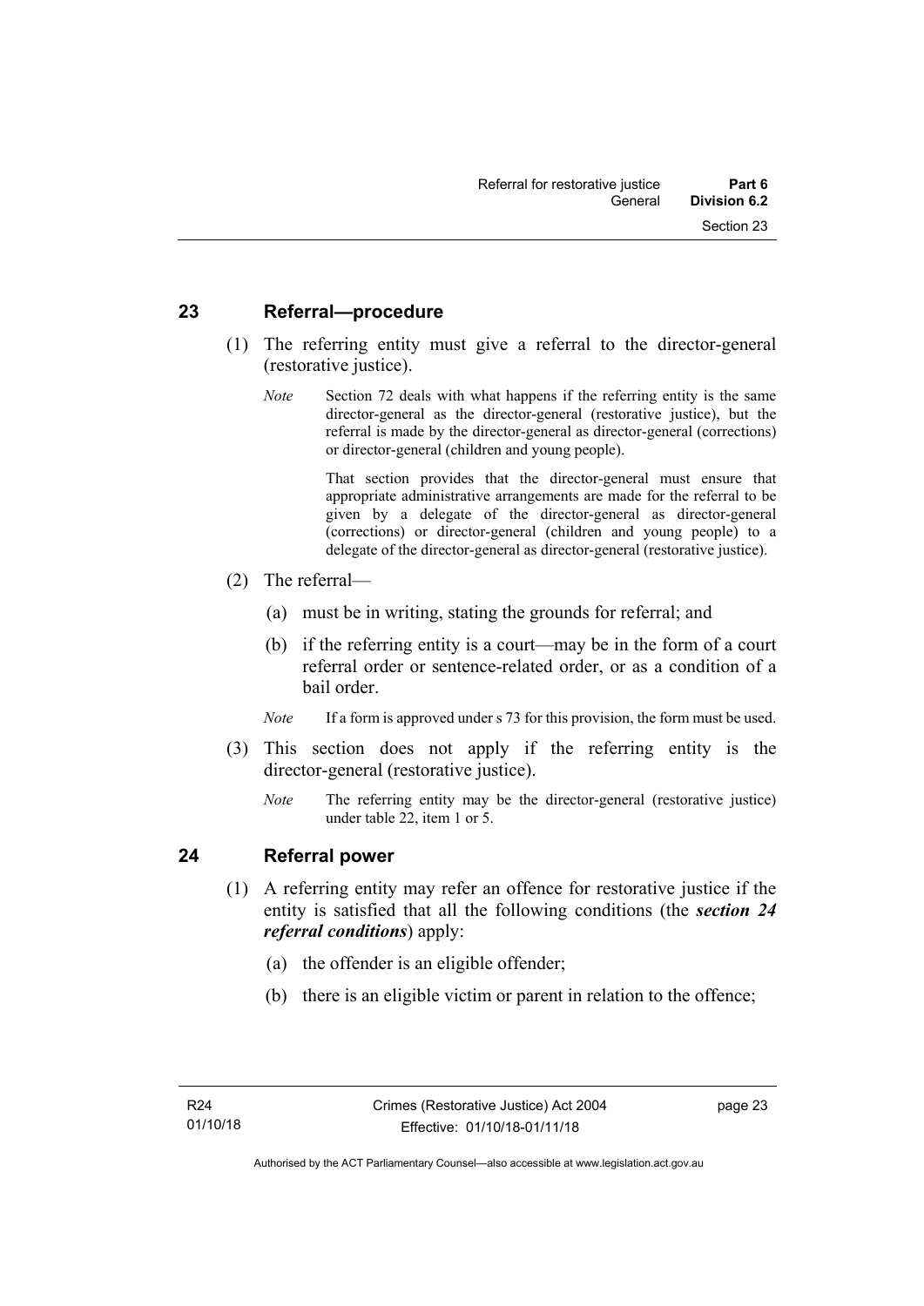## 23 Referral—procedure

(1) The referring entity must give a referral to the director-general (restorative justice).

*Note* Section 72 deals with what happens if the referring entity is the same director-general as the director-general (restorative justice), but the referral is made by the director-general as director-general (corrections) or director-general (children and young people).

That section provides that the director-general must ensure that appropriate administrative arrangements are made for the referral to be given by a delegate of the director-general as director-general (corrections) or director-general (children and young people) to a delegate of the director-general as director-general (restorative justice).

(2) The referral—

(a) must be in writing, stating the grounds for referral; and

(b) if the referring entity is a court—may be in the form of a court referral order or sentence-related order, or as a condition of a bail order.

*Note* If a form is approved under s 73 for this provision, the form must be used.

(3) This section does not apply if the referring entity is the director-general (restorative justice).

*Note* The referring entity may be the director-general (restorative justice) under table 22, item 1 or 5.

## 24 Referral power

(1) A referring entity may refer an offence for restorative justice if the entity is satisfied that all the following conditions (the ***section 24 referral conditions***) apply:

(a) the offender is an eligible offender;

(b) there is an eligible victim or parent in relation to the offence;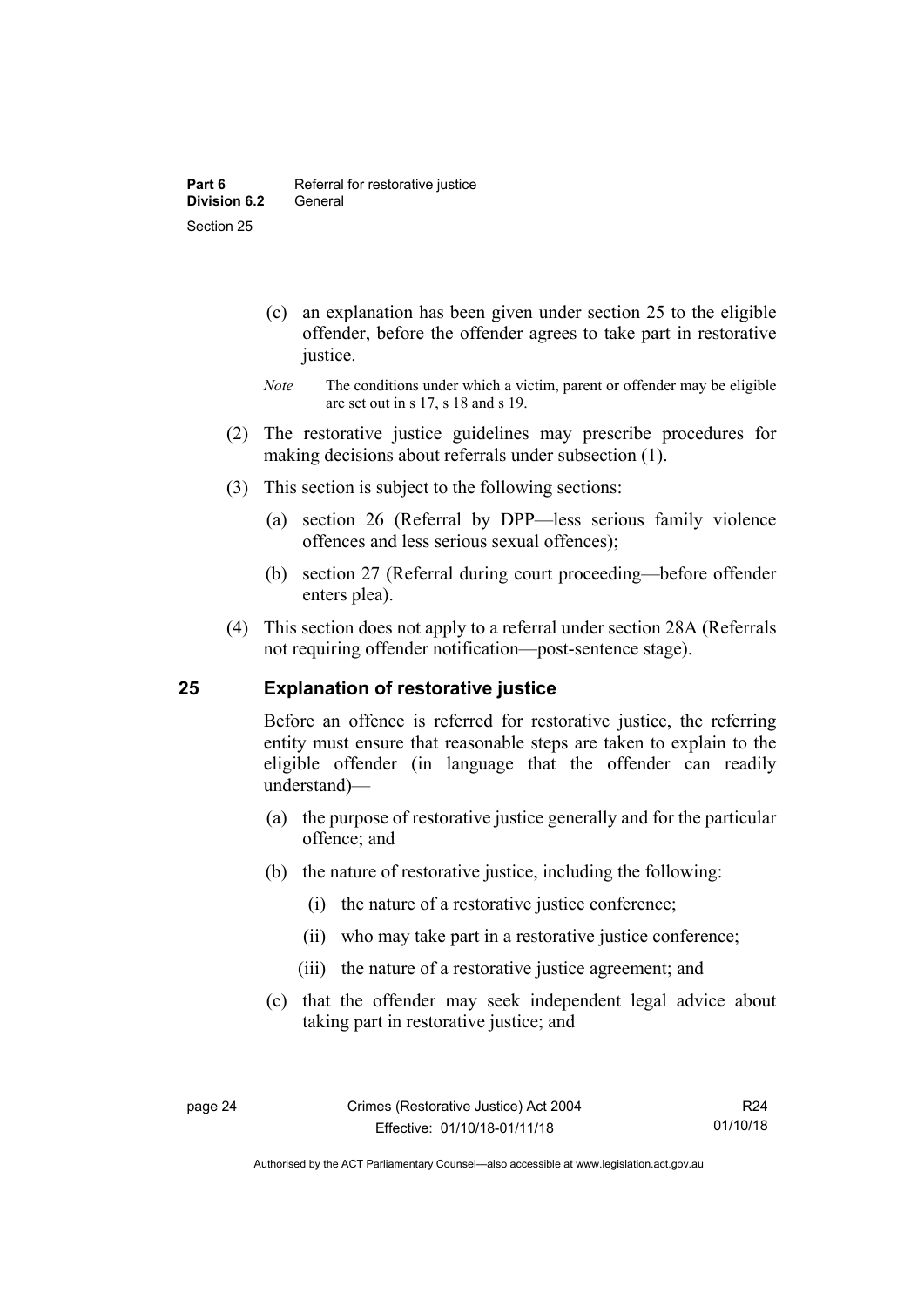(c) an explanation has been given under section 25 to the eligible offender, before the offender agrees to take part in restorative justice.

*Note* The conditions under which a victim, parent or offender may be eligible are set out in s 17, s 18 and s 19.

(2) The restorative justice guidelines may prescribe procedures for making decisions about referrals under subsection (1).

(3) This section is subject to the following sections:

(a) section 26 (Referral by DPP—less serious family violence offences and less serious sexual offences);

(b) section 27 (Referral during court proceeding—before offender enters plea).

(4) This section does not apply to a referral under section 28A (Referrals not requiring offender notification—post-sentence stage).

## 25 Explanation of restorative justice

Before an offence is referred for restorative justice, the referring entity must ensure that reasonable steps are taken to explain to the eligible offender (in language that the offender can readily understand)—

(a) the purpose of restorative justice generally and for the particular offence; and

(b) the nature of restorative justice, including the following:

(i) the nature of a restorative justice conference;

(ii) who may take part in a restorative justice conference;

(iii) the nature of a restorative justice agreement; and

(c) that the offender may seek independent legal advice about taking part in restorative justice; and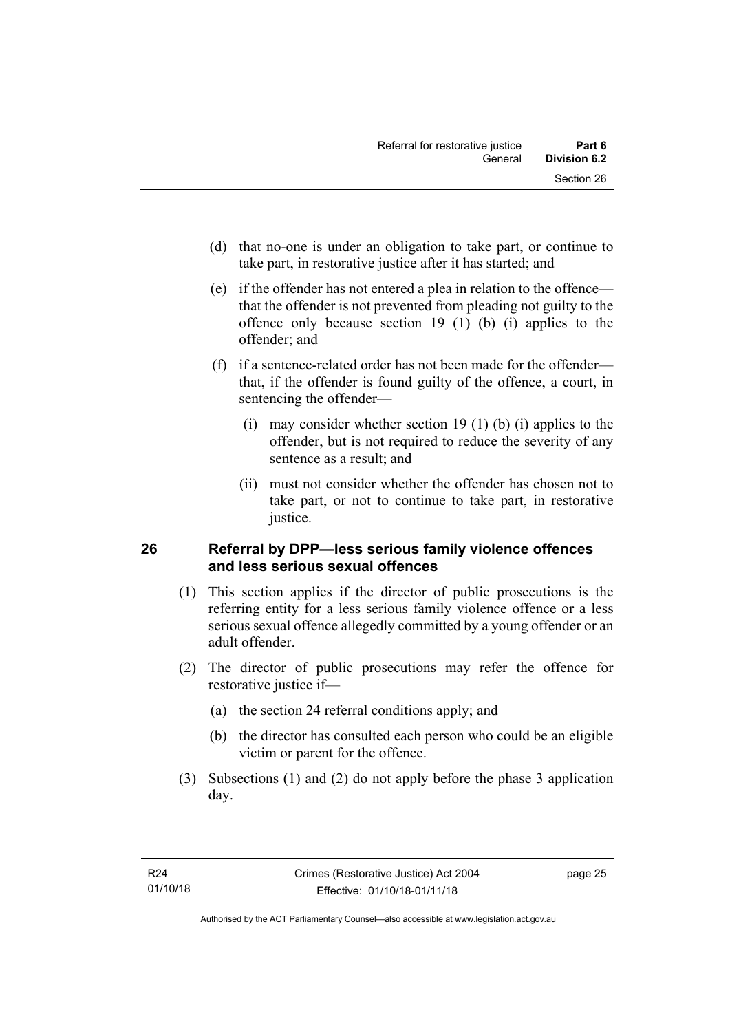(d) that no-one is under an obligation to take part, or continue to take part, in restorative justice after it has started; and

(e) if the offender has not entered a plea in relation to the offence—that the offender is not prevented from pleading not guilty to the offence only because section 19 (1) (b) (i) applies to the offender; and

(f) if a sentence-related order has not been made for the offender—that, if the offender is found guilty of the offence, a court, in sentencing the offender—

(i) may consider whether section 19 (1) (b) (i) applies to the offender, but is not required to reduce the severity of any sentence as a result; and

(ii) must not consider whether the offender has chosen not to take part, or not to continue to take part, in restorative justice.

## 26 Referral by DPP—less serious family violence offences and less serious sexual offences

(1) This section applies if the director of public prosecutions is the referring entity for a less serious family violence offence or a less serious sexual offence allegedly committed by a young offender or an adult offender.

(2) The director of public prosecutions may refer the offence for restorative justice if—

(a) the section 24 referral conditions apply; and

(b) the director has consulted each person who could be an eligible victim or parent for the offence.

(3) Subsections (1) and (2) do not apply before the phase 3 application day.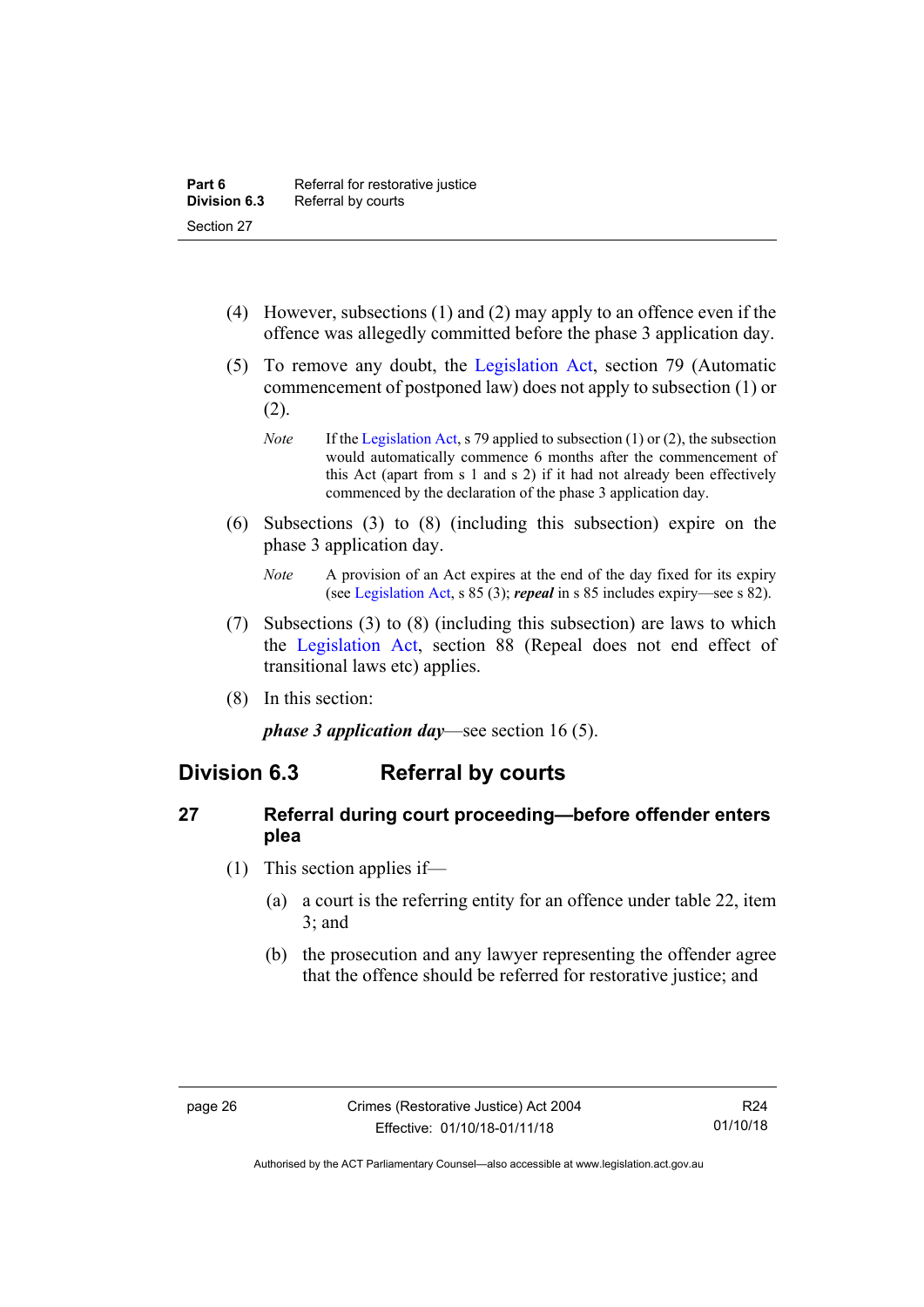(4) However, subsections (1) and (2) may apply to an offence even if the offence was allegedly committed before the phase 3 application day.

(5) To remove any doubt, the Legislation Act, section 79 (Automatic commencement of postponed law) does not apply to subsection (1) or (2).

*Note* If the Legislation Act, s 79 applied to subsection (1) or (2), the subsection would automatically commence 6 months after the commencement of this Act (apart from s 1 and s 2) if it had not already been effectively commenced by the declaration of the phase 3 application day.

(6) Subsections (3) to (8) (including this subsection) expire on the phase 3 application day.

*Note* A provision of an Act expires at the end of the day fixed for its expiry (see Legislation Act, s 85 (3); ***repeal*** in s 85 includes expiry—see s 82).

(7) Subsections (3) to (8) (including this subsection) are laws to which the Legislation Act, section 88 (Repeal does not end effect of transitional laws etc) applies.

(8) In this section:

***phase 3 application day***—see section 16 (5).

## Division 6.3 Referral by courts

### 27 Referral during court proceeding—before offender enters plea

(1) This section applies if—

(a) a court is the referring entity for an offence under table 22, item 3; and

(b) the prosecution and any lawyer representing the offender agree that the offence should be referred for restorative justice; and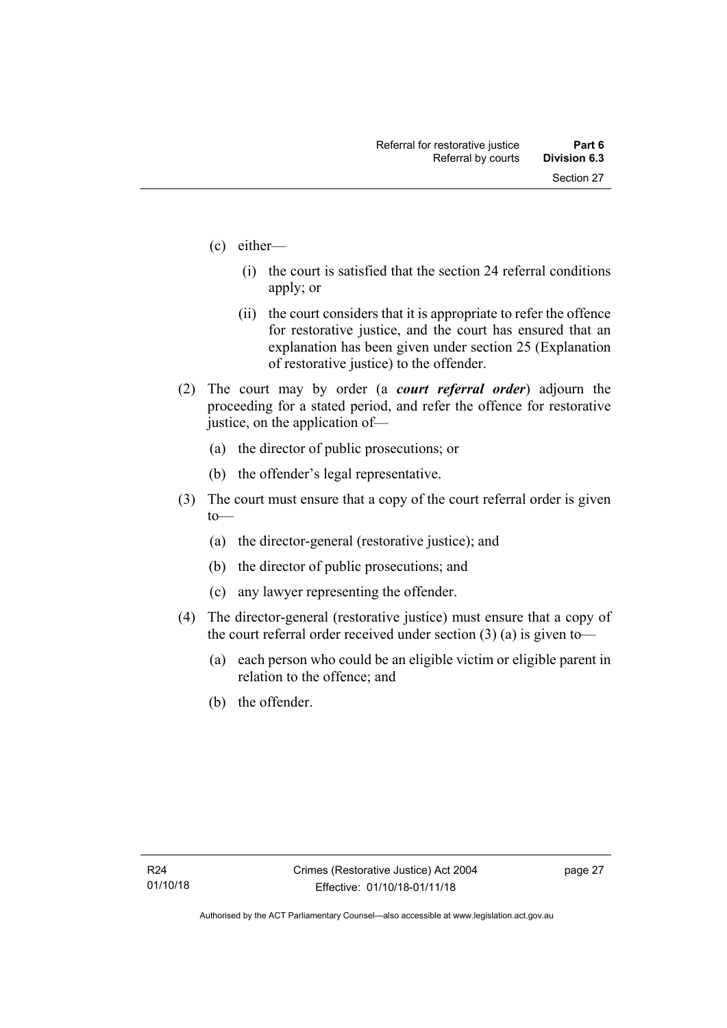(c) either—

   (i) the court is satisfied that the section 24 referral conditions apply; or

   (ii) the court considers that it is appropriate to refer the offence for restorative justice, and the court has ensured that an explanation has been given under section 25 (Explanation of restorative justice) to the offender.

(2) The court may by order (a ***court referral order***) adjourn the proceeding for a stated period, and refer the offence for restorative justice, on the application of—

   (a) the director of public prosecutions; or

   (b) the offender's legal representative.

(3) The court must ensure that a copy of the court referral order is given to—

   (a) the director-general (restorative justice); and

   (b) the director of public prosecutions; and

   (c) any lawyer representing the offender.

(4) The director-general (restorative justice) must ensure that a copy of the court referral order received under section (3) (a) is given to—

   (a) each person who could be an eligible victim or eligible parent in relation to the offence; and

   (b) the offender.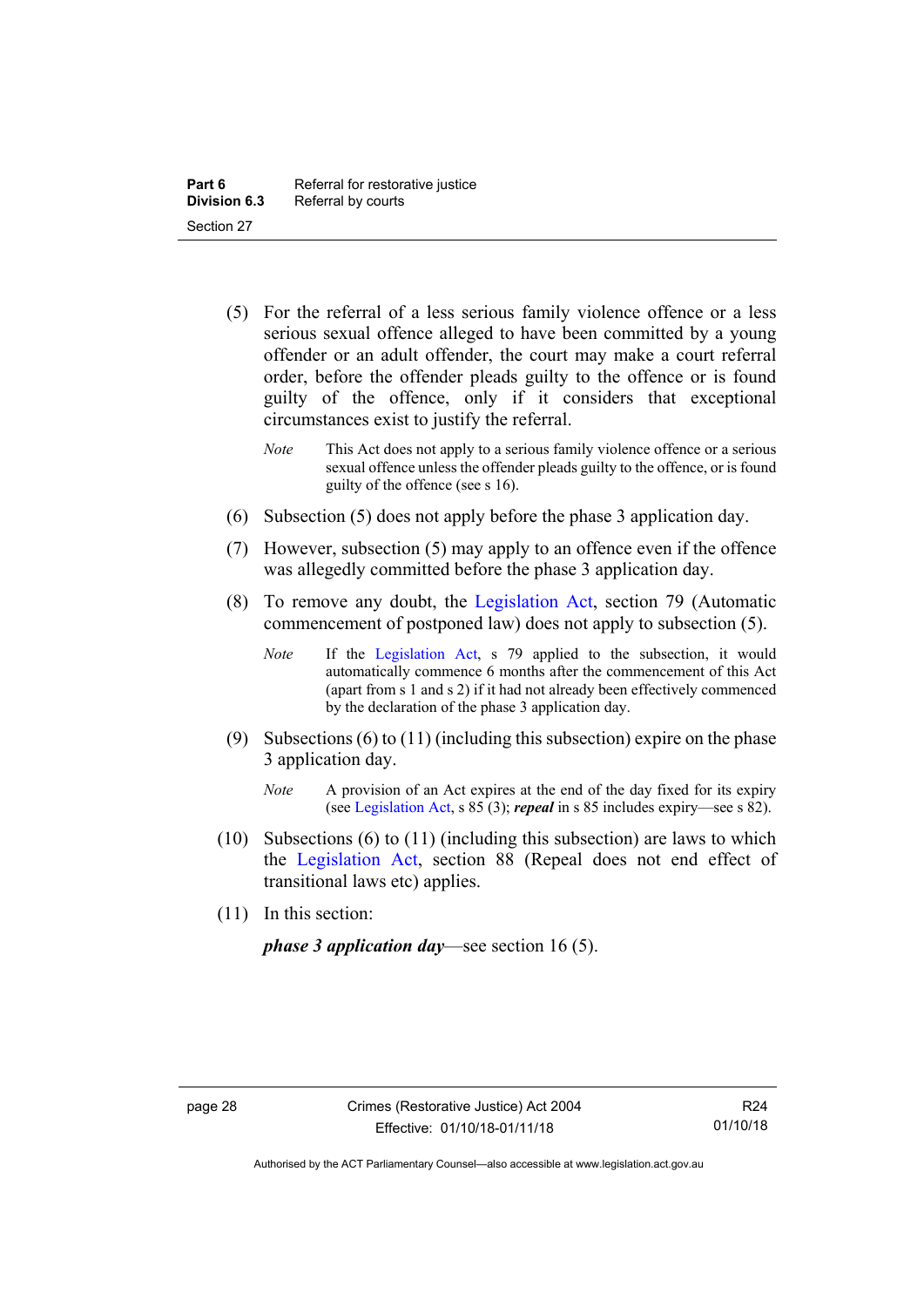(5) For the referral of a less serious family violence offence or a less serious sexual offence alleged to have been committed by a young offender or an adult offender, the court may make a court referral order, before the offender pleads guilty to the offence or is found guilty of the offence, only if it considers that exceptional circumstances exist to justify the referral.

*Note* This Act does not apply to a serious family violence offence or a serious sexual offence unless the offender pleads guilty to the offence, or is found guilty of the offence (see s 16).

(6) Subsection (5) does not apply before the phase 3 application day.

(7) However, subsection (5) may apply to an offence even if the offence was allegedly committed before the phase 3 application day.

(8) To remove any doubt, the Legislation Act, section 79 (Automatic commencement of postponed law) does not apply to subsection (5).

*Note* If the Legislation Act, s 79 applied to the subsection, it would automatically commence 6 months after the commencement of this Act (apart from s 1 and s 2) if it had not already been effectively commenced by the declaration of the phase 3 application day.

(9) Subsections (6) to (11) (including this subsection) expire on the phase 3 application day.

*Note* A provision of an Act expires at the end of the day fixed for its expiry (see Legislation Act, s 85 (3); ***repeal*** in s 85 includes expiry—see s 82).

(10) Subsections (6) to (11) (including this subsection) are laws to which the Legislation Act, section 88 (Repeal does not end effect of transitional laws etc) applies.

(11) In this section:

***phase 3 application day***—see section 16 (5).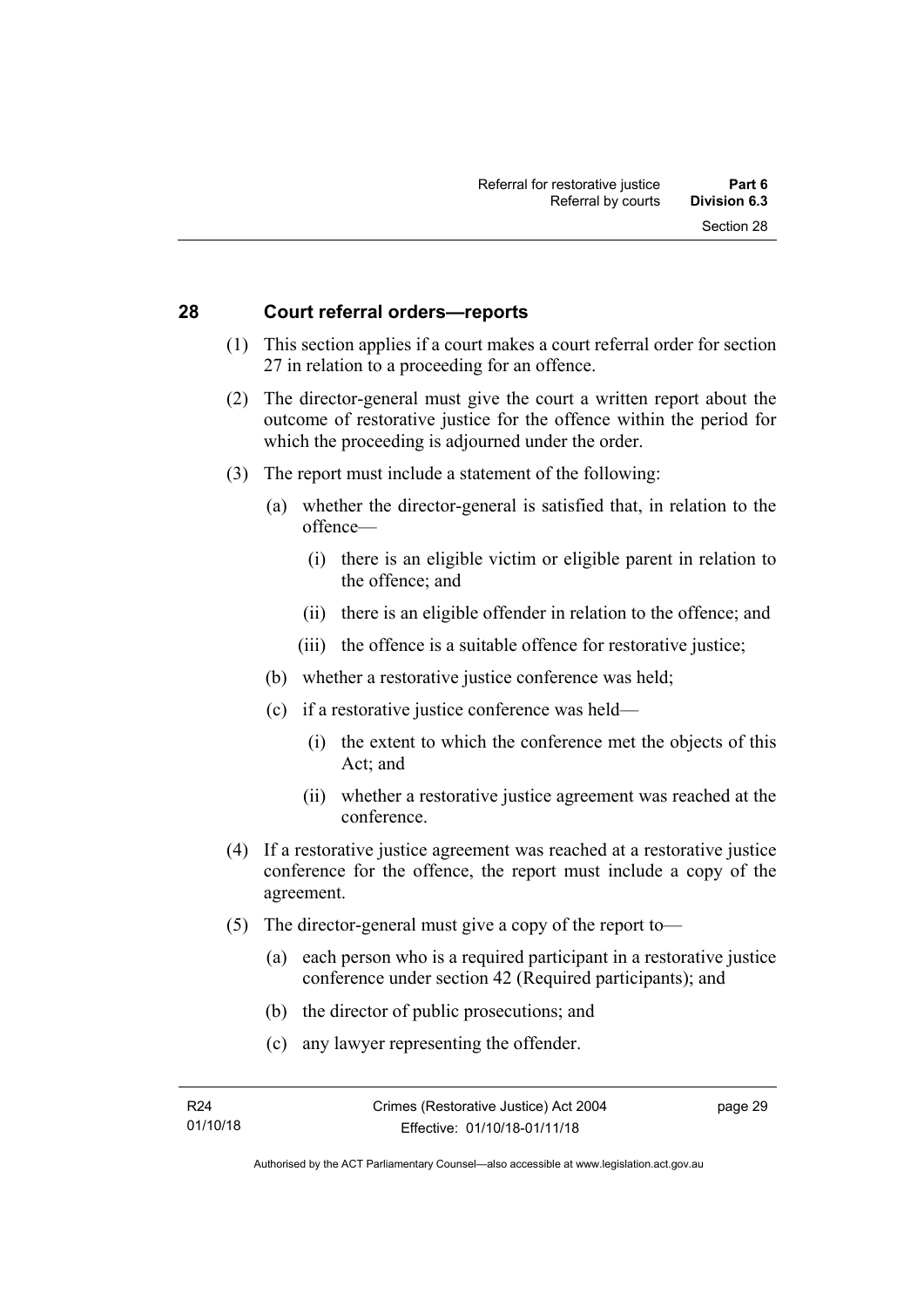## 28 Court referral orders—reports

(1) This section applies if a court makes a court referral order for section 27 in relation to a proceeding for an offence.

(2) The director-general must give the court a written report about the outcome of restorative justice for the offence within the period for which the proceeding is adjourned under the order.

(3) The report must include a statement of the following:

- (a) whether the director-general is satisfied that, in relation to the offence—
  - (i) there is an eligible victim or eligible parent in relation to the offence; and
  - (ii) there is an eligible offender in relation to the offence; and
  - (iii) the offence is a suitable offence for restorative justice;
- (b) whether a restorative justice conference was held;
- (c) if a restorative justice conference was held—
  - (i) the extent to which the conference met the objects of this Act; and
  - (ii) whether a restorative justice agreement was reached at the conference.

(4) If a restorative justice agreement was reached at a restorative justice conference for the offence, the report must include a copy of the agreement.

(5) The director-general must give a copy of the report to—

- (a) each person who is a required participant in a restorative justice conference under section 42 (Required participants); and
- (b) the director of public prosecutions; and
- (c) any lawyer representing the offender.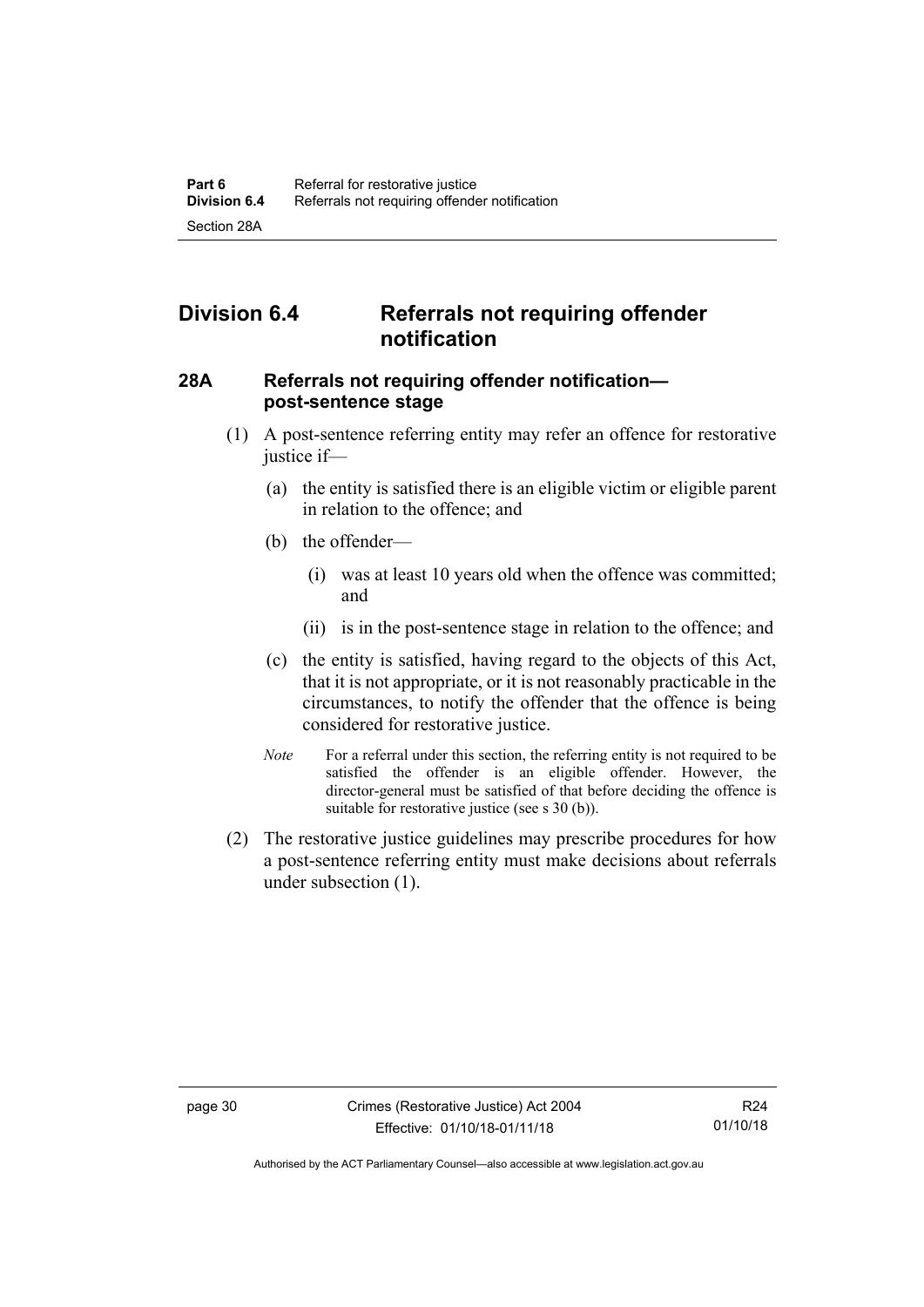## Division 6.4 Referrals not requiring offender notification

### 28A Referrals not requiring offender notification—post-sentence stage

(1) A post-sentence referring entity may refer an offence for restorative justice if—

(a) the entity is satisfied there is an eligible victim or eligible parent in relation to the offence; and

(b) the offender—

(i) was at least 10 years old when the offence was committed; and

(ii) is in the post-sentence stage in relation to the offence; and

(c) the entity is satisfied, having regard to the objects of this Act, that it is not appropriate, or it is not reasonably practicable in the circumstances, to notify the offender that the offence is being considered for restorative justice.

*Note* For a referral under this section, the referring entity is not required to be satisfied the offender is an eligible offender. However, the director-general must be satisfied of that before deciding the offence is suitable for restorative justice (see s 30 (b)).

(2) The restorative justice guidelines may prescribe procedures for how a post-sentence referring entity must make decisions about referrals under subsection (1).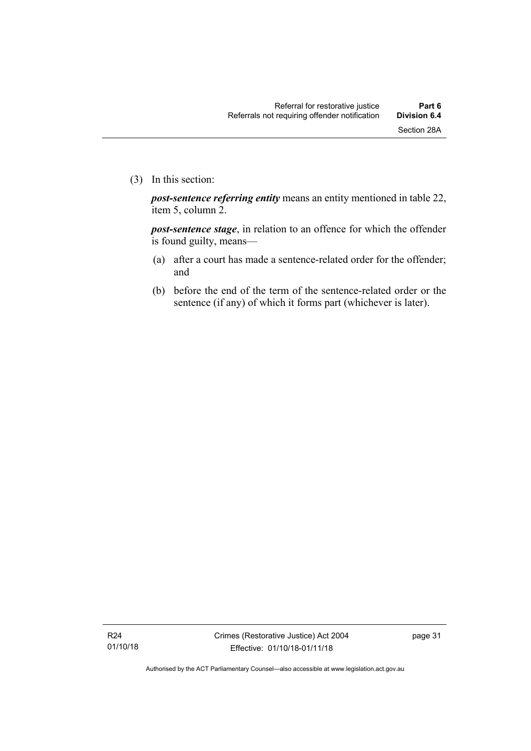(3) In this section:

***post-sentence referring entity*** means an entity mentioned in table 22, item 5, column 2.

***post-sentence stage***, in relation to an offence for which the offender is found guilty, means—

(a) after a court has made a sentence-related order for the offender; and

(b) before the end of the term of the sentence-related order or the sentence (if any) of which it forms part (whichever is later).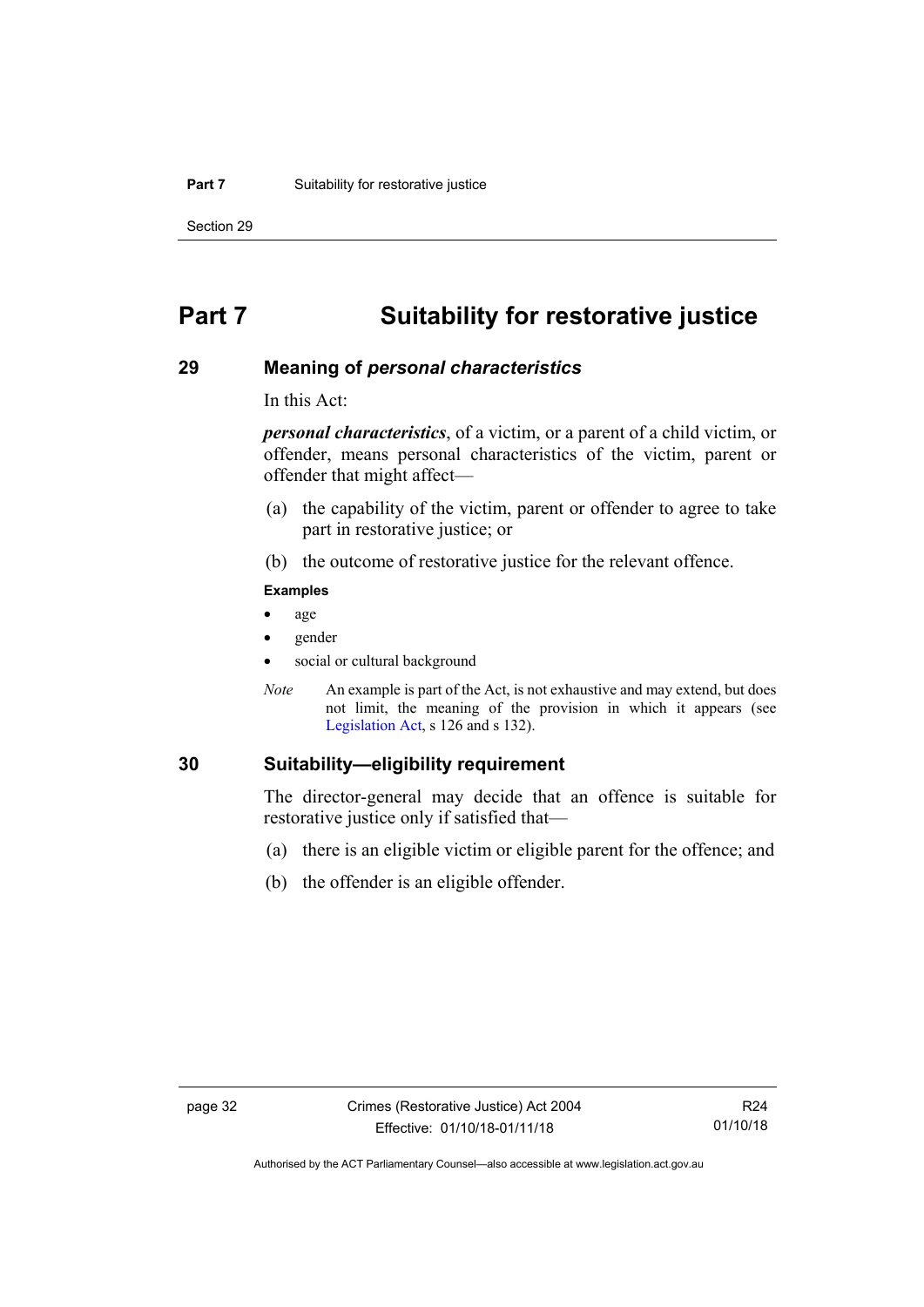# Part 7 Suitability for restorative justice

## 29 Meaning of *personal characteristics*

In this Act:

***personal characteristics***, of a victim, or a parent of a child victim, or offender, means personal characteristics of the victim, parent or offender that might affect—

(a) the capability of the victim, parent or offender to agree to take part in restorative justice; or

(b) the outcome of restorative justice for the relevant offence.

**Examples**

- age
- gender
- social or cultural background

*Note* An example is part of the Act, is not exhaustive and may extend, but does not limit, the meaning of the provision in which it appears (see Legislation Act, s 126 and s 132).

## 30 Suitability—eligibility requirement

The director-general may decide that an offence is suitable for restorative justice only if satisfied that—

(a) there is an eligible victim or eligible parent for the offence; and

(b) the offender is an eligible offender.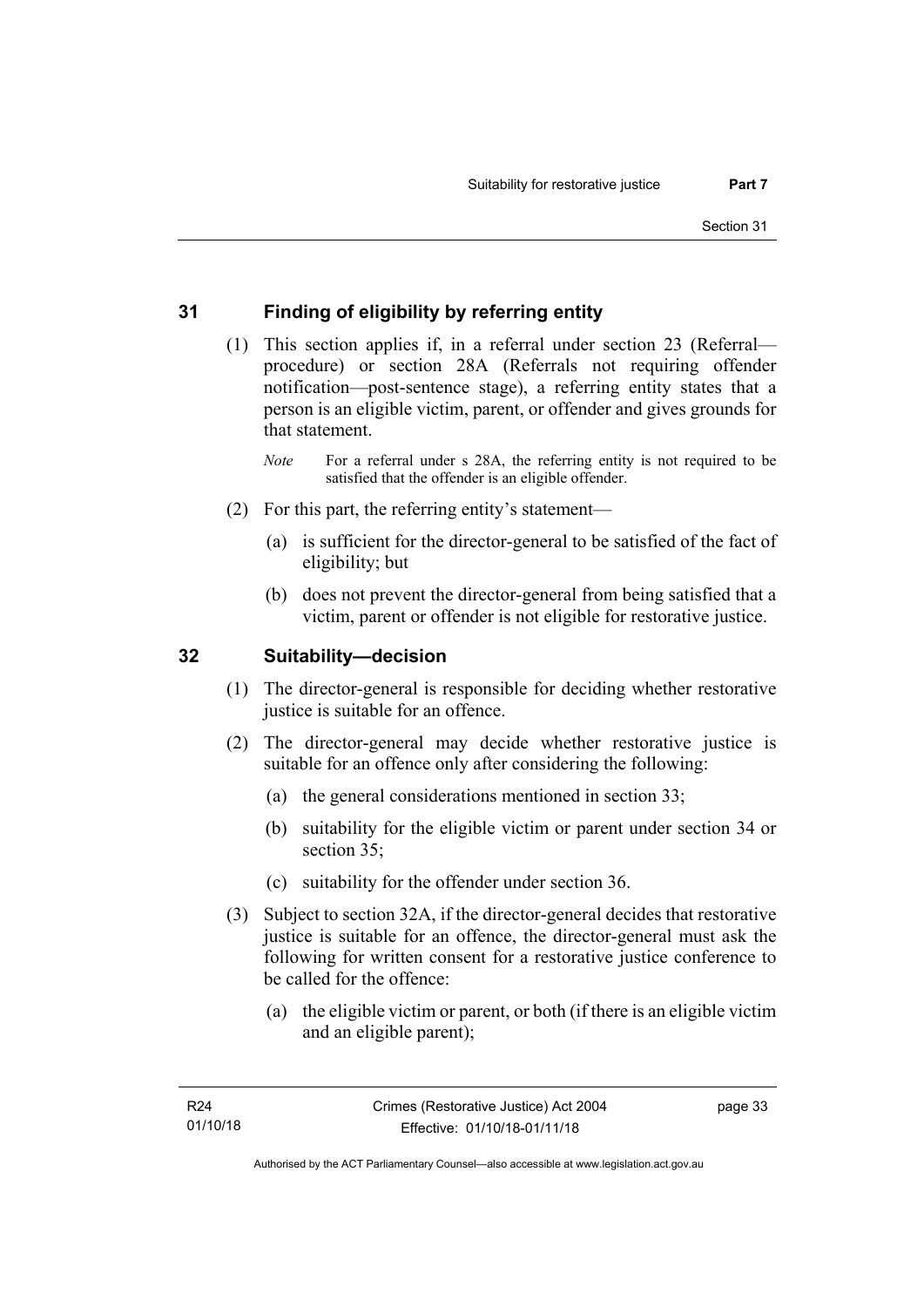## 31 Finding of eligibility by referring entity

(1) This section applies if, in a referral under section 23 (Referral—procedure) or section 28A (Referrals not requiring offender notification—post-sentence stage), a referring entity states that a person is an eligible victim, parent, or offender and gives grounds for that statement.

*Note* For a referral under s 28A, the referring entity is not required to be satisfied that the offender is an eligible offender.

(2) For this part, the referring entity's statement—

(a) is sufficient for the director-general to be satisfied of the fact of eligibility; but

(b) does not prevent the director-general from being satisfied that a victim, parent or offender is not eligible for restorative justice.

## 32 Suitability—decision

(1) The director-general is responsible for deciding whether restorative justice is suitable for an offence.

(2) The director-general may decide whether restorative justice is suitable for an offence only after considering the following:

(a) the general considerations mentioned in section 33;

(b) suitability for the eligible victim or parent under section 34 or section 35;

(c) suitability for the offender under section 36.

(3) Subject to section 32A, if the director-general decides that restorative justice is suitable for an offence, the director-general must ask the following for written consent for a restorative justice conference to be called for the offence:

(a) the eligible victim or parent, or both (if there is an eligible victim and an eligible parent);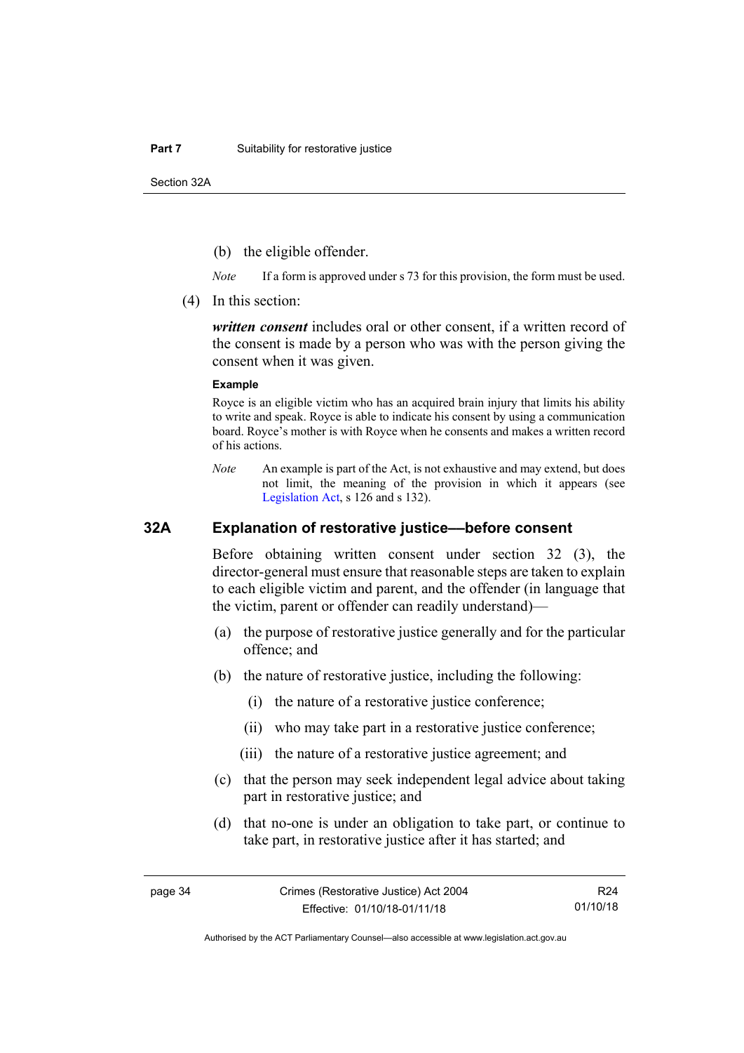(b) the eligible offender.

*Note* If a form is approved under s 73 for this provision, the form must be used.

(4) In this section:

***written consent*** includes oral or other consent, if a written record of the consent is made by a person who was with the person giving the consent when it was given.

**Example**

Royce is an eligible victim who has an acquired brain injury that limits his ability to write and speak. Royce is able to indicate his consent by using a communication board. Royce's mother is with Royce when he consents and makes a written record of his actions.

*Note* An example is part of the Act, is not exhaustive and may extend, but does not limit, the meaning of the provision in which it appears (see Legislation Act, s 126 and s 132).

## 32A Explanation of restorative justice—before consent

Before obtaining written consent under section 32 (3), the director-general must ensure that reasonable steps are taken to explain to each eligible victim and parent, and the offender (in language that the victim, parent or offender can readily understand)—

(a) the purpose of restorative justice generally and for the particular offence; and

(b) the nature of restorative justice, including the following:

(i) the nature of a restorative justice conference;

(ii) who may take part in a restorative justice conference;

(iii) the nature of a restorative justice agreement; and

(c) that the person may seek independent legal advice about taking part in restorative justice; and

(d) that no-one is under an obligation to take part, or continue to take part, in restorative justice after it has started; and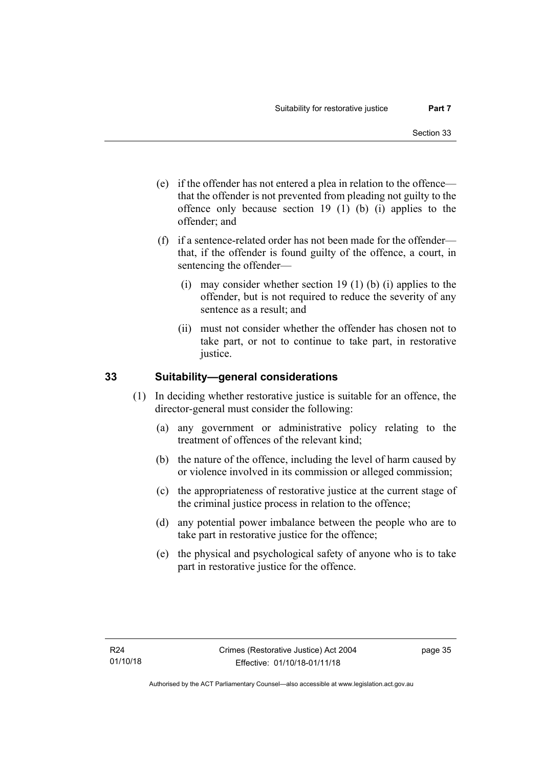(e) if the offender has not entered a plea in relation to the offence—that the offender is not prevented from pleading not guilty to the offence only because section 19 (1) (b) (i) applies to the offender; and

(f) if a sentence-related order has not been made for the offender—that, if the offender is found guilty of the offence, a court, in sentencing the offender—

(i) may consider whether section 19 (1) (b) (i) applies to the offender, but is not required to reduce the severity of any sentence as a result; and

(ii) must not consider whether the offender has chosen not to take part, or not to continue to take part, in restorative justice.

## 33 Suitability—general considerations

(1) In deciding whether restorative justice is suitable for an offence, the director-general must consider the following:

(a) any government or administrative policy relating to the treatment of offences of the relevant kind;

(b) the nature of the offence, including the level of harm caused by or violence involved in its commission or alleged commission;

(c) the appropriateness of restorative justice at the current stage of the criminal justice process in relation to the offence;

(d) any potential power imbalance between the people who are to take part in restorative justice for the offence;

(e) the physical and psychological safety of anyone who is to take part in restorative justice for the offence.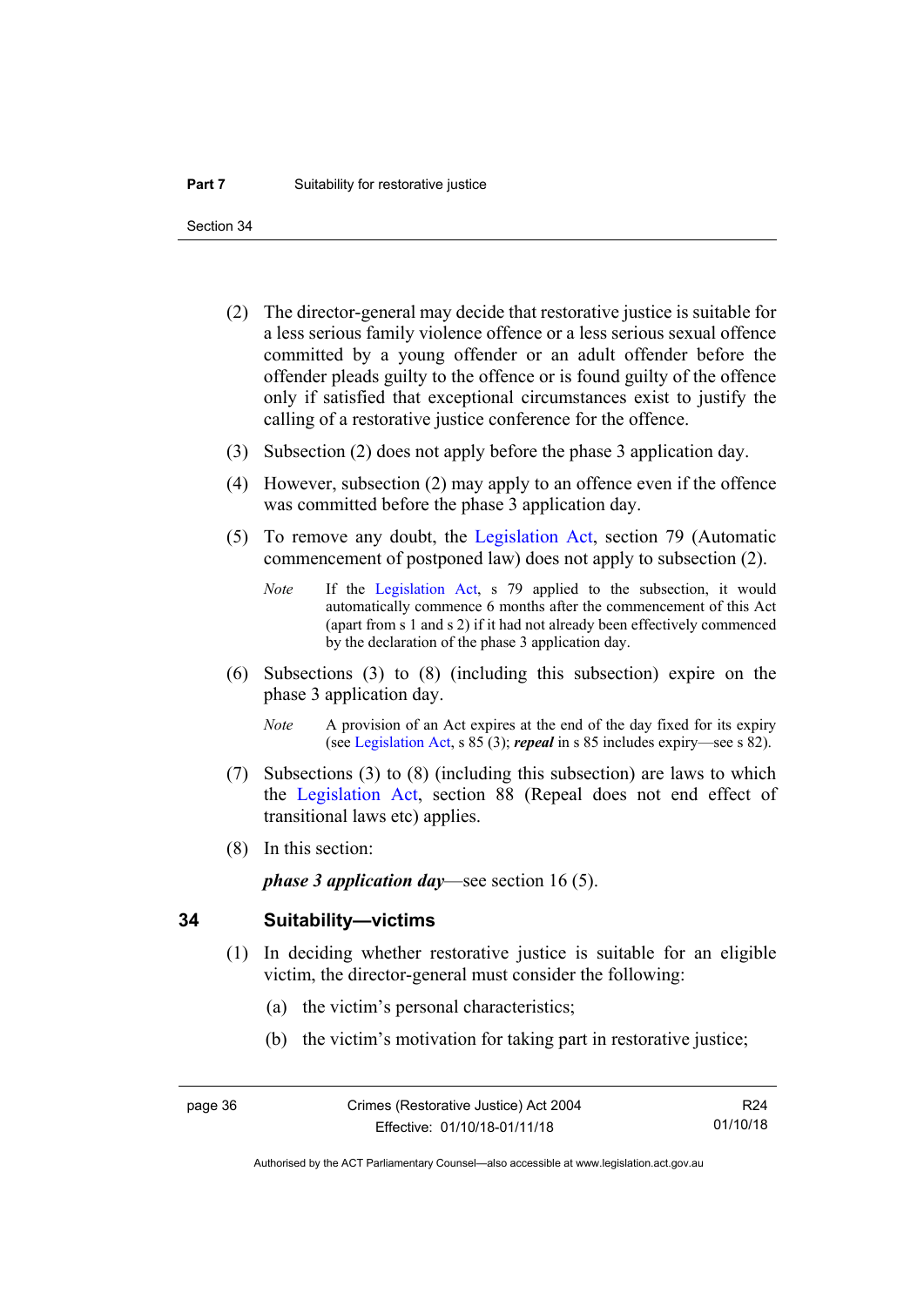(2) The director-general may decide that restorative justice is suitable for a less serious family violence offence or a less serious sexual offence committed by a young offender or an adult offender before the offender pleads guilty to the offence or is found guilty of the offence only if satisfied that exceptional circumstances exist to justify the calling of a restorative justice conference for the offence.

(3) Subsection (2) does not apply before the phase 3 application day.

(4) However, subsection (2) may apply to an offence even if the offence was committed before the phase 3 application day.

(5) To remove any doubt, the Legislation Act, section 79 (Automatic commencement of postponed law) does not apply to subsection (2).

*Note* If the Legislation Act, s 79 applied to the subsection, it would automatically commence 6 months after the commencement of this Act (apart from s 1 and s 2) if it had not already been effectively commenced by the declaration of the phase 3 application day.

(6) Subsections (3) to (8) (including this subsection) expire on the phase 3 application day.

*Note* A provision of an Act expires at the end of the day fixed for its expiry (see Legislation Act, s 85 (3); ***repeal*** in s 85 includes expiry—see s 82).

(7) Subsections (3) to (8) (including this subsection) are laws to which the Legislation Act, section 88 (Repeal does not end effect of transitional laws etc) applies.

(8) In this section:

***phase 3 application day***—see section 16 (5).

## 34 Suitability—victims

(1) In deciding whether restorative justice is suitable for an eligible victim, the director-general must consider the following:

(a) the victim's personal characteristics;

(b) the victim's motivation for taking part in restorative justice;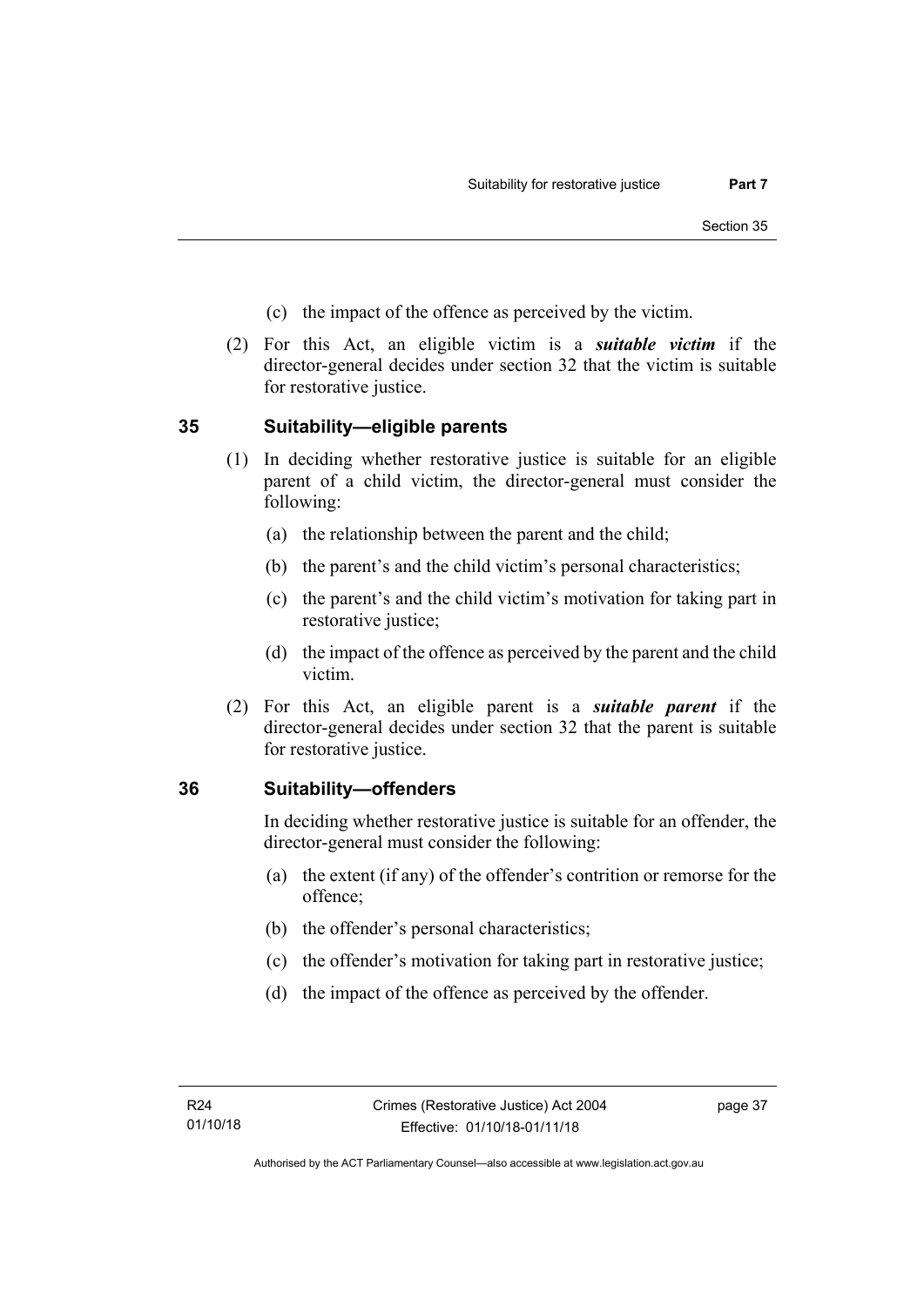(c) the impact of the offence as perceived by the victim.

(2) For this Act, an eligible victim is a ***suitable victim*** if the director-general decides under section 32 that the victim is suitable for restorative justice.

## 35 Suitability—eligible parents

(1) In deciding whether restorative justice is suitable for an eligible parent of a child victim, the director-general must consider the following:

(a) the relationship between the parent and the child;

(b) the parent's and the child victim's personal characteristics;

(c) the parent's and the child victim's motivation for taking part in restorative justice;

(d) the impact of the offence as perceived by the parent and the child victim.

(2) For this Act, an eligible parent is a ***suitable parent*** if the director-general decides under section 32 that the parent is suitable for restorative justice.

## 36 Suitability—offenders

In deciding whether restorative justice is suitable for an offender, the director-general must consider the following:

(a) the extent (if any) of the offender's contrition or remorse for the offence;

(b) the offender's personal characteristics;

(c) the offender's motivation for taking part in restorative justice;

(d) the impact of the offence as perceived by the offender.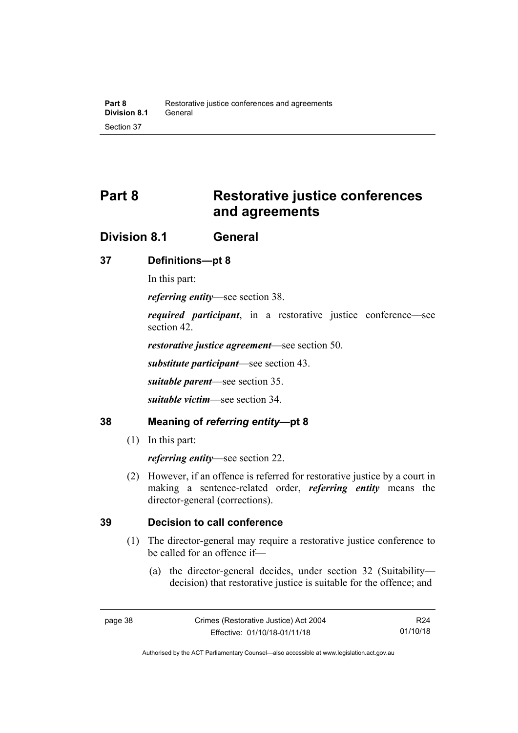# Part 8 Restorative justice conferences and agreements

## Division 8.1 General

### 37 Definitions—pt 8

In this part:

***referring entity***—see section 38.

***required participant***, in a restorative justice conference—see section 42.

***restorative justice agreement***—see section 50.

***substitute participant***—see section 43.

***suitable parent***—see section 35.

***suitable victim***—see section 34.

### 38 Meaning of *referring entity*—pt 8

(1) In this part:

***referring entity***—see section 22.

(2) However, if an offence is referred for restorative justice by a court in making a sentence-related order, ***referring entity*** means the director-general (corrections).

### 39 Decision to call conference

(1) The director-general may require a restorative justice conference to be called for an offence if—

(a) the director-general decides, under section 32 (Suitability—decision) that restorative justice is suitable for the offence; and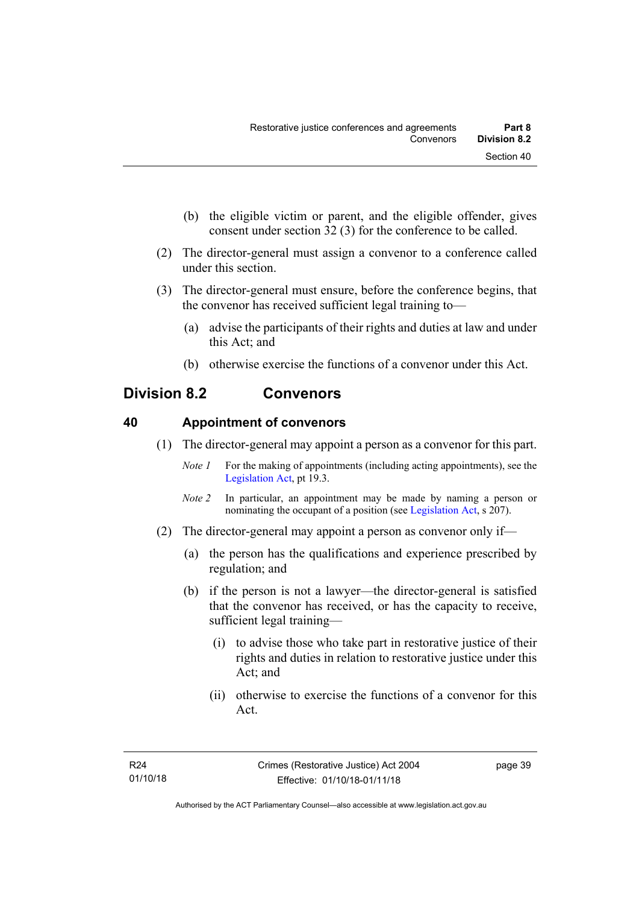(b) the eligible victim or parent, and the eligible offender, gives consent under section 32 (3) for the conference to be called.

(2) The director-general must assign a convenor to a conference called under this section.

(3) The director-general must ensure, before the conference begins, that the convenor has received sufficient legal training to—

(a) advise the participants of their rights and duties at law and under this Act; and

(b) otherwise exercise the functions of a convenor under this Act.

## Division 8.2 Convenors

### 40 Appointment of convenors

(1) The director-general may appoint a person as a convenor for this part.

*Note 1* For the making of appointments (including acting appointments), see the Legislation Act, pt 19.3.

*Note 2* In particular, an appointment may be made by naming a person or nominating the occupant of a position (see Legislation Act, s 207).

(2) The director-general may appoint a person as convenor only if—

(a) the person has the qualifications and experience prescribed by regulation; and

(b) if the person is not a lawyer—the director-general is satisfied that the convenor has received, or has the capacity to receive, sufficient legal training—

(i) to advise those who take part in restorative justice of their rights and duties in relation to restorative justice under this Act; and

(ii) otherwise to exercise the functions of a convenor for this Act.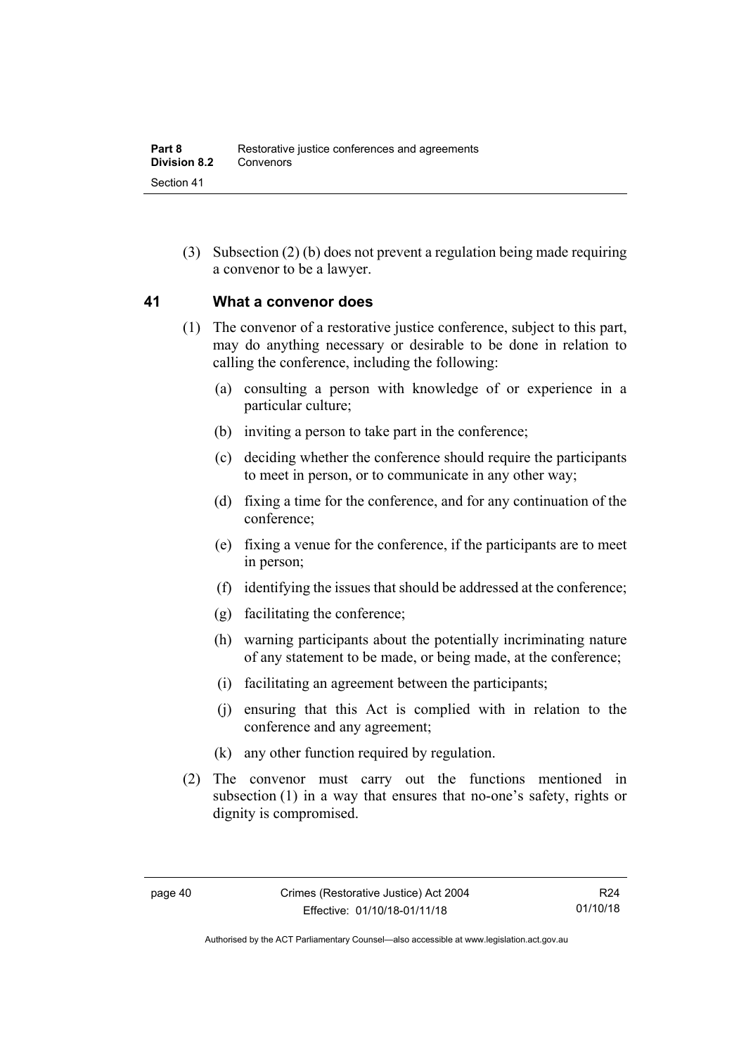(3) Subsection (2) (b) does not prevent a regulation being made requiring a convenor to be a lawyer.

## 41 What a convenor does

(1) The convenor of a restorative justice conference, subject to this part, may do anything necessary or desirable to be done in relation to calling the conference, including the following:

(a) consulting a person with knowledge of or experience in a particular culture;

(b) inviting a person to take part in the conference;

(c) deciding whether the conference should require the participants to meet in person, or to communicate in any other way;

(d) fixing a time for the conference, and for any continuation of the conference;

(e) fixing a venue for the conference, if the participants are to meet in person;

(f) identifying the issues that should be addressed at the conference;

(g) facilitating the conference;

(h) warning participants about the potentially incriminating nature of any statement to be made, or being made, at the conference;

(i) facilitating an agreement between the participants;

(j) ensuring that this Act is complied with in relation to the conference and any agreement;

(k) any other function required by regulation.

(2) The convenor must carry out the functions mentioned in subsection (1) in a way that ensures that no-one's safety, rights or dignity is compromised.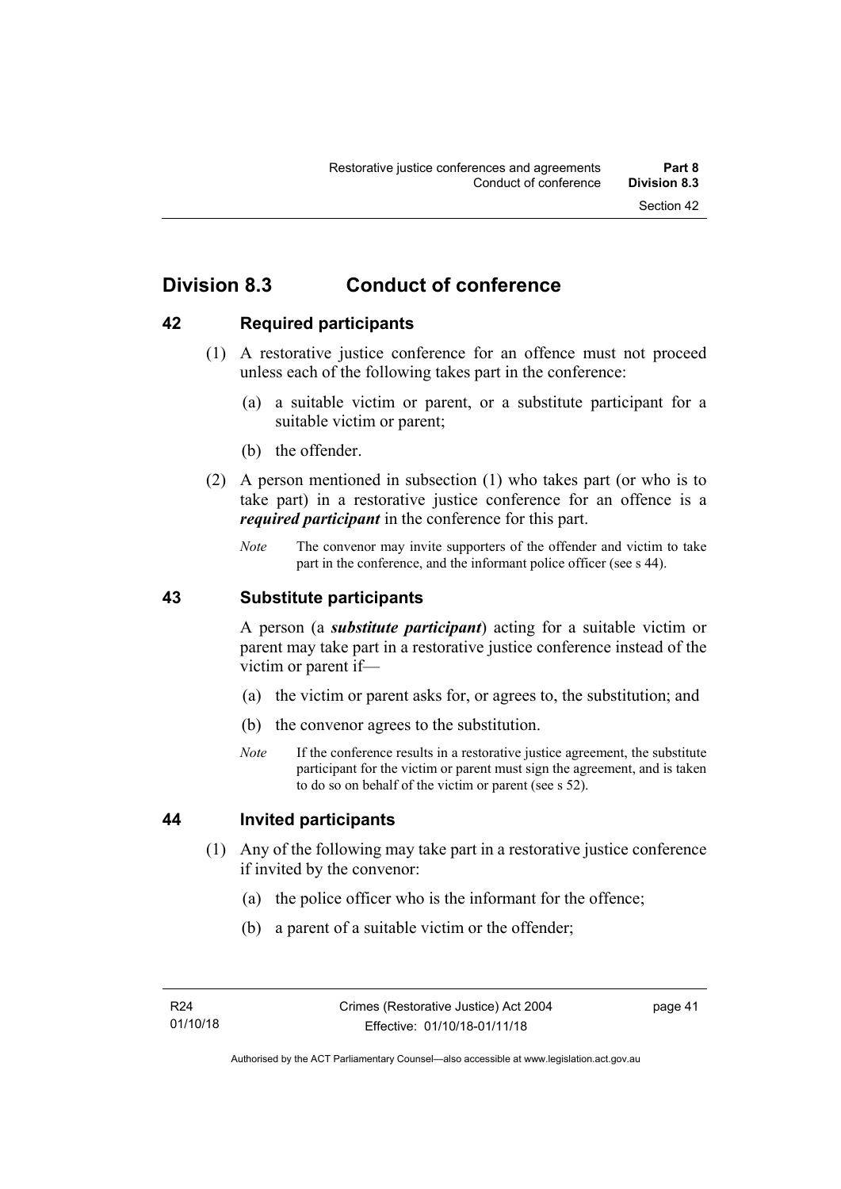## Division 8.3 Conduct of conference

### 42 Required participants

(1) A restorative justice conference for an offence must not proceed unless each of the following takes part in the conference:

(a) a suitable victim or parent, or a substitute participant for a suitable victim or parent;

(b) the offender.

(2) A person mentioned in subsection (1) who takes part (or who is to take part) in a restorative justice conference for an offence is a ***required participant*** in the conference for this part.

*Note* The convenor may invite supporters of the offender and victim to take part in the conference, and the informant police officer (see s 44).

### 43 Substitute participants

A person (a ***substitute participant***) acting for a suitable victim or parent may take part in a restorative justice conference instead of the victim or parent if—

(a) the victim or parent asks for, or agrees to, the substitution; and

(b) the convenor agrees to the substitution.

*Note* If the conference results in a restorative justice agreement, the substitute participant for the victim or parent must sign the agreement, and is taken to do so on behalf of the victim or parent (see s 52).

### 44 Invited participants

(1) Any of the following may take part in a restorative justice conference if invited by the convenor:

(a) the police officer who is the informant for the offence;

(b) a parent of a suitable victim or the offender;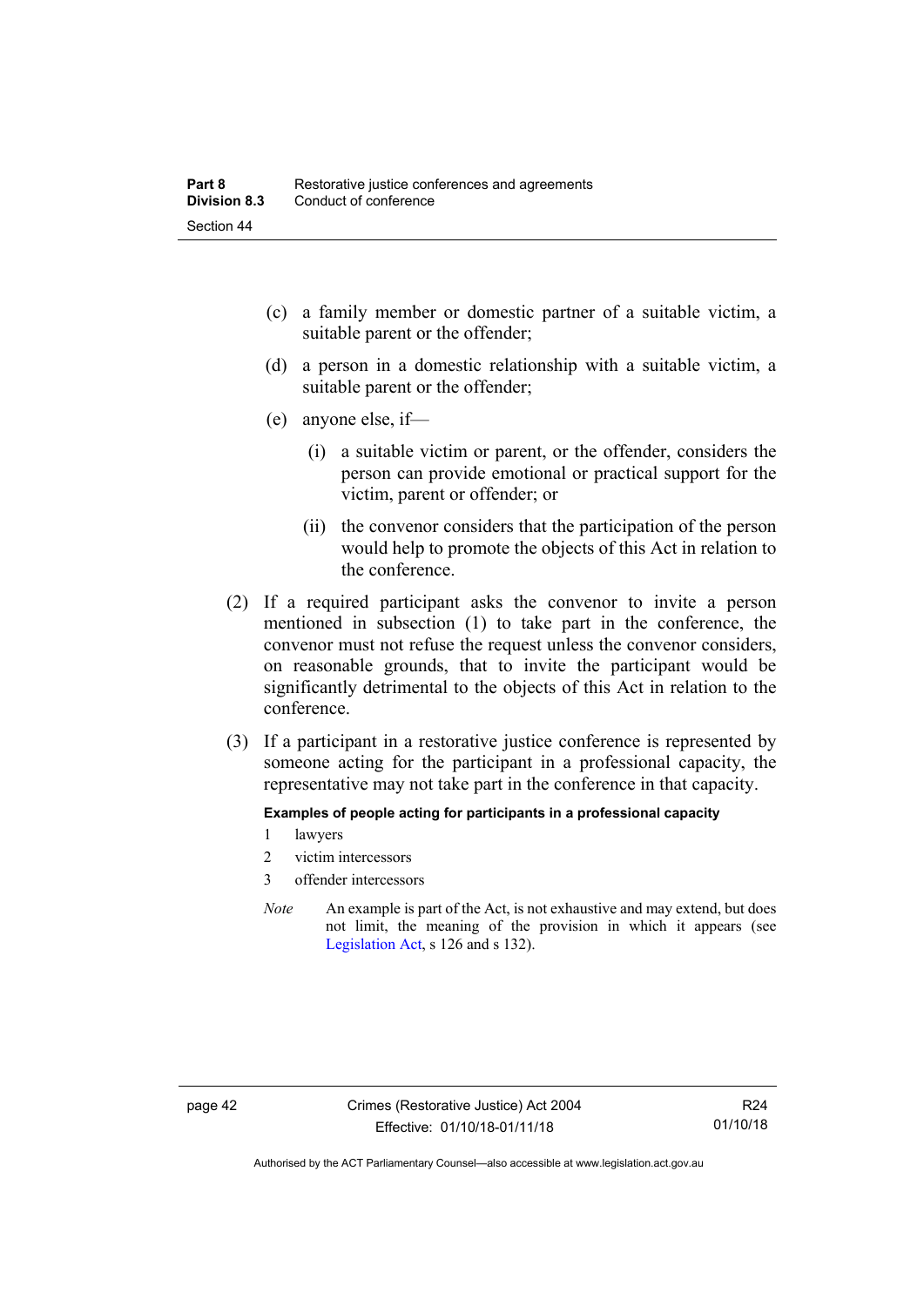(c) a family member or domestic partner of a suitable victim, a suitable parent or the offender;

(d) a person in a domestic relationship with a suitable victim, a suitable parent or the offender;

(e) anyone else, if—

(i) a suitable victim or parent, or the offender, considers the person can provide emotional or practical support for the victim, parent or offender; or

(ii) the convenor considers that the participation of the person would help to promote the objects of this Act in relation to the conference.

(2) If a required participant asks the convenor to invite a person mentioned in subsection (1) to take part in the conference, the convenor must not refuse the request unless the convenor considers, on reasonable grounds, that to invite the participant would be significantly detrimental to the objects of this Act in relation to the conference.

(3) If a participant in a restorative justice conference is represented by someone acting for the participant in a professional capacity, the representative may not take part in the conference in that capacity.

**Examples of people acting for participants in a professional capacity**

1 lawyers

2 victim intercessors

3 offender intercessors

*Note* An example is part of the Act, is not exhaustive and may extend, but does not limit, the meaning of the provision in which it appears (see Legislation Act, s 126 and s 132).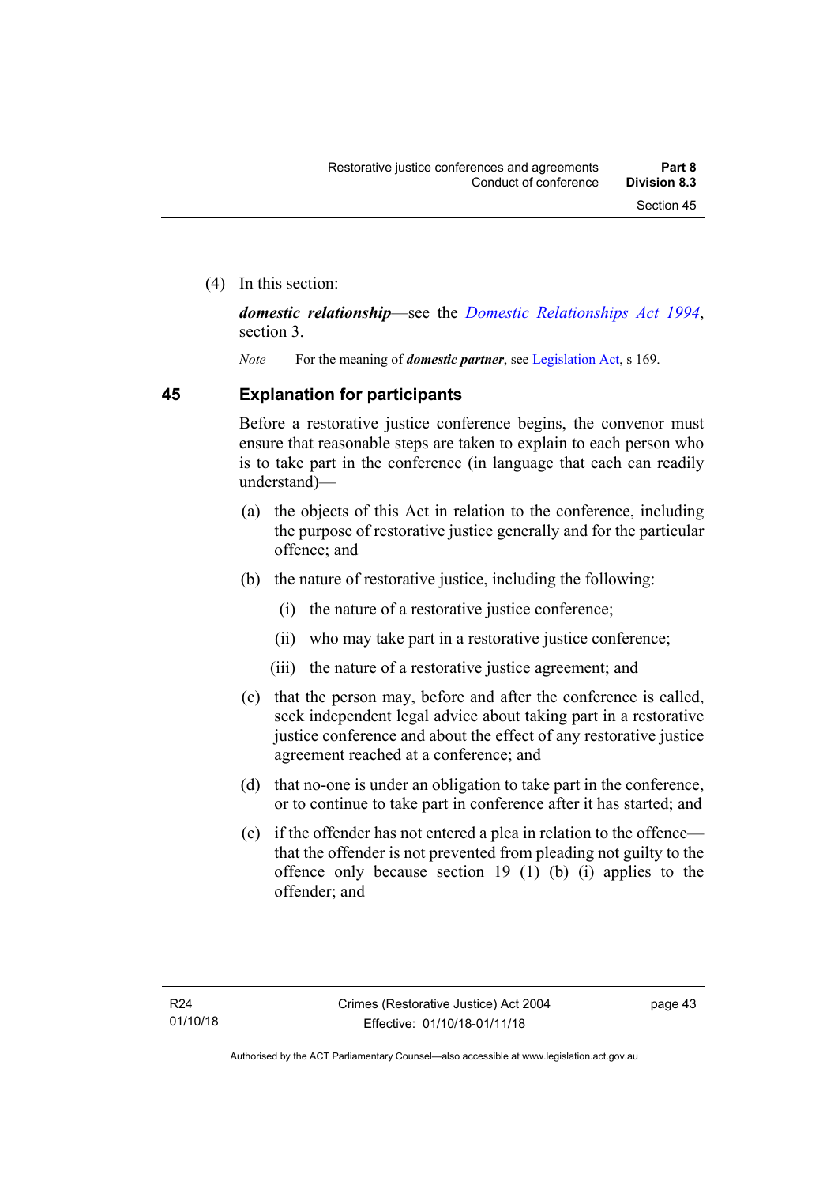(4) In this section:

***domestic relationship***—see the *Domestic Relationships Act 1994*, section 3.

*Note* For the meaning of ***domestic partner***, see Legislation Act, s 169.

## 45 Explanation for participants

Before a restorative justice conference begins, the convenor must ensure that reasonable steps are taken to explain to each person who is to take part in the conference (in language that each can readily understand)—

(a) the objects of this Act in relation to the conference, including the purpose of restorative justice generally and for the particular offence; and

(b) the nature of restorative justice, including the following:

(i) the nature of a restorative justice conference;

(ii) who may take part in a restorative justice conference;

(iii) the nature of a restorative justice agreement; and

(c) that the person may, before and after the conference is called, seek independent legal advice about taking part in a restorative justice conference and about the effect of any restorative justice agreement reached at a conference; and

(d) that no-one is under an obligation to take part in the conference, or to continue to take part in conference after it has started; and

(e) if the offender has not entered a plea in relation to the offence—that the offender is not prevented from pleading not guilty to the offence only because section 19 (1) (b) (i) applies to the offender; and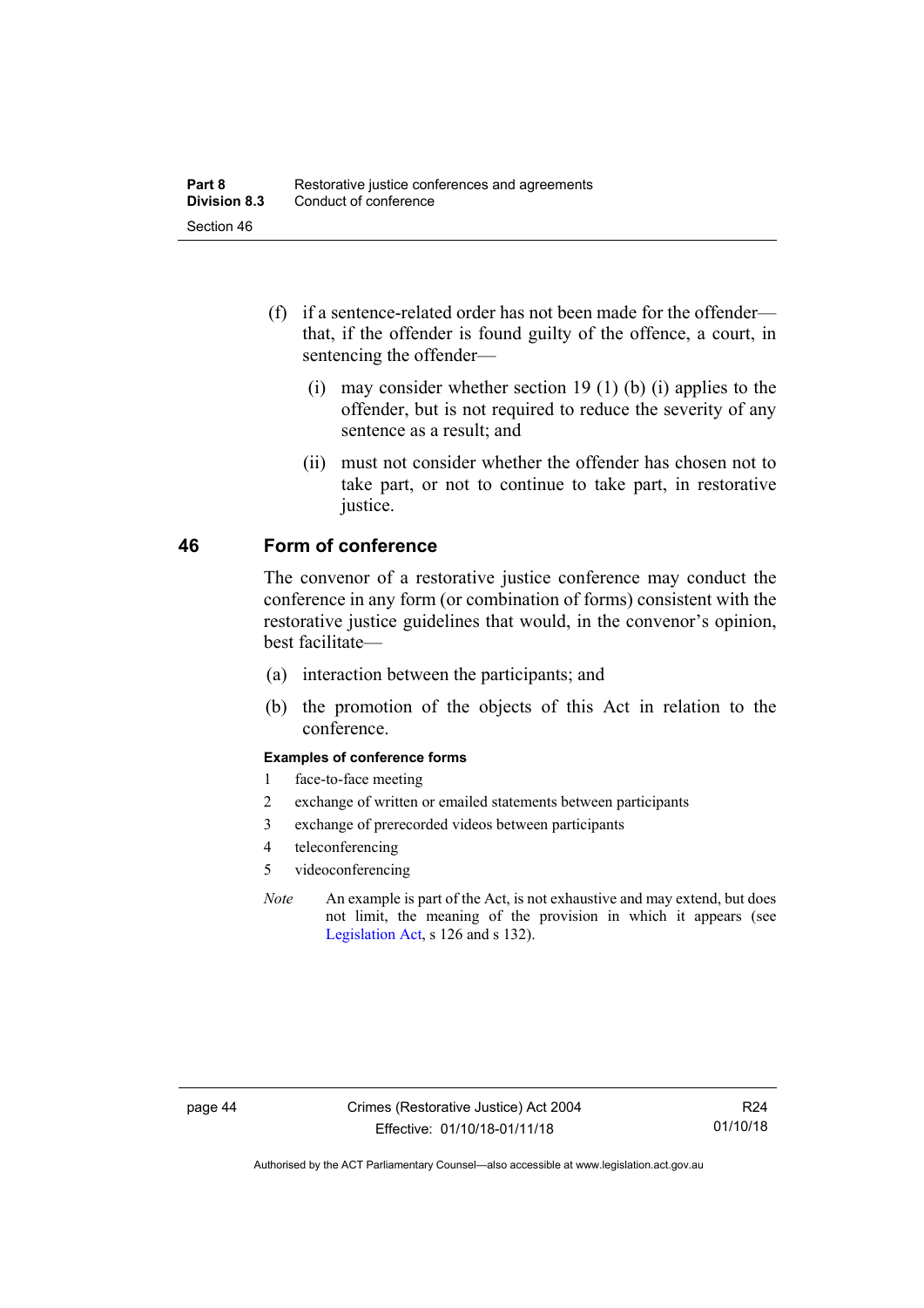(f) if a sentence-related order has not been made for the offender—that, if the offender is found guilty of the offence, a court, in sentencing the offender—

(i) may consider whether section 19 (1) (b) (i) applies to the offender, but is not required to reduce the severity of any sentence as a result; and

(ii) must not consider whether the offender has chosen not to take part, or not to continue to take part, in restorative justice.

## 46 Form of conference

The convenor of a restorative justice conference may conduct the conference in any form (or combination of forms) consistent with the restorative justice guidelines that would, in the convenor's opinion, best facilitate—

(a) interaction between the participants; and

(b) the promotion of the objects of this Act in relation to the conference.

**Examples of conference forms**

1 face-to-face meeting

2 exchange of written or emailed statements between participants

3 exchange of prerecorded videos between participants

4 teleconferencing

5 videoconferencing

*Note* An example is part of the Act, is not exhaustive and may extend, but does not limit, the meaning of the provision in which it appears (see Legislation Act, s 126 and s 132).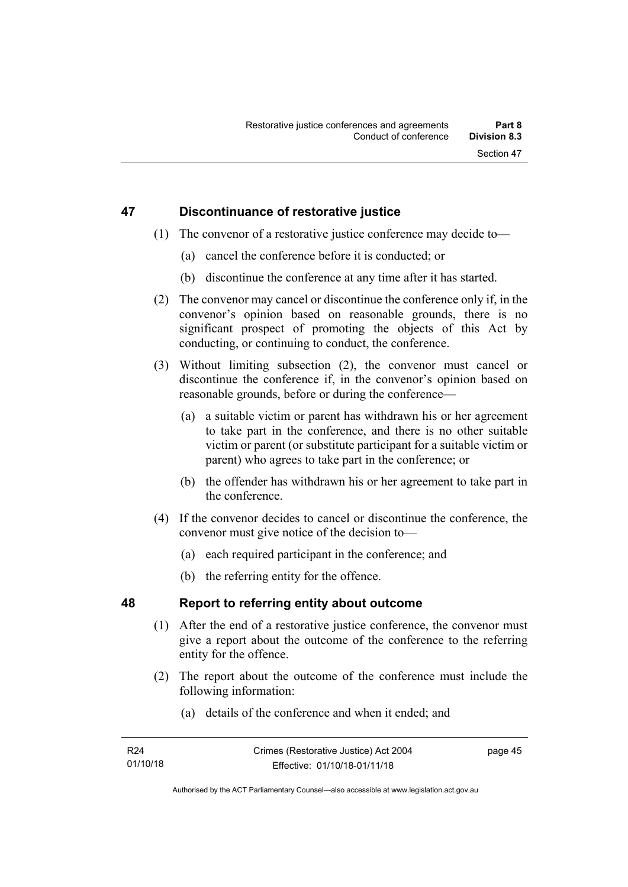## 47 Discontinuance of restorative justice

(1) The convenor of a restorative justice conference may decide to—

(a) cancel the conference before it is conducted; or

(b) discontinue the conference at any time after it has started.

(2) The convenor may cancel or discontinue the conference only if, in the convenor's opinion based on reasonable grounds, there is no significant prospect of promoting the objects of this Act by conducting, or continuing to conduct, the conference.

(3) Without limiting subsection (2), the convenor must cancel or discontinue the conference if, in the convenor's opinion based on reasonable grounds, before or during the conference—

(a) a suitable victim or parent has withdrawn his or her agreement to take part in the conference, and there is no other suitable victim or parent (or substitute participant for a suitable victim or parent) who agrees to take part in the conference; or

(b) the offender has withdrawn his or her agreement to take part in the conference.

(4) If the convenor decides to cancel or discontinue the conference, the convenor must give notice of the decision to—

(a) each required participant in the conference; and

(b) the referring entity for the offence.

## 48 Report to referring entity about outcome

(1) After the end of a restorative justice conference, the convenor must give a report about the outcome of the conference to the referring entity for the offence.

(2) The report about the outcome of the conference must include the following information:

(a) details of the conference and when it ended; and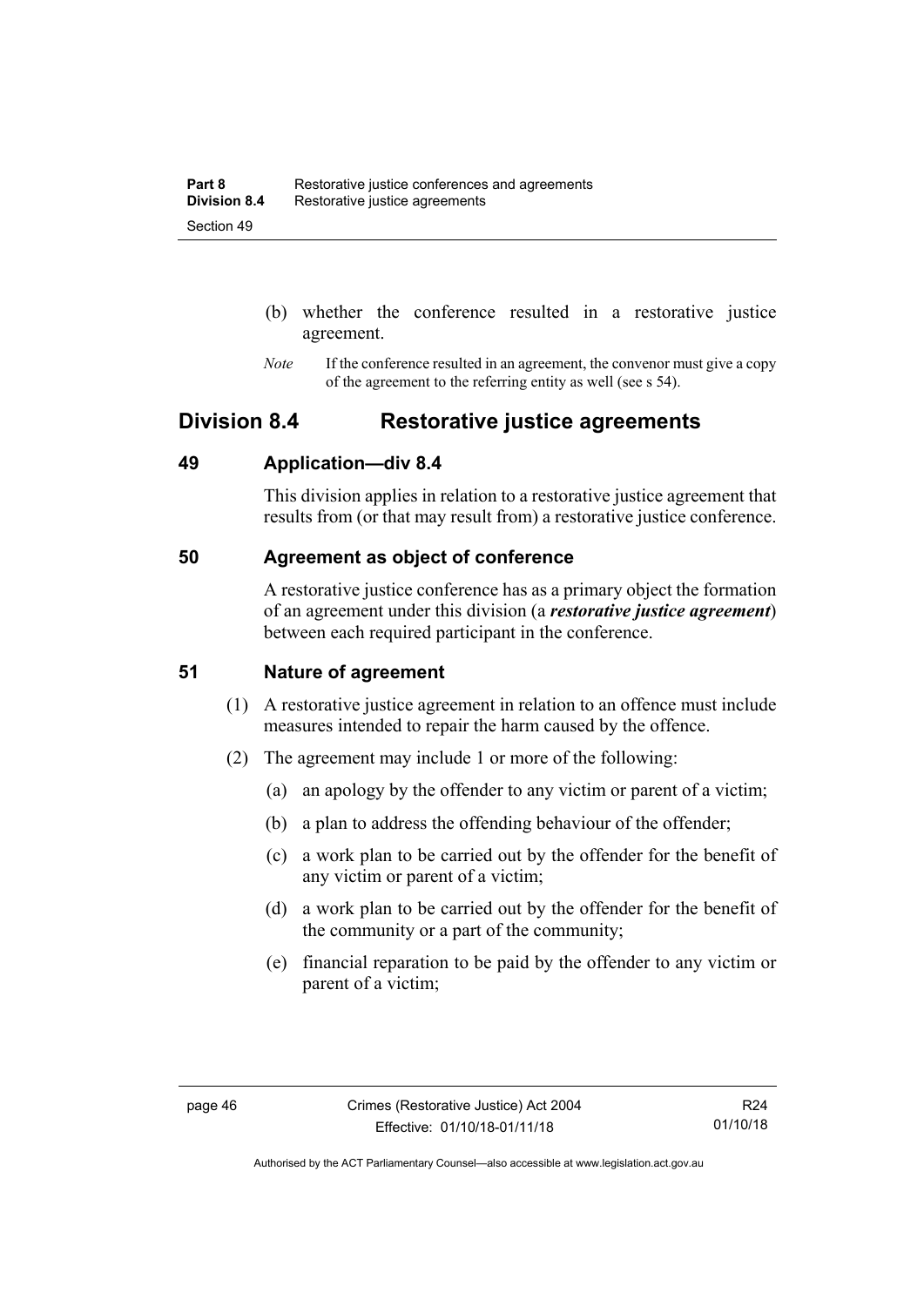(b) whether the conference resulted in a restorative justice agreement.

*Note* If the conference resulted in an agreement, the convenor must give a copy of the agreement to the referring entity as well (see s 54).

## Division 8.4 Restorative justice agreements

### 49 Application—div 8.4

This division applies in relation to a restorative justice agreement that results from (or that may result from) a restorative justice conference.

### 50 Agreement as object of conference

A restorative justice conference has as a primary object the formation of an agreement under this division (a ***restorative justice agreement***) between each required participant in the conference.

### 51 Nature of agreement

(1) A restorative justice agreement in relation to an offence must include measures intended to repair the harm caused by the offence.

(2) The agreement may include 1 or more of the following:

(a) an apology by the offender to any victim or parent of a victim;

(b) a plan to address the offending behaviour of the offender;

(c) a work plan to be carried out by the offender for the benefit of any victim or parent of a victim;

(d) a work plan to be carried out by the offender for the benefit of the community or a part of the community;

(e) financial reparation to be paid by the offender to any victim or parent of a victim;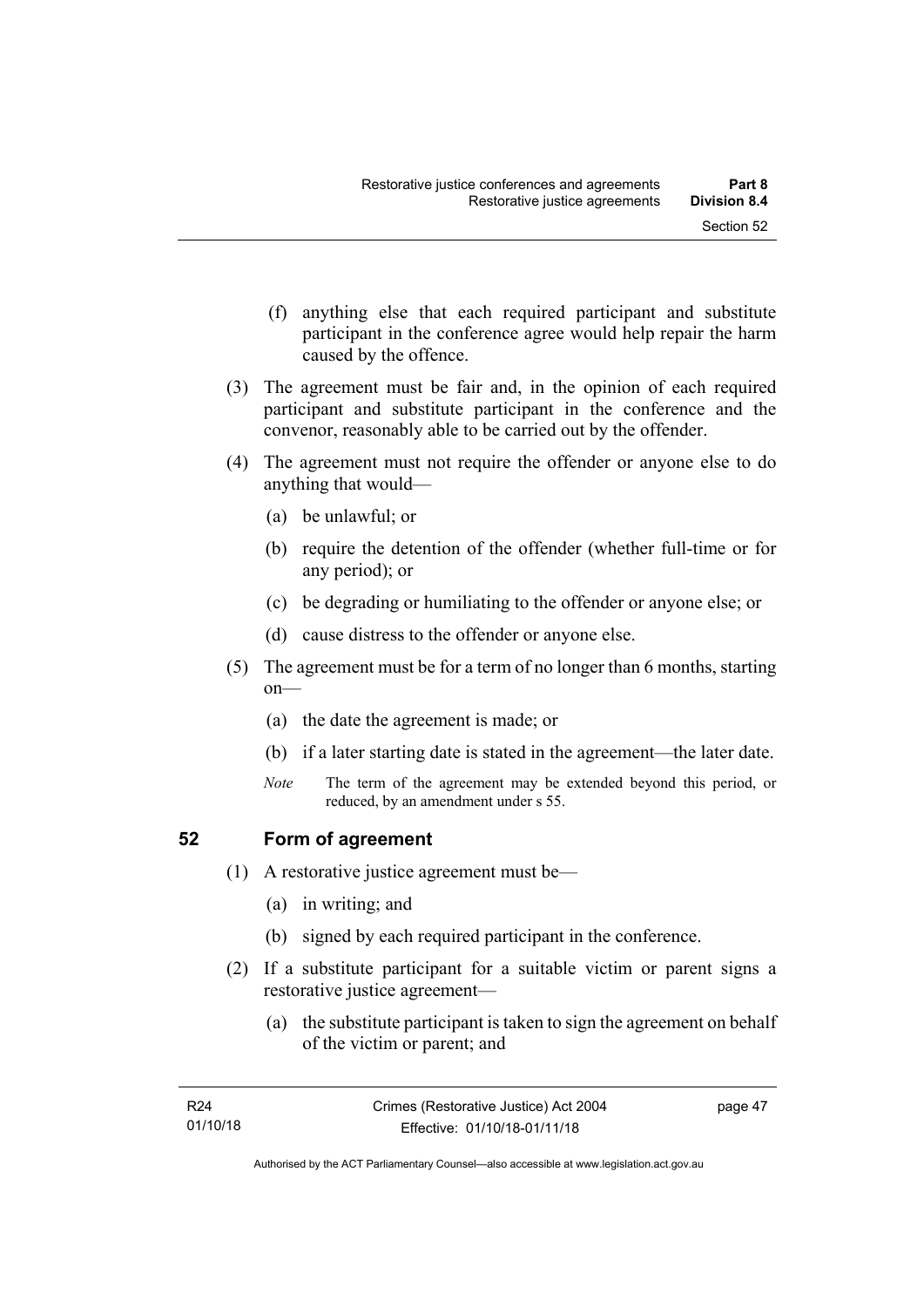(f) anything else that each required participant and substitute participant in the conference agree would help repair the harm caused by the offence.

(3) The agreement must be fair and, in the opinion of each required participant and substitute participant in the conference and the convenor, reasonably able to be carried out by the offender.

(4) The agreement must not require the offender or anyone else to do anything that would—

(a) be unlawful; or

(b) require the detention of the offender (whether full-time or for any period); or

(c) be degrading or humiliating to the offender or anyone else; or

(d) cause distress to the offender or anyone else.

(5) The agreement must be for a term of no longer than 6 months, starting on—

(a) the date the agreement is made; or

(b) if a later starting date is stated in the agreement—the later date.

*Note* The term of the agreement may be extended beyond this period, or reduced, by an amendment under s 55.

## 52 Form of agreement

(1) A restorative justice agreement must be—

(a) in writing; and

(b) signed by each required participant in the conference.

(2) If a substitute participant for a suitable victim or parent signs a restorative justice agreement—

(a) the substitute participant is taken to sign the agreement on behalf of the victim or parent; and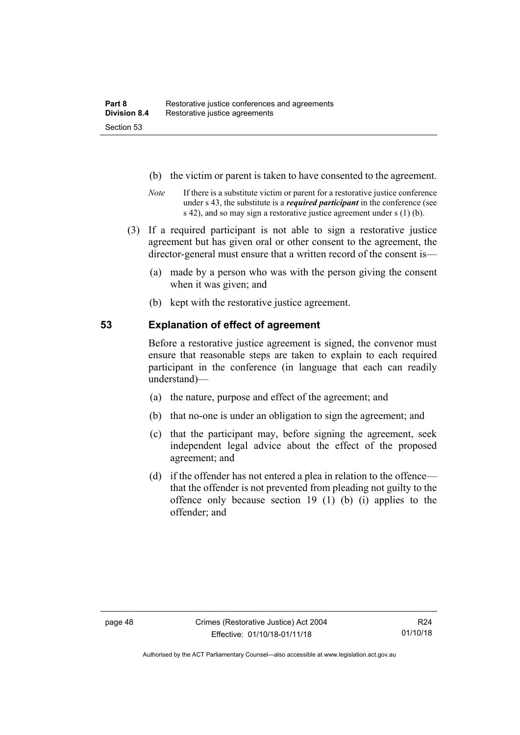(b) the victim or parent is taken to have consented to the agreement.

*Note* If there is a substitute victim or parent for a restorative justice conference under s 43, the substitute is a ***required participant*** in the conference (see s 42), and so may sign a restorative justice agreement under s (1) (b).

(3) If a required participant is not able to sign a restorative justice agreement but has given oral or other consent to the agreement, the director-general must ensure that a written record of the consent is—

(a) made by a person who was with the person giving the consent when it was given; and

(b) kept with the restorative justice agreement.

## 53 Explanation of effect of agreement

Before a restorative justice agreement is signed, the convenor must ensure that reasonable steps are taken to explain to each required participant in the conference (in language that each can readily understand)—

(a) the nature, purpose and effect of the agreement; and

(b) that no-one is under an obligation to sign the agreement; and

(c) that the participant may, before signing the agreement, seek independent legal advice about the effect of the proposed agreement; and

(d) if the offender has not entered a plea in relation to the offence—that the offender is not prevented from pleading not guilty to the offence only because section 19 (1) (b) (i) applies to the offender; and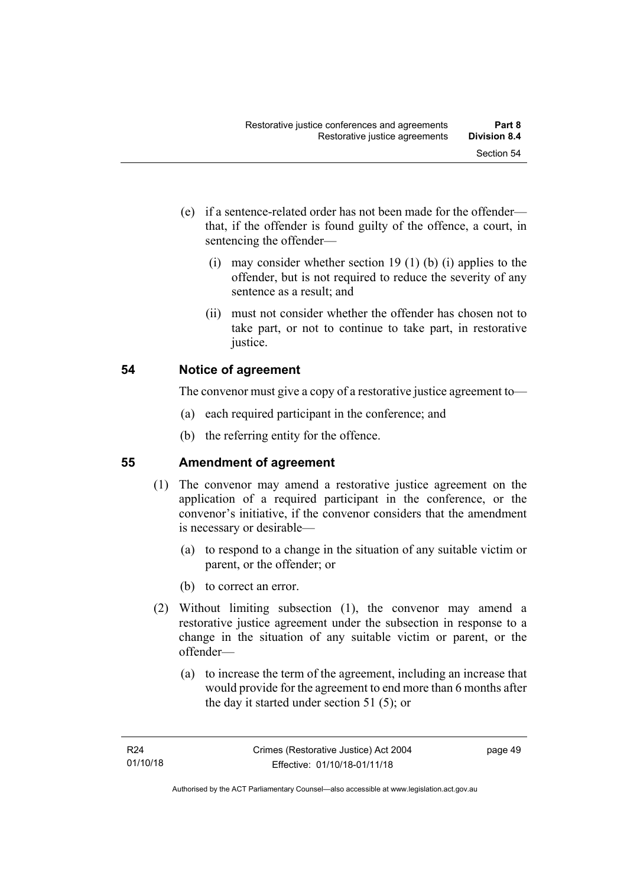(e) if a sentence-related order has not been made for the offender—that, if the offender is found guilty of the offence, a court, in sentencing the offender—

(i) may consider whether section 19 (1) (b) (i) applies to the offender, but is not required to reduce the severity of any sentence as a result; and

(ii) must not consider whether the offender has chosen not to take part, or not to continue to take part, in restorative justice.

## 54 Notice of agreement

The convenor must give a copy of a restorative justice agreement to—

(a) each required participant in the conference; and

(b) the referring entity for the offence.

## 55 Amendment of agreement

(1) The convenor may amend a restorative justice agreement on the application of a required participant in the conference, or the convenor's initiative, if the convenor considers that the amendment is necessary or desirable—

(a) to respond to a change in the situation of any suitable victim or parent, or the offender; or

(b) to correct an error.

(2) Without limiting subsection (1), the convenor may amend a restorative justice agreement under the subsection in response to a change in the situation of any suitable victim or parent, or the offender—

(a) to increase the term of the agreement, including an increase that would provide for the agreement to end more than 6 months after the day it started under section 51 (5); or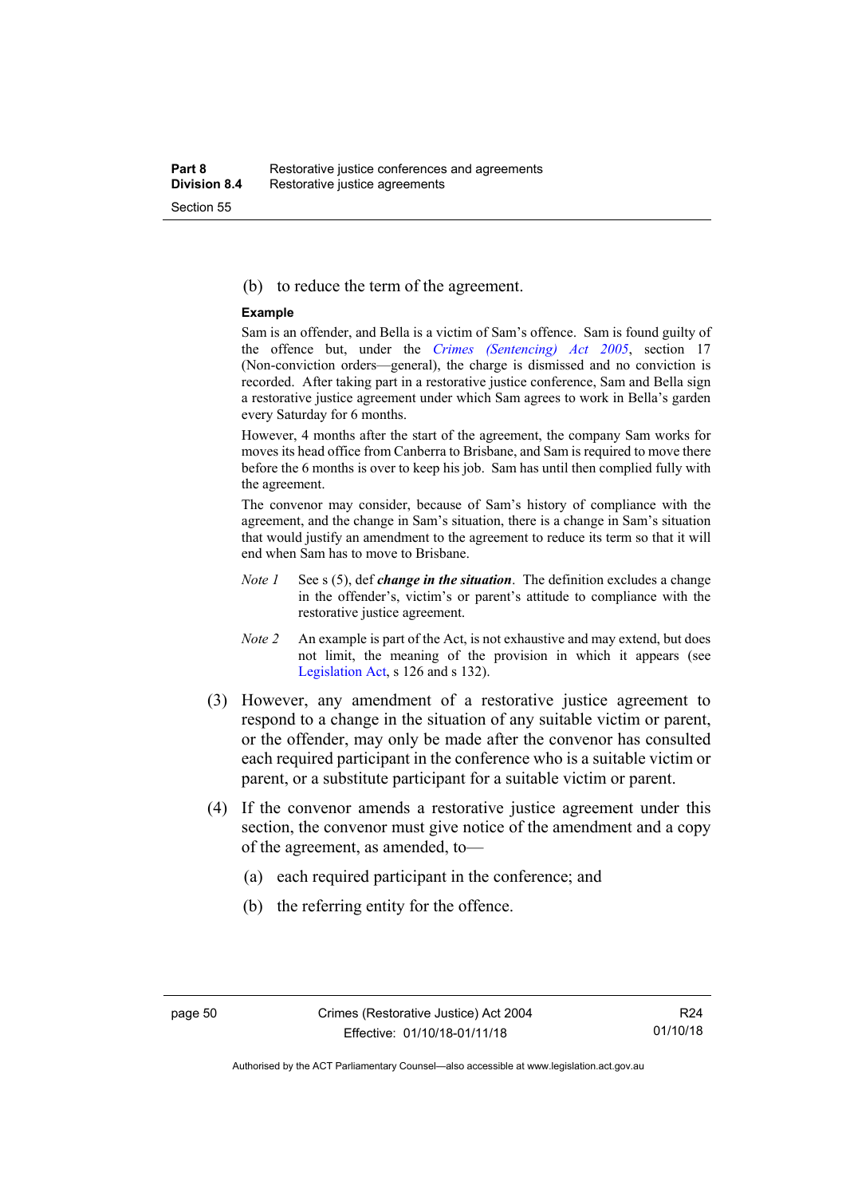(b) to reduce the term of the agreement.

**Example**

Sam is an offender, and Bella is a victim of Sam's offence. Sam is found guilty of the offence but, under the *Crimes (Sentencing) Act 2005*, section 17 (Non-conviction orders—general), the charge is dismissed and no conviction is recorded. After taking part in a restorative justice conference, Sam and Bella sign a restorative justice agreement under which Sam agrees to work in Bella's garden every Saturday for 6 months.

However, 4 months after the start of the agreement, the company Sam works for moves its head office from Canberra to Brisbane, and Sam is required to move there before the 6 months is over to keep his job. Sam has until then complied fully with the agreement.

The convenor may consider, because of Sam's history of compliance with the agreement, and the change in Sam's situation, there is a change in Sam's situation that would justify an amendment to the agreement to reduce its term so that it will end when Sam has to move to Brisbane.

*Note 1* See s (5), def ***change in the situation***. The definition excludes a change in the offender's, victim's or parent's attitude to compliance with the restorative justice agreement.

*Note 2* An example is part of the Act, is not exhaustive and may extend, but does not limit, the meaning of the provision in which it appears (see Legislation Act, s 126 and s 132).

(3) However, any amendment of a restorative justice agreement to respond to a change in the situation of any suitable victim or parent, or the offender, may only be made after the convenor has consulted each required participant in the conference who is a suitable victim or parent, or a substitute participant for a suitable victim or parent.

(4) If the convenor amends a restorative justice agreement under this section, the convenor must give notice of the amendment and a copy of the agreement, as amended, to—

(a) each required participant in the conference; and

(b) the referring entity for the offence.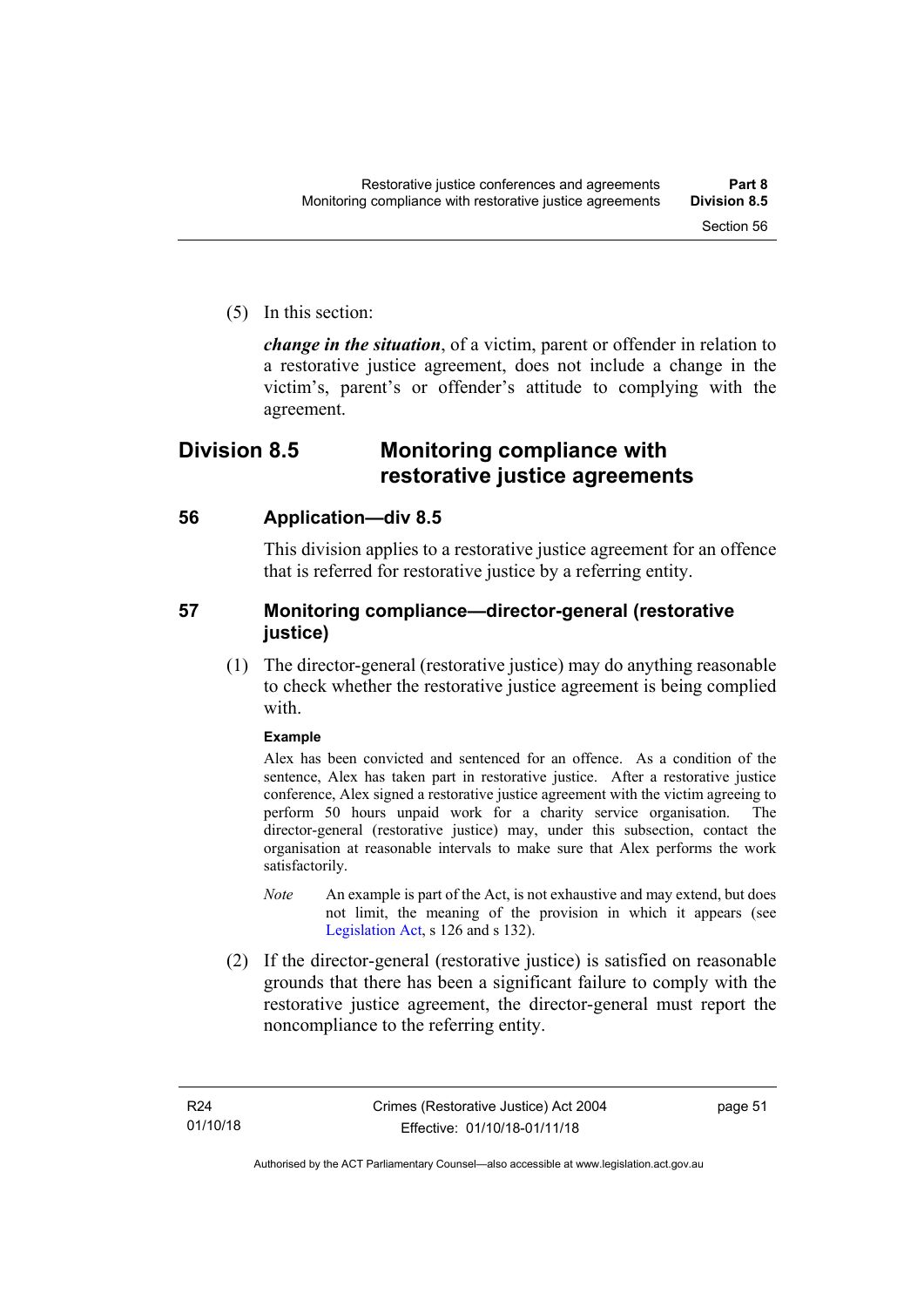(5) In this section:

***change in the situation***, of a victim, parent or offender in relation to a restorative justice agreement, does not include a change in the victim's, parent's or offender's attitude to complying with the agreement.

## Division 8.5 Monitoring compliance with restorative justice agreements

### 56 Application—div 8.5

This division applies to a restorative justice agreement for an offence that is referred for restorative justice by a referring entity.

### 57 Monitoring compliance—director-general (restorative justice)

(1) The director-general (restorative justice) may do anything reasonable to check whether the restorative justice agreement is being complied with.

**Example**

Alex has been convicted and sentenced for an offence. As a condition of the sentence, Alex has taken part in restorative justice. After a restorative justice conference, Alex signed a restorative justice agreement with the victim agreeing to perform 50 hours unpaid work for a charity service organisation. The director-general (restorative justice) may, under this subsection, contact the organisation at reasonable intervals to make sure that Alex performs the work satisfactorily.

*Note* An example is part of the Act, is not exhaustive and may extend, but does not limit, the meaning of the provision in which it appears (see Legislation Act, s 126 and s 132).

(2) If the director-general (restorative justice) is satisfied on reasonable grounds that there has been a significant failure to comply with the restorative justice agreement, the director-general must report the noncompliance to the referring entity.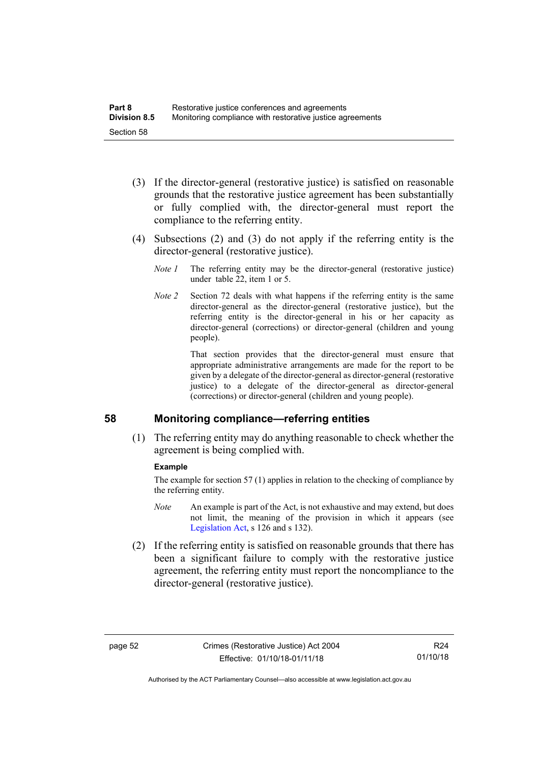(3) If the director-general (restorative justice) is satisfied on reasonable grounds that the restorative justice agreement has been substantially or fully complied with, the director-general must report the compliance to the referring entity.

(4) Subsections (2) and (3) do not apply if the referring entity is the director-general (restorative justice).

*Note 1* The referring entity may be the director-general (restorative justice) under table 22, item 1 or 5.

*Note 2* Section 72 deals with what happens if the referring entity is the same director-general as the director-general (restorative justice), but the referring entity is the director-general in his or her capacity as director-general (corrections) or director-general (children and young people).

That section provides that the director-general must ensure that appropriate administrative arrangements are made for the report to be given by a delegate of the director-general as director-general (restorative justice) to a delegate of the director-general as director-general (corrections) or director-general (children and young people).

## 58 Monitoring compliance—referring entities

(1) The referring entity may do anything reasonable to check whether the agreement is being complied with.

**Example**

The example for section 57 (1) applies in relation to the checking of compliance by the referring entity.

*Note* An example is part of the Act, is not exhaustive and may extend, but does not limit, the meaning of the provision in which it appears (see Legislation Act, s 126 and s 132).

(2) If the referring entity is satisfied on reasonable grounds that there has been a significant failure to comply with the restorative justice agreement, the referring entity must report the noncompliance to the director-general (restorative justice).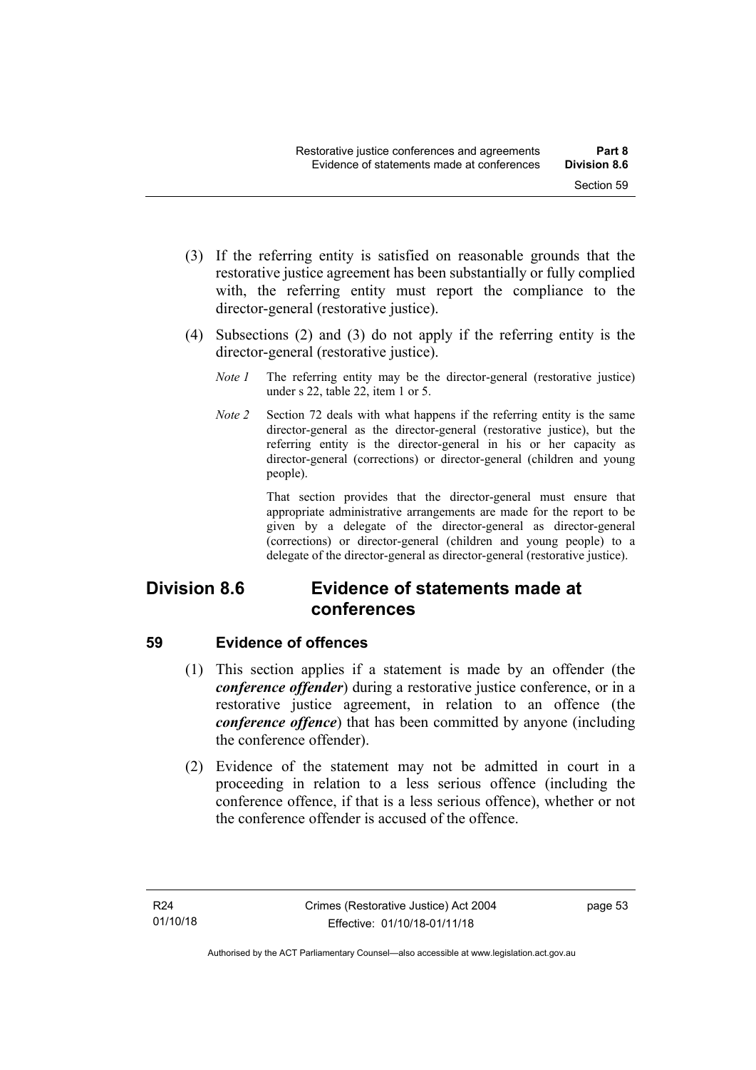(3) If the referring entity is satisfied on reasonable grounds that the restorative justice agreement has been substantially or fully complied with, the referring entity must report the compliance to the director-general (restorative justice).

(4) Subsections (2) and (3) do not apply if the referring entity is the director-general (restorative justice).

*Note 1* The referring entity may be the director-general (restorative justice) under s 22, table 22, item 1 or 5.

*Note 2* Section 72 deals with what happens if the referring entity is the same director-general as the director-general (restorative justice), but the referring entity is the director-general in his or her capacity as director-general (corrections) or director-general (children and young people).

That section provides that the director-general must ensure that appropriate administrative arrangements are made for the report to be given by a delegate of the director-general as director-general (corrections) or director-general (children and young people) to a delegate of the director-general as director-general (restorative justice).

## Division 8.6 Evidence of statements made at conferences

### 59 Evidence of offences

(1) This section applies if a statement is made by an offender (the ***conference offender***) during a restorative justice conference, or in a restorative justice agreement, in relation to an offence (the ***conference offence***) that has been committed by anyone (including the conference offender).

(2) Evidence of the statement may not be admitted in court in a proceeding in relation to a less serious offence (including the conference offence, if that is a less serious offence), whether or not the conference offender is accused of the offence.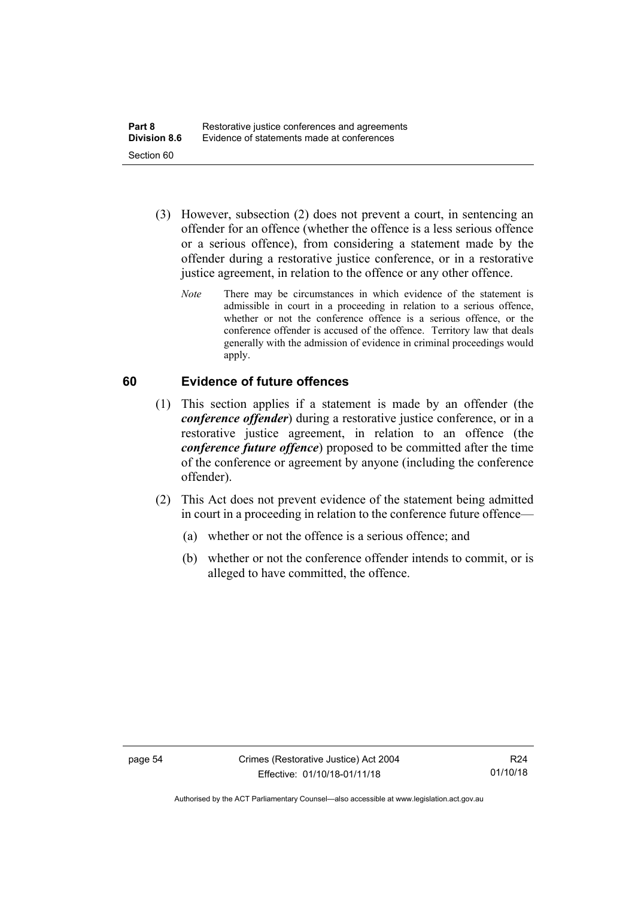(3) However, subsection (2) does not prevent a court, in sentencing an offender for an offence (whether the offence is a less serious offence or a serious offence), from considering a statement made by the offender during a restorative justice conference, or in a restorative justice agreement, in relation to the offence or any other offence.

*Note* There may be circumstances in which evidence of the statement is admissible in court in a proceeding in relation to a serious offence, whether or not the conference offence is a serious offence, or the conference offender is accused of the offence. Territory law that deals generally with the admission of evidence in criminal proceedings would apply.

## 60 Evidence of future offences

(1) This section applies if a statement is made by an offender (the ***conference offender***) during a restorative justice conference, or in a restorative justice agreement, in relation to an offence (the ***conference future offence***) proposed to be committed after the time of the conference or agreement by anyone (including the conference offender).

(2) This Act does not prevent evidence of the statement being admitted in court in a proceeding in relation to the conference future offence—

(a) whether or not the offence is a serious offence; and

(b) whether or not the conference offender intends to commit, or is alleged to have committed, the offence.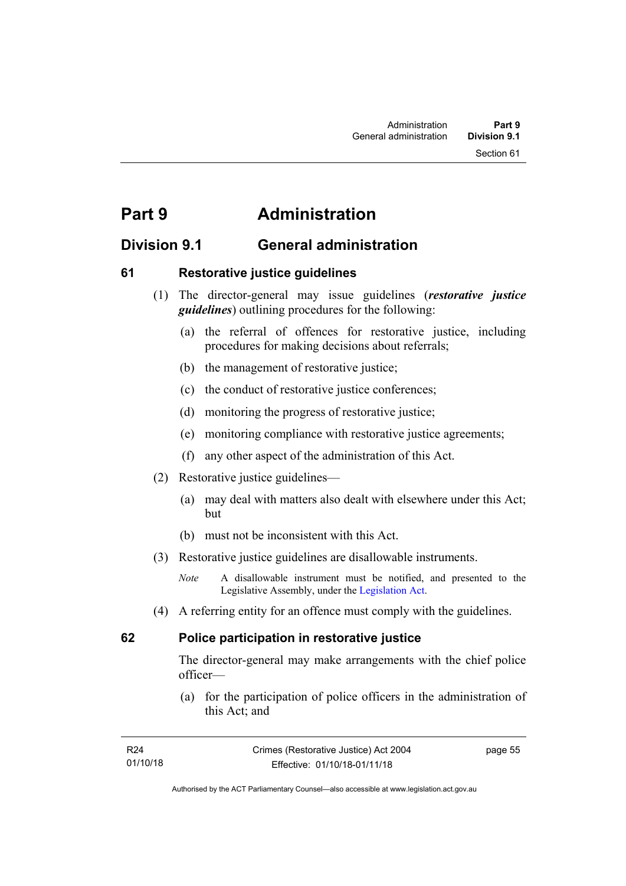# Part 9 Administration

## Division 9.1 General administration

### 61 Restorative justice guidelines

(1) The director-general may issue guidelines (***restorative justice guidelines***) outlining procedures for the following:

(a) the referral of offences for restorative justice, including procedures for making decisions about referrals;

(b) the management of restorative justice;

(c) the conduct of restorative justice conferences;

(d) monitoring the progress of restorative justice;

(e) monitoring compliance with restorative justice agreements;

(f) any other aspect of the administration of this Act.

(2) Restorative justice guidelines—

(a) may deal with matters also dealt with elsewhere under this Act; but

(b) must not be inconsistent with this Act.

(3) Restorative justice guidelines are disallowable instruments.

*Note* A disallowable instrument must be notified, and presented to the Legislative Assembly, under the Legislation Act.

(4) A referring entity for an offence must comply with the guidelines.

### 62 Police participation in restorative justice

The director-general may make arrangements with the chief police officer—

(a) for the participation of police officers in the administration of this Act; and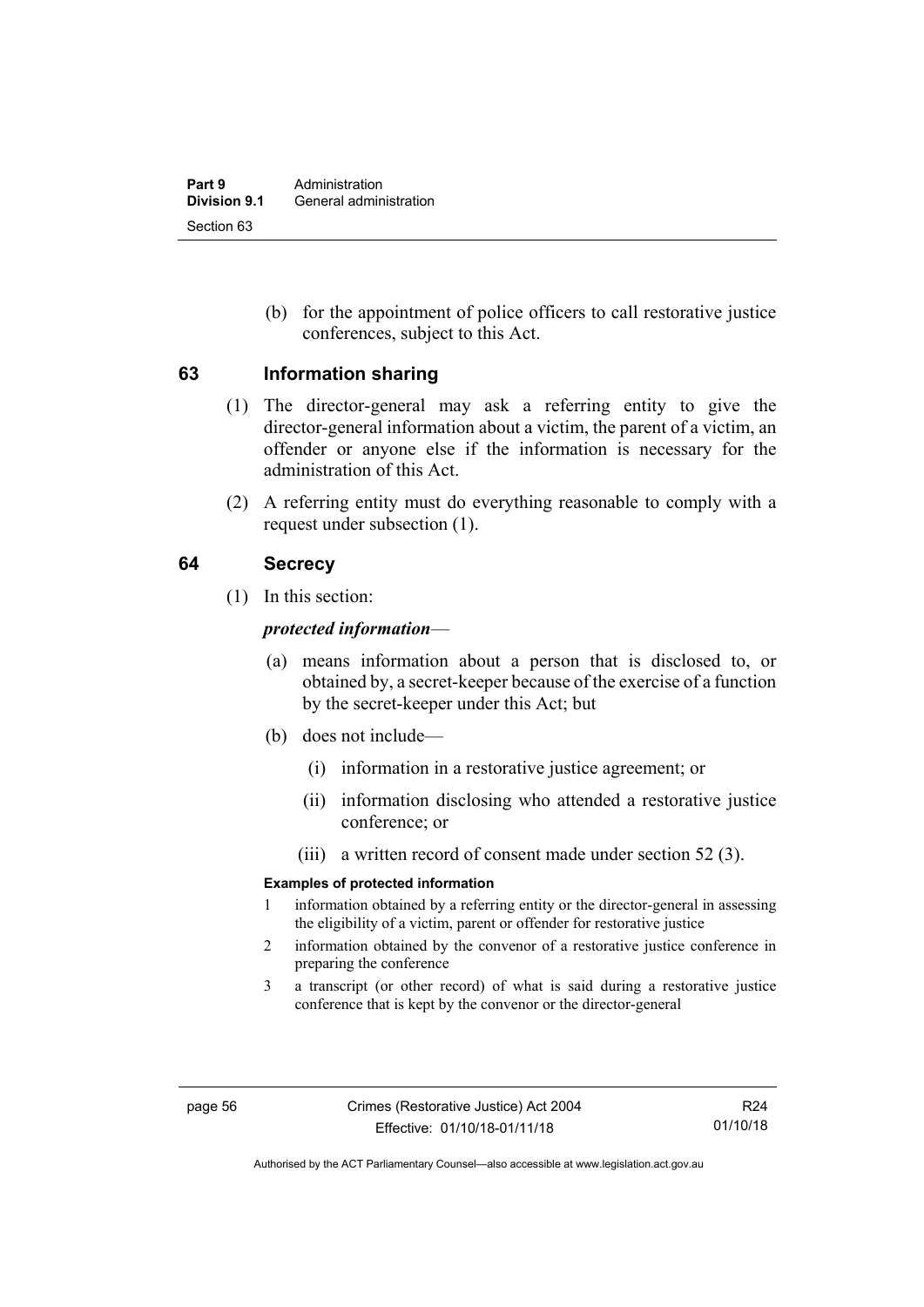(b) for the appointment of police officers to call restorative justice conferences, subject to this Act.

## 63 Information sharing

(1) The director-general may ask a referring entity to give the director-general information about a victim, the parent of a victim, an offender or anyone else if the information is necessary for the administration of this Act.

(2) A referring entity must do everything reasonable to comply with a request under subsection (1).

## 64 Secrecy

(1) In this section:

***protected information***—

(a) means information about a person that is disclosed to, or obtained by, a secret-keeper because of the exercise of a function by the secret-keeper under this Act; but

(b) does not include—

(i) information in a restorative justice agreement; or

(ii) information disclosing who attended a restorative justice conference; or

(iii) a written record of consent made under section 52 (3).

**Examples of protected information**

1 information obtained by a referring entity or the director-general in assessing the eligibility of a victim, parent or offender for restorative justice

2 information obtained by the convenor of a restorative justice conference in preparing the conference

3 a transcript (or other record) of what is said during a restorative justice conference that is kept by the convenor or the director-general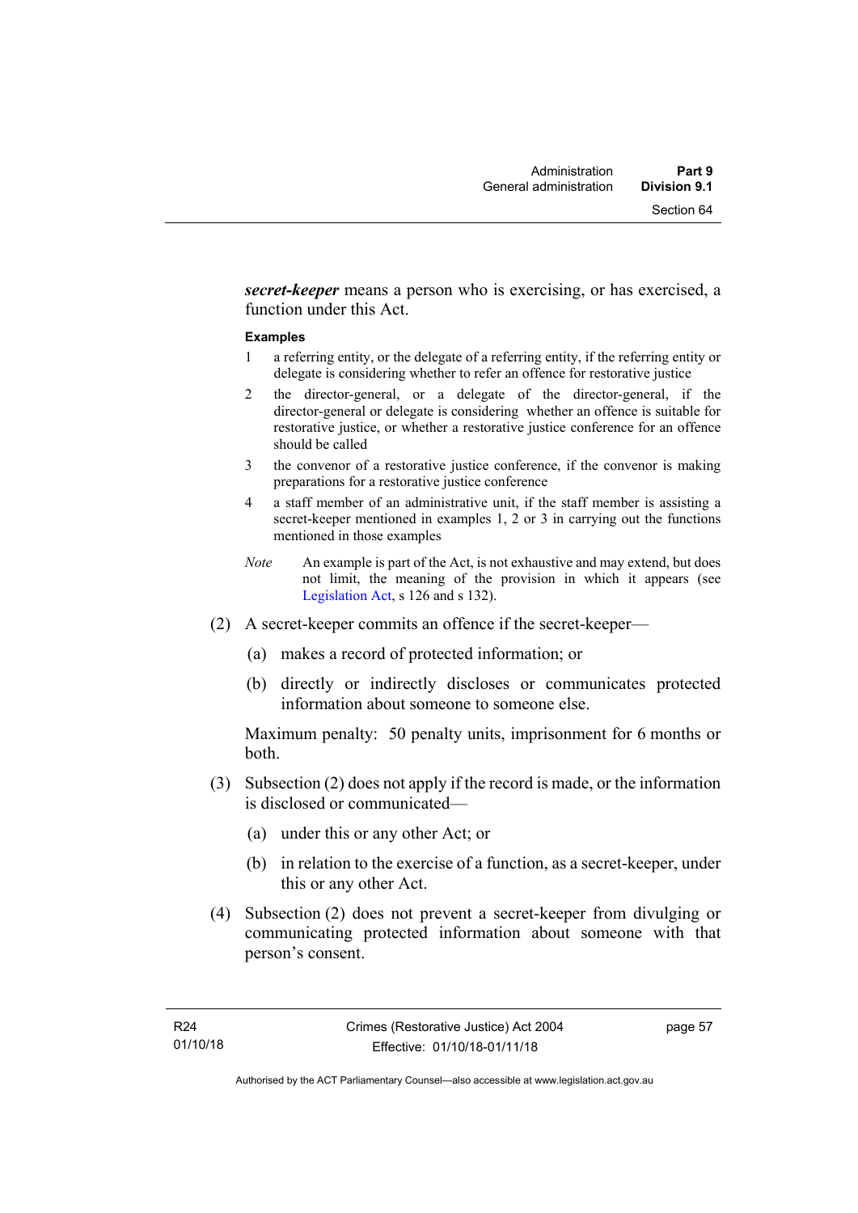***secret-keeper*** means a person who is exercising, or has exercised, a function under this Act.

**Examples**

1. a referring entity, or the delegate of a referring entity, if the referring entity or delegate is considering whether to refer an offence for restorative justice
2. the director-general, or a delegate of the director-general, if the director-general or delegate is considering whether an offence is suitable for restorative justice, or whether a restorative justice conference for an offence should be called
3. the convenor of a restorative justice conference, if the convenor is making preparations for a restorative justice conference
4. a staff member of an administrative unit, if the staff member is assisting a secret-keeper mentioned in examples 1, 2 or 3 in carrying out the functions mentioned in those examples

*Note* An example is part of the Act, is not exhaustive and may extend, but does not limit, the meaning of the provision in which it appears (see Legislation Act, s 126 and s 132).

(2) A secret-keeper commits an offence if the secret-keeper—

(a) makes a record of protected information; or

(b) directly or indirectly discloses or communicates protected information about someone to someone else.

Maximum penalty: 50 penalty units, imprisonment for 6 months or both.

(3) Subsection (2) does not apply if the record is made, or the information is disclosed or communicated—

(a) under this or any other Act; or

(b) in relation to the exercise of a function, as a secret-keeper, under this or any other Act.

(4) Subsection (2) does not prevent a secret-keeper from divulging or communicating protected information about someone with that person's consent.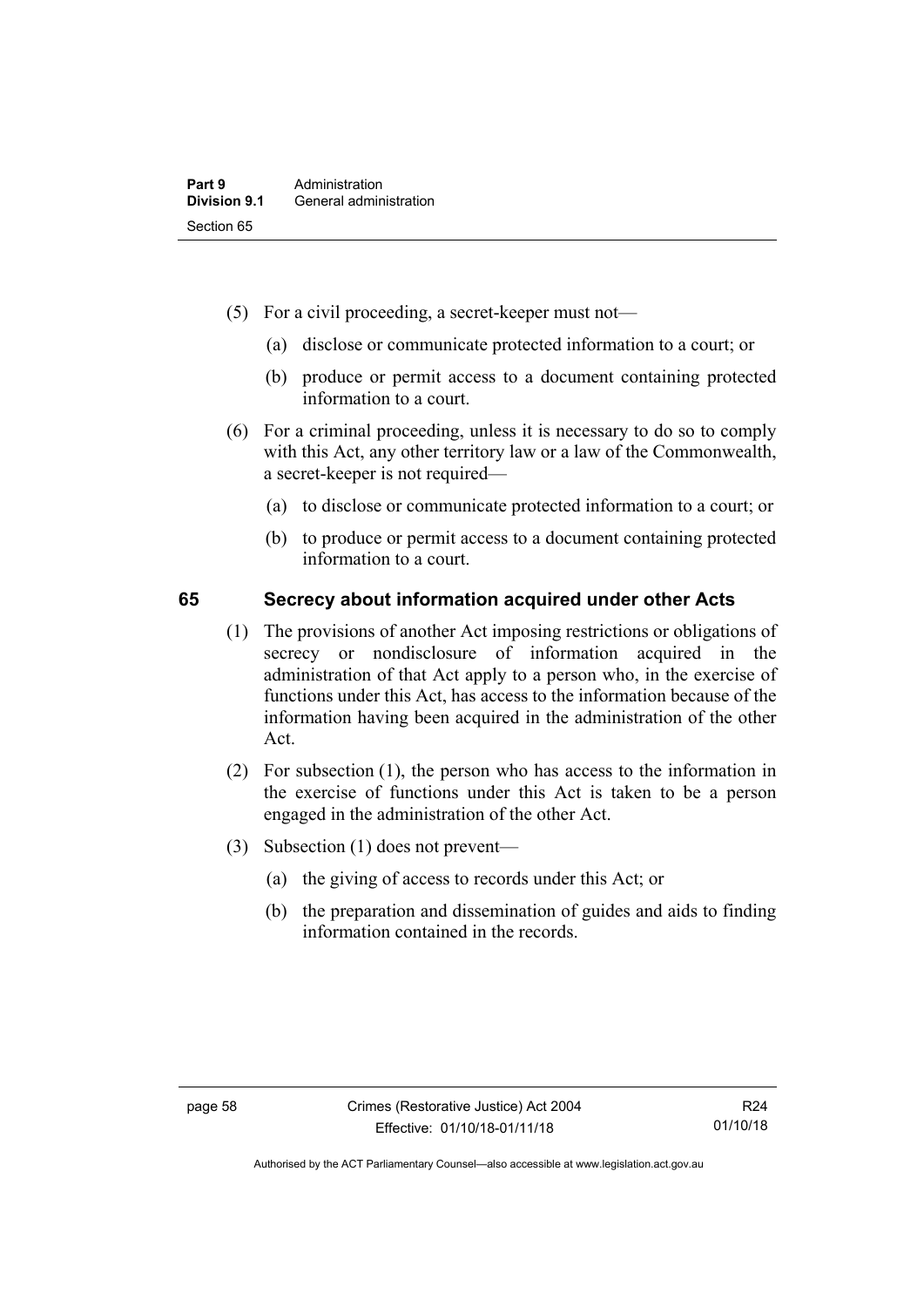(5) For a civil proceeding, a secret-keeper must not—

(a) disclose or communicate protected information to a court; or

(b) produce or permit access to a document containing protected information to a court.

(6) For a criminal proceeding, unless it is necessary to do so to comply with this Act, any other territory law or a law of the Commonwealth, a secret-keeper is not required—

(a) to disclose or communicate protected information to a court; or

(b) to produce or permit access to a document containing protected information to a court.

## 65 Secrecy about information acquired under other Acts

(1) The provisions of another Act imposing restrictions or obligations of secrecy or nondisclosure of information acquired in the administration of that Act apply to a person who, in the exercise of functions under this Act, has access to the information because of the information having been acquired in the administration of the other Act.

(2) For subsection (1), the person who has access to the information in the exercise of functions under this Act is taken to be a person engaged in the administration of the other Act.

(3) Subsection (1) does not prevent—

(a) the giving of access to records under this Act; or

(b) the preparation and dissemination of guides and aids to finding information contained in the records.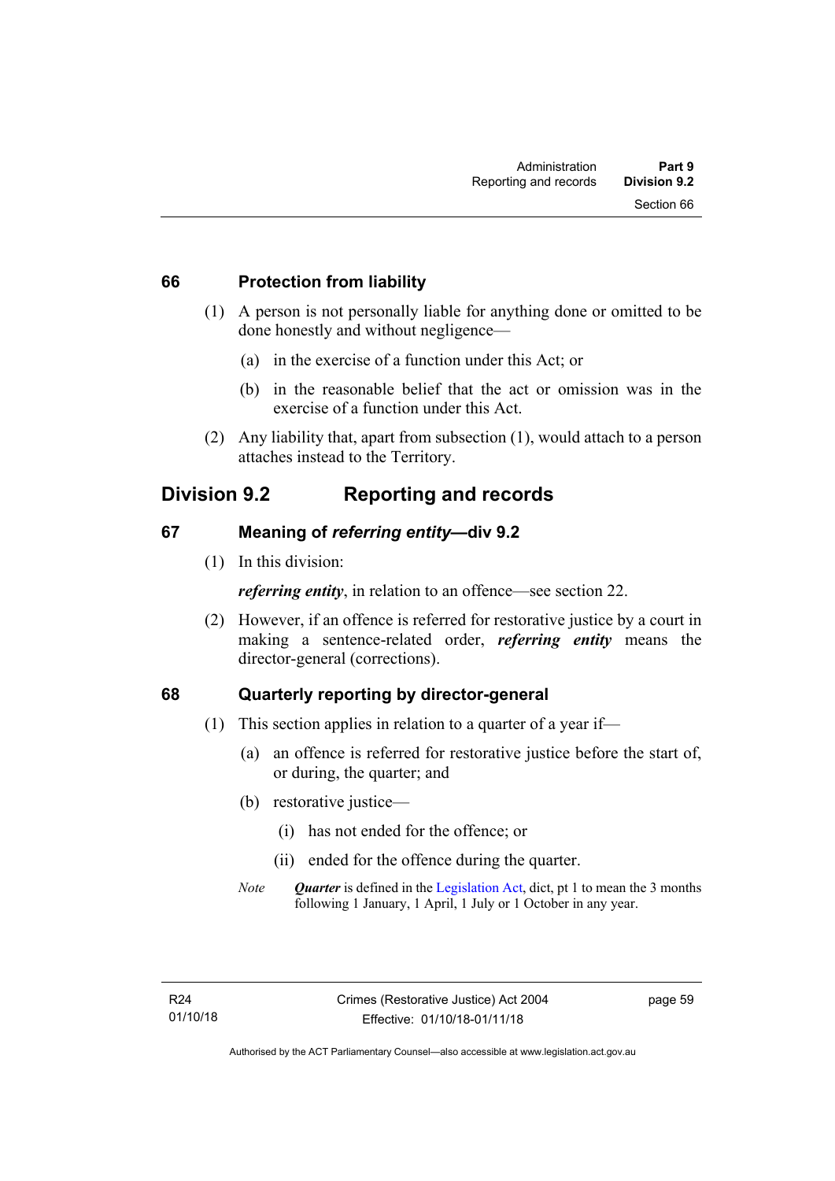### 66 Protection from liability

(1) A person is not personally liable for anything done or omitted to be done honestly and without negligence—

(a) in the exercise of a function under this Act; or

(b) in the reasonable belief that the act or omission was in the exercise of a function under this Act.

(2) Any liability that, apart from subsection (1), would attach to a person attaches instead to the Territory.

## Division 9.2 Reporting and records

### 67 Meaning of *referring entity*—div 9.2

(1) In this division:

***referring entity***, in relation to an offence—see section 22.

(2) However, if an offence is referred for restorative justice by a court in making a sentence-related order, ***referring entity*** means the director-general (corrections).

### 68 Quarterly reporting by director-general

(1) This section applies in relation to a quarter of a year if—

(a) an offence is referred for restorative justice before the start of, or during, the quarter; and

(b) restorative justice—

(i) has not ended for the offence; or

(ii) ended for the offence during the quarter.

*Note* ***Quarter*** is defined in the Legislation Act, dict, pt 1 to mean the 3 months following 1 January, 1 April, 1 July or 1 October in any year.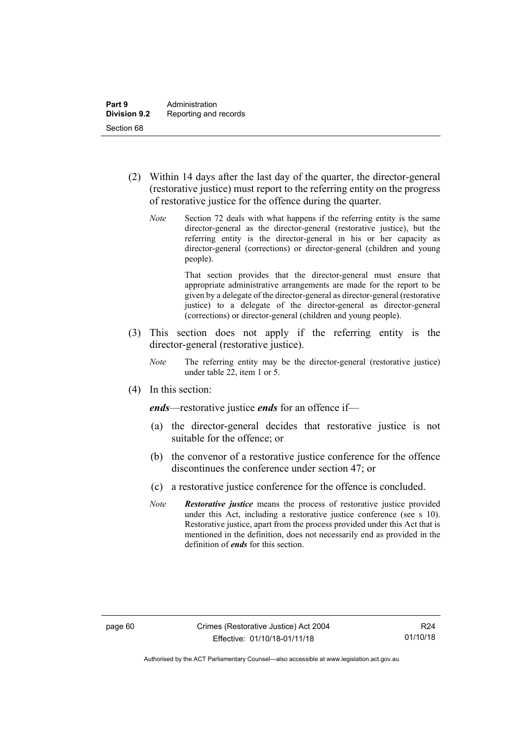(2) Within 14 days after the last day of the quarter, the director-general (restorative justice) must report to the referring entity on the progress of restorative justice for the offence during the quarter.

*Note* Section 72 deals with what happens if the referring entity is the same director-general as the director-general (restorative justice), but the referring entity is the director-general in his or her capacity as director-general (corrections) or director-general (children and young people).

That section provides that the director-general must ensure that appropriate administrative arrangements are made for the report to be given by a delegate of the director-general as director-general (restorative justice) to a delegate of the director-general as director-general (corrections) or director-general (children and young people).

(3) This section does not apply if the referring entity is the director-general (restorative justice).

*Note* The referring entity may be the director-general (restorative justice) under table 22, item 1 or 5.

(4) In this section:

***ends***—restorative justice ***ends*** for an offence if—

(a) the director-general decides that restorative justice is not suitable for the offence; or

(b) the convenor of a restorative justice conference for the offence discontinues the conference under section 47; or

(c) a restorative justice conference for the offence is concluded.

*Note* ***Restorative justice*** means the process of restorative justice provided under this Act, including a restorative justice conference (see s 10). Restorative justice, apart from the process provided under this Act that is mentioned in the definition, does not necessarily end as provided in the definition of ***ends*** for this section.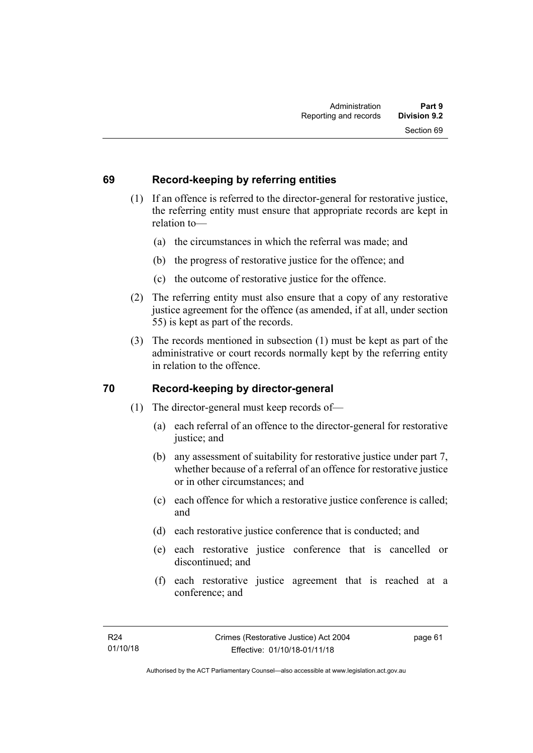## 69 Record-keeping by referring entities

(1) If an offence is referred to the director-general for restorative justice, the referring entity must ensure that appropriate records are kept in relation to—

(a) the circumstances in which the referral was made; and

(b) the progress of restorative justice for the offence; and

(c) the outcome of restorative justice for the offence.

(2) The referring entity must also ensure that a copy of any restorative justice agreement for the offence (as amended, if at all, under section 55) is kept as part of the records.

(3) The records mentioned in subsection (1) must be kept as part of the administrative or court records normally kept by the referring entity in relation to the offence.

## 70 Record-keeping by director-general

(1) The director-general must keep records of—

(a) each referral of an offence to the director-general for restorative justice; and

(b) any assessment of suitability for restorative justice under part 7, whether because of a referral of an offence for restorative justice or in other circumstances; and

(c) each offence for which a restorative justice conference is called; and

(d) each restorative justice conference that is conducted; and

(e) each restorative justice conference that is cancelled or discontinued; and

(f) each restorative justice agreement that is reached at a conference; and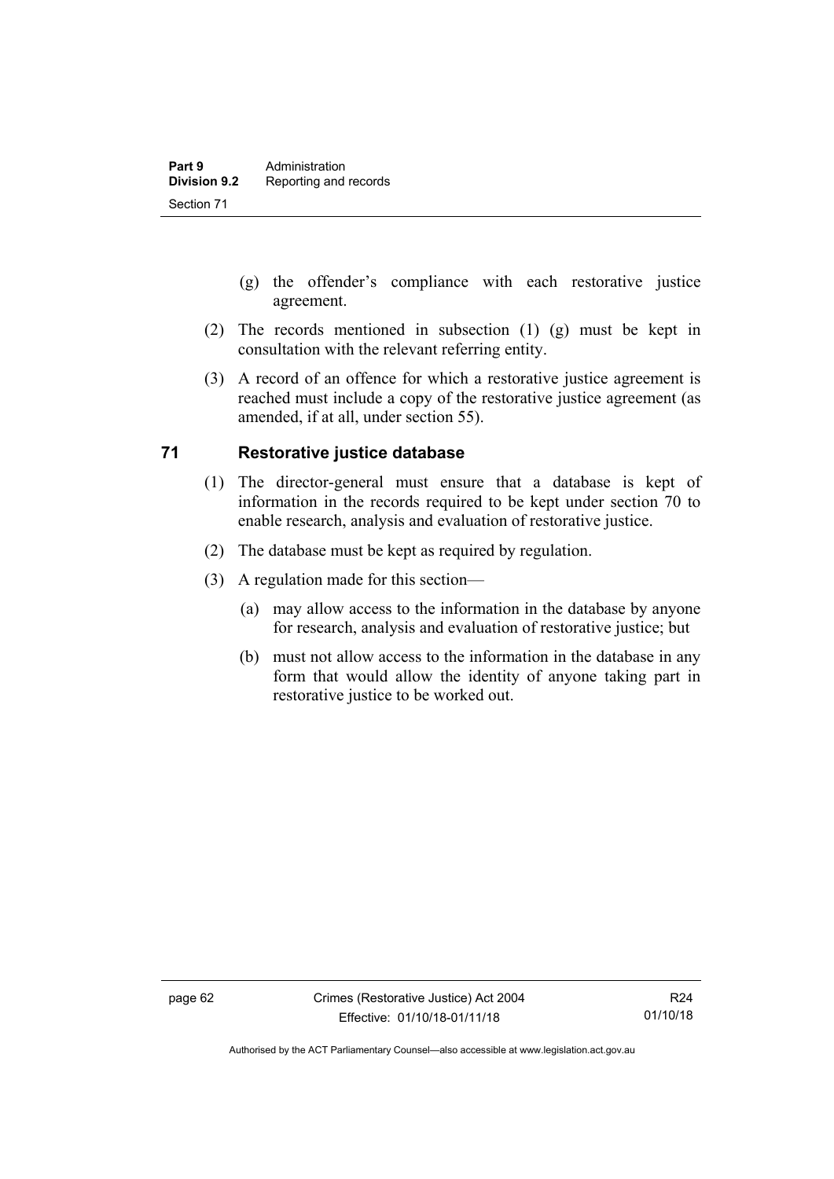(g) the offender's compliance with each restorative justice agreement.

(2) The records mentioned in subsection (1) (g) must be kept in consultation with the relevant referring entity.

(3) A record of an offence for which a restorative justice agreement is reached must include a copy of the restorative justice agreement (as amended, if at all, under section 55).

## 71 Restorative justice database

(1) The director-general must ensure that a database is kept of information in the records required to be kept under section 70 to enable research, analysis and evaluation of restorative justice.

(2) The database must be kept as required by regulation.

(3) A regulation made for this section—

(a) may allow access to the information in the database by anyone for research, analysis and evaluation of restorative justice; but

(b) must not allow access to the information in the database in any form that would allow the identity of anyone taking part in restorative justice to be worked out.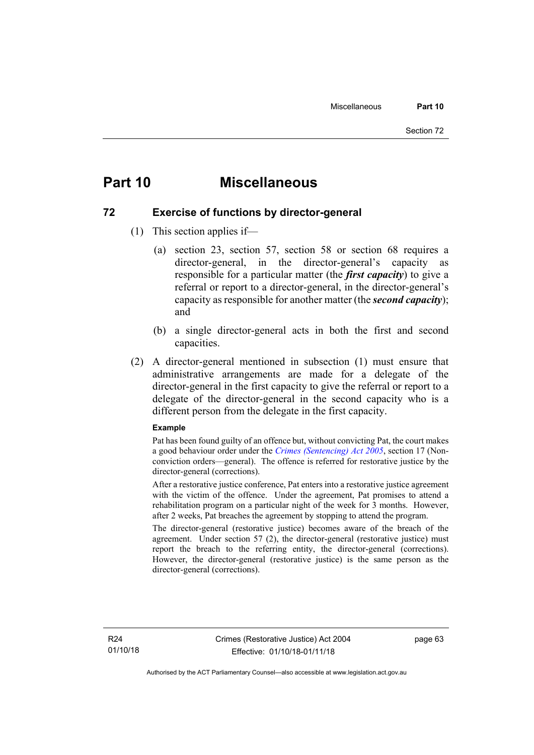# Part 10 Miscellaneous

## 72 Exercise of functions by director-general

(1) This section applies if—

(a) section 23, section 57, section 58 or section 68 requires a director-general, in the director-general's capacity as responsible for a particular matter (the ***first capacity***) to give a referral or report to a director-general, in the director-general's capacity as responsible for another matter (the ***second capacity***); and

(b) a single director-general acts in both the first and second capacities.

(2) A director-general mentioned in subsection (1) must ensure that administrative arrangements are made for a delegate of the director-general in the first capacity to give the referral or report to a delegate of the director-general in the second capacity who is a different person from the delegate in the first capacity.

**Example**

Pat has been found guilty of an offence but, without convicting Pat, the court makes a good behaviour order under the *Crimes (Sentencing) Act 2005*, section 17 (Non-conviction orders—general). The offence is referred for restorative justice by the director-general (corrections).

After a restorative justice conference, Pat enters into a restorative justice agreement with the victim of the offence. Under the agreement, Pat promises to attend a rehabilitation program on a particular night of the week for 3 months. However, after 2 weeks, Pat breaches the agreement by stopping to attend the program.

The director-general (restorative justice) becomes aware of the breach of the agreement. Under section 57 (2), the director-general (restorative justice) must report the breach to the referring entity, the director-general (corrections). However, the director-general (restorative justice) is the same person as the director-general (corrections).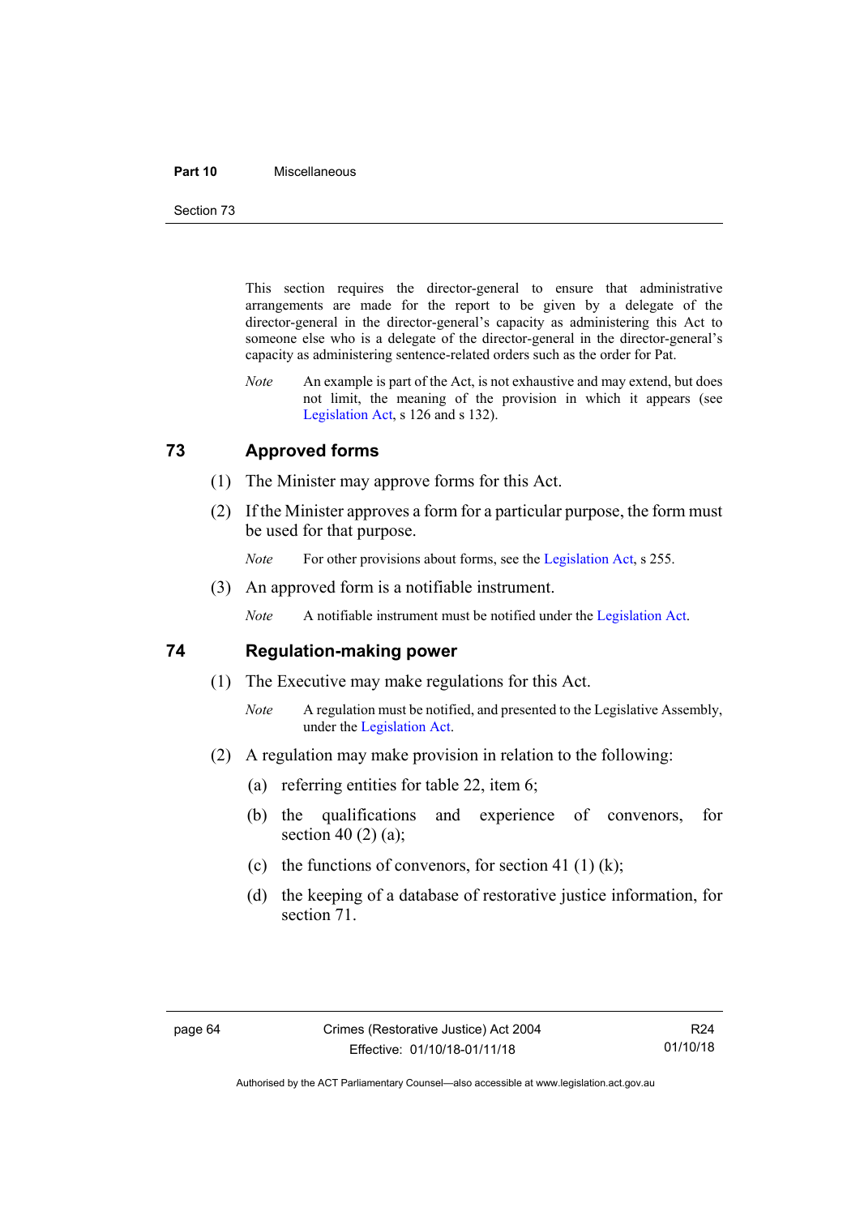This section requires the director-general to ensure that administrative arrangements are made for the report to be given by a delegate of the director-general in the director-general's capacity as administering this Act to someone else who is a delegate of the director-general in the director-general's capacity as administering sentence-related orders such as the order for Pat.

*Note* An example is part of the Act, is not exhaustive and may extend, but does not limit, the meaning of the provision in which it appears (see Legislation Act, s 126 and s 132).

## 73 Approved forms

(1) The Minister may approve forms for this Act.

(2) If the Minister approves a form for a particular purpose, the form must be used for that purpose.

*Note* For other provisions about forms, see the Legislation Act, s 255.

(3) An approved form is a notifiable instrument.

*Note* A notifiable instrument must be notified under the Legislation Act.

## 74 Regulation-making power

(1) The Executive may make regulations for this Act.

*Note* A regulation must be notified, and presented to the Legislative Assembly, under the Legislation Act.

(2) A regulation may make provision in relation to the following:

(a) referring entities for table 22, item 6;

(b) the qualifications and experience of convenors, for section 40 (2) (a);

(c) the functions of convenors, for section 41 (1) (k);

(d) the keeping of a database of restorative justice information, for section 71.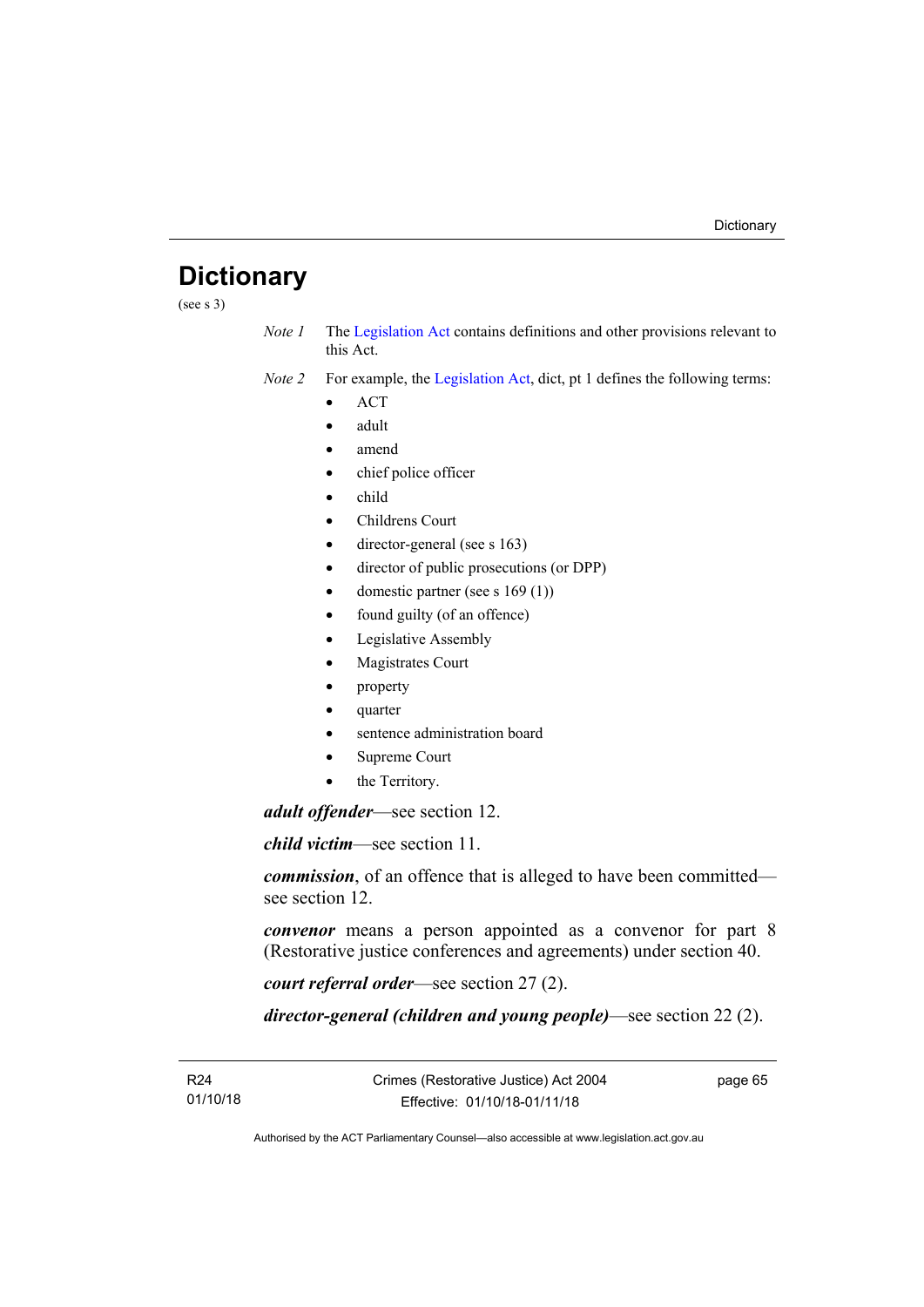# Dictionary

(see s 3)

*Note 1* The Legislation Act contains definitions and other provisions relevant to this Act.

*Note 2* For example, the Legislation Act, dict, pt 1 defines the following terms:

- ACT
- adult
- amend
- chief police officer
- child
- Childrens Court
- director-general (see s 163)
- director of public prosecutions (or DPP)
- domestic partner (see s 169 (1))
- found guilty (of an offence)
- Legislative Assembly
- Magistrates Court
- property
- quarter
- sentence administration board
- Supreme Court
- the Territory.

***adult offender***—see section 12.

***child victim***—see section 11.

***commission***, of an offence that is alleged to have been committed—see section 12.

***convenor*** means a person appointed as a convenor for part 8 (Restorative justice conferences and agreements) under section 40.

***court referral order***—see section 27 (2).

***director-general (children and young people)***—see section 22 (2).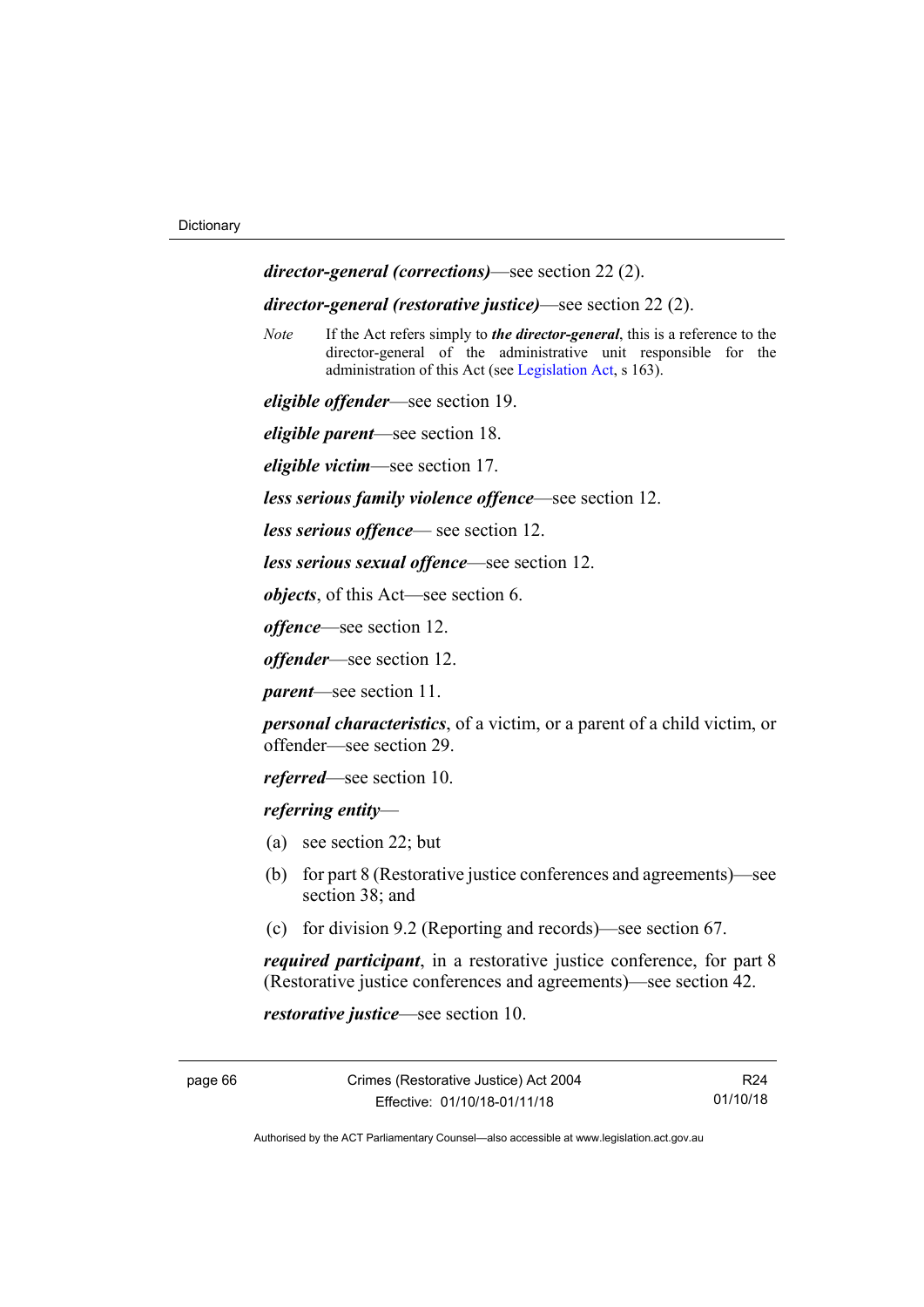***director-general (corrections)***—see section 22 (2).

***director-general (restorative justice)***—see section 22 (2).

*Note* If the Act refers simply to ***the director-general***, this is a reference to the director-general of the administrative unit responsible for the administration of this Act (see Legislation Act, s 163).

***eligible offender***—see section 19.

***eligible parent***—see section 18.

***eligible victim***—see section 17.

***less serious family violence offence***—see section 12.

***less serious offence***— see section 12.

***less serious sexual offence***—see section 12.

***objects***, of this Act—see section 6.

***offence***—see section 12.

***offender***—see section 12.

***parent***—see section 11.

***personal characteristics***, of a victim, or a parent of a child victim, or offender—see section 29.

***referred***—see section 10.

***referring entity***—

(a) see section 22; but

(b) for part 8 (Restorative justice conferences and agreements)—see section 38; and

(c) for division 9.2 (Reporting and records)—see section 67.

***required participant***, in a restorative justice conference, for part 8 (Restorative justice conferences and agreements)—see section 42.

***restorative justice***—see section 10.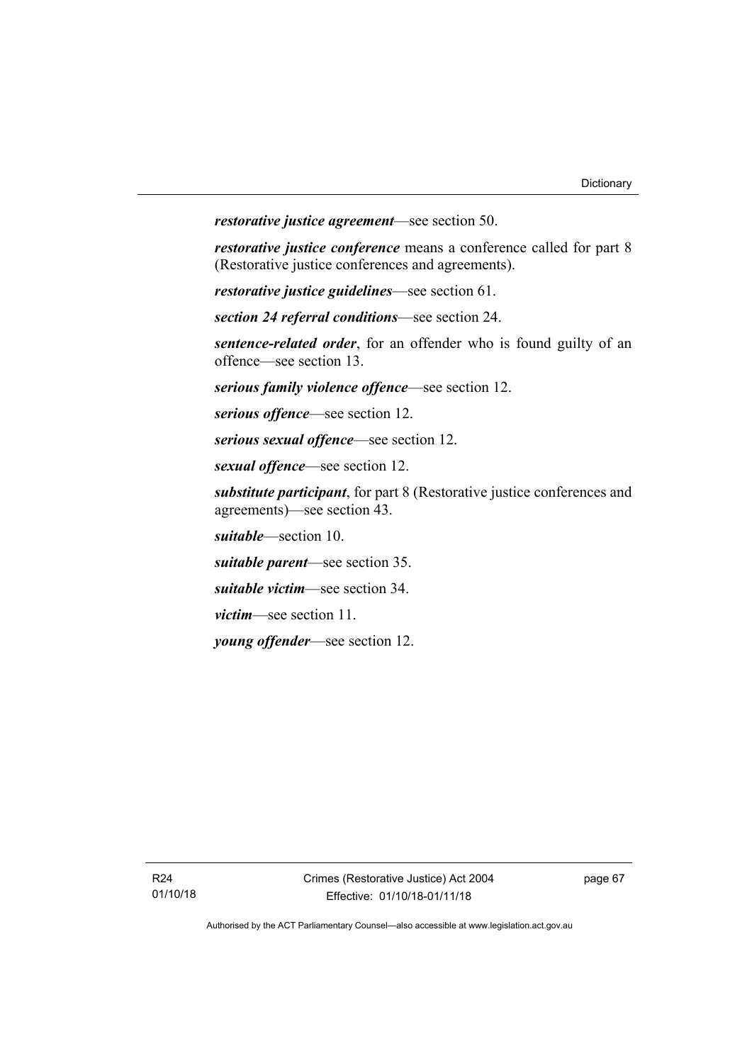***restorative justice agreement***—see section 50.

***restorative justice conference*** means a conference called for part 8 (Restorative justice conferences and agreements).

***restorative justice guidelines***—see section 61.

***section 24 referral conditions***—see section 24.

***sentence-related order***, for an offender who is found guilty of an offence—see section 13.

***serious family violence offence***—see section 12.

***serious offence***—see section 12.

***serious sexual offence***—see section 12.

***sexual offence***—see section 12.

***substitute participant***, for part 8 (Restorative justice conferences and agreements)—see section 43.

***suitable***—section 10.

***suitable parent***—see section 35.

***suitable victim***—see section 34.

***victim***—see section 11.

***young offender***—see section 12.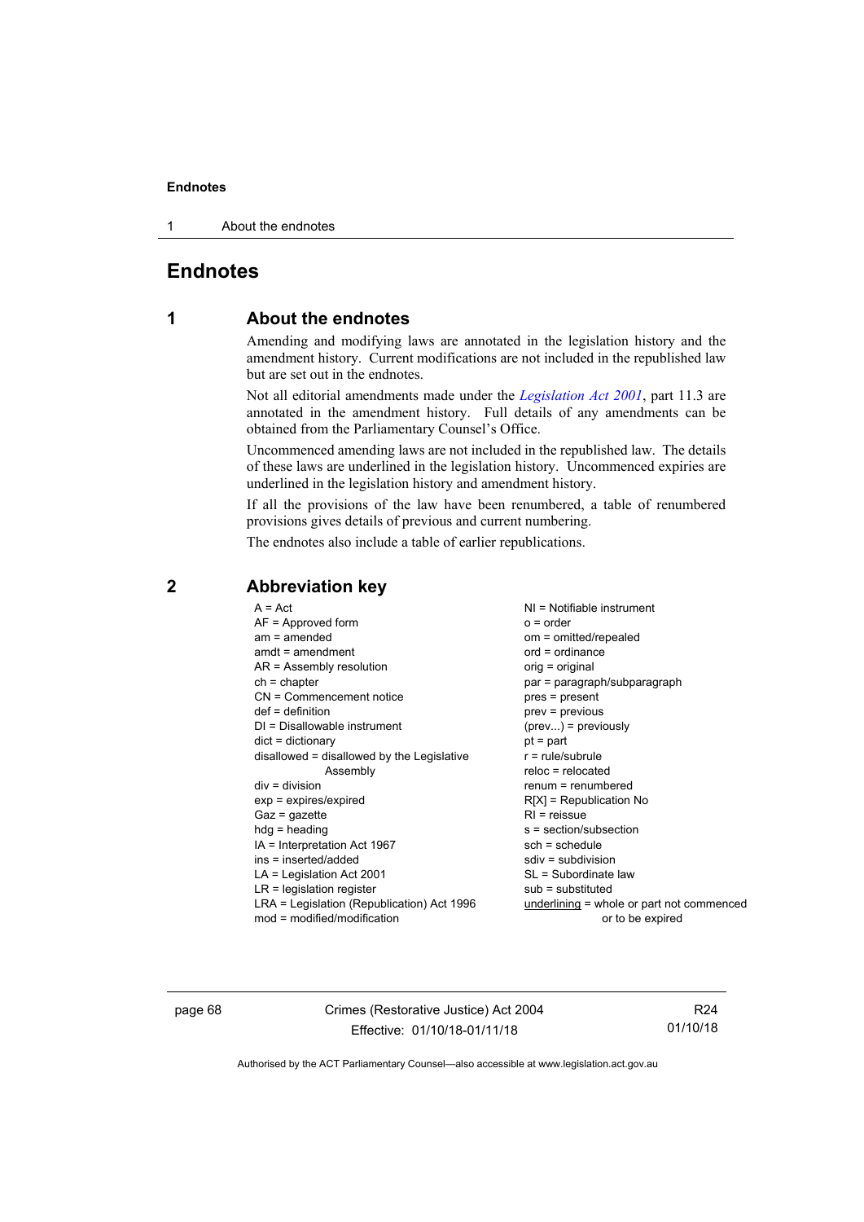# Endnotes

## 1 About the endnotes

Amending and modifying laws are annotated in the legislation history and the amendment history. Current modifications are not included in the republished law but are set out in the endnotes.

Not all editorial amendments made under the *Legislation Act 2001*, part 11.3 are annotated in the amendment history. Full details of any amendments can be obtained from the Parliamentary Counsel's Office.

Uncommenced amending laws are not included in the republished law. The details of these laws are underlined in the legislation history. Uncommenced expiries are underlined in the legislation history and amendment history.

If all the provisions of the law have been renumbered, a table of renumbered provisions gives details of previous and current numbering.

The endnotes also include a table of earlier republications.

## 2 Abbreviation key

A = Act
AF = Approved form
am = amended
amdt = amendment
AR = Assembly resolution
ch = chapter
CN = Commencement notice
def = definition
DI = Disallowable instrument
dict = dictionary
disallowed = disallowed by the Legislative Assembly
div = division
exp = expires/expired
Gaz = gazette
hdg = heading
IA = Interpretation Act 1967
ins = inserted/added
LA = Legislation Act 2001
LR = legislation register
LRA = Legislation (Republication) Act 1996
mod = modified/modification
NI = Notifiable instrument
o = order
om = omitted/repealed
ord = ordinance
orig = original
par = paragraph/subparagraph
pres = present
prev = previous
(prev...) = previously
pt = part
r = rule/subrule
reloc = relocated
renum = renumbered
R[X] = Republication No
RI = reissue
s = section/subsection
sch = schedule
sdiv = subdivision
SL = Subordinate law
sub = substituted
underlining = whole or part not commenced or to be expired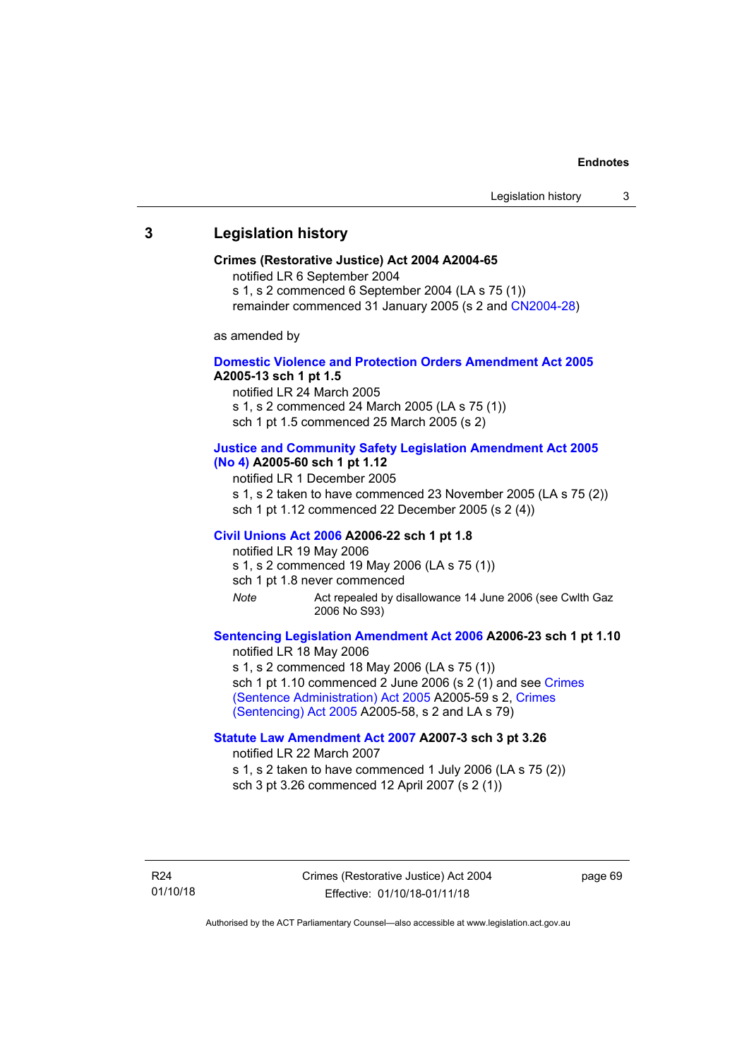## 3 Legislation history

**Crimes (Restorative Justice) Act 2004 A2004-65**

notified LR 6 September 2004

s 1, s 2 commenced 6 September 2004 (LA s 75 (1))

remainder commenced 31 January 2005 (s 2 and CN2004-28)

as amended by

**Domestic Violence and Protection Orders Amendment Act 2005 A2005-13 sch 1 pt 1.5**

notified LR 24 March 2005

s 1, s 2 commenced 24 March 2005 (LA s 75 (1))

sch 1 pt 1.5 commenced 25 March 2005 (s 2)

**Justice and Community Safety Legislation Amendment Act 2005 (No 4) A2005-60 sch 1 pt 1.12**

notified LR 1 December 2005

s 1, s 2 taken to have commenced 23 November 2005 (LA s 75 (2))

sch 1 pt 1.12 commenced 22 December 2005 (s 2 (4))

**Civil Unions Act 2006 A2006-22 sch 1 pt 1.8**

notified LR 19 May 2006

s 1, s 2 commenced 19 May 2006 (LA s 75 (1))

sch 1 pt 1.8 never commenced

*Note* Act repealed by disallowance 14 June 2006 (see Cwlth Gaz 2006 No S93)

**Sentencing Legislation Amendment Act 2006 A2006-23 sch 1 pt 1.10**

notified LR 18 May 2006

s 1, s 2 commenced 18 May 2006 (LA s 75 (1))

sch 1 pt 1.10 commenced 2 June 2006 (s 2 (1) and see Crimes (Sentence Administration) Act 2005 A2005-59 s 2, Crimes (Sentencing) Act 2005 A2005-58, s 2 and LA s 79)

**Statute Law Amendment Act 2007 A2007-3 sch 3 pt 3.26**

notified LR 22 March 2007

s 1, s 2 taken to have commenced 1 July 2006 (LA s 75 (2))

sch 3 pt 3.26 commenced 12 April 2007 (s 2 (1))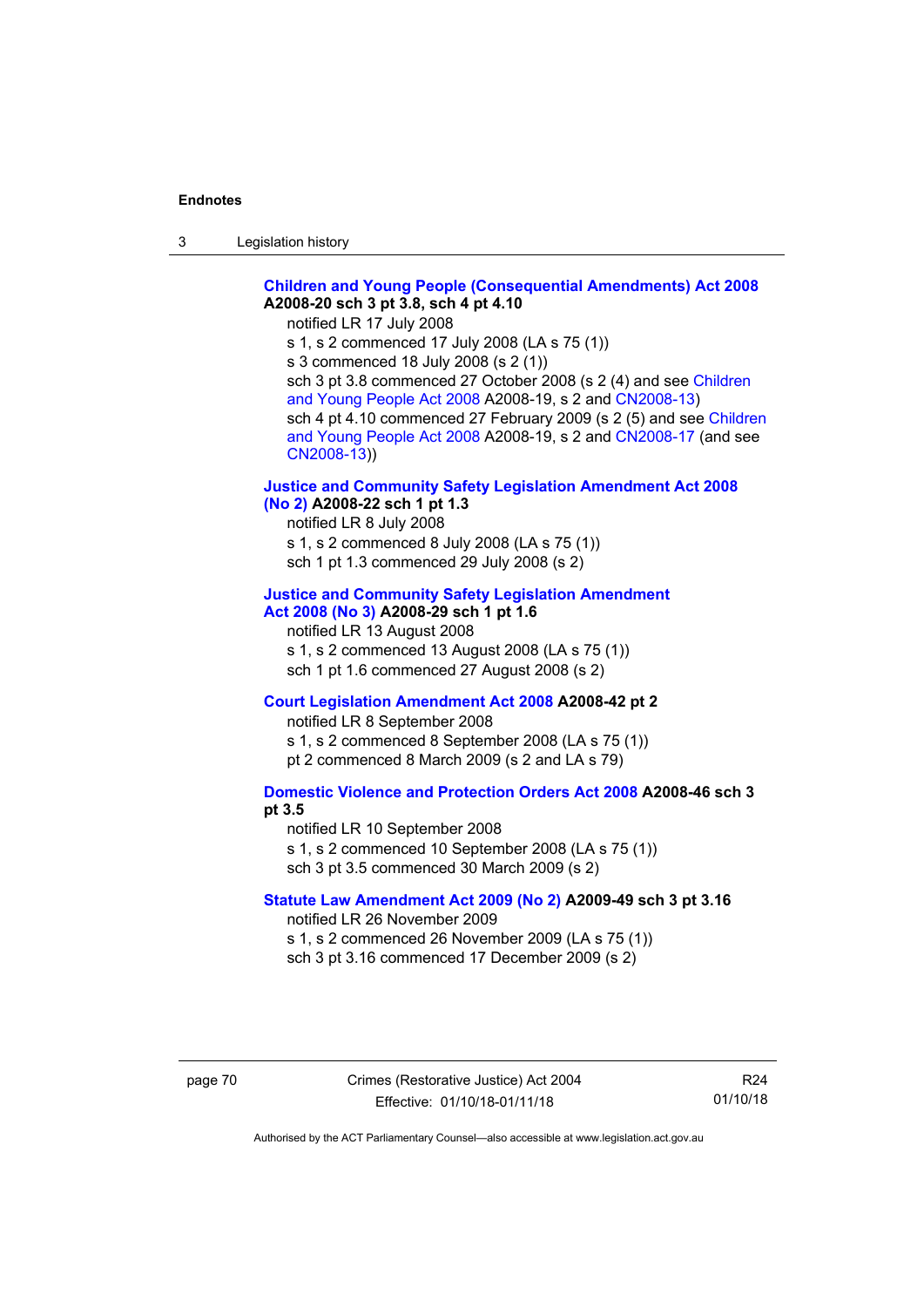**Children and Young People (Consequential Amendments) Act 2008 A2008-20 sch 3 pt 3.8, sch 4 pt 4.10**

notified LR 17 July 2008

s 1, s 2 commenced 17 July 2008 (LA s 75 (1))

s 3 commenced 18 July 2008 (s 2 (1))

sch 3 pt 3.8 commenced 27 October 2008 (s 2 (4) and see Children and Young People Act 2008 A2008-19, s 2 and CN2008-13)

sch 4 pt 4.10 commenced 27 February 2009 (s 2 (5) and see Children and Young People Act 2008 A2008-19, s 2 and CN2008-17 (and see CN2008-13))

**Justice and Community Safety Legislation Amendment Act 2008 (No 2) A2008-22 sch 1 pt 1.3**

notified LR 8 July 2008

s 1, s 2 commenced 8 July 2008 (LA s 75 (1))

sch 1 pt 1.3 commenced 29 July 2008 (s 2)

**Justice and Community Safety Legislation Amendment Act 2008 (No 3) A2008-29 sch 1 pt 1.6**

notified LR 13 August 2008

s 1, s 2 commenced 13 August 2008 (LA s 75 (1))

sch 1 pt 1.6 commenced 27 August 2008 (s 2)

**Court Legislation Amendment Act 2008 A2008-42 pt 2**

notified LR 8 September 2008

s 1, s 2 commenced 8 September 2008 (LA s 75 (1))

pt 2 commenced 8 March 2009 (s 2 and LA s 79)

**Domestic Violence and Protection Orders Act 2008 A2008-46 sch 3 pt 3.5**

notified LR 10 September 2008

s 1, s 2 commenced 10 September 2008 (LA s 75 (1))

sch 3 pt 3.5 commenced 30 March 2009 (s 2)

**Statute Law Amendment Act 2009 (No 2) A2009-49 sch 3 pt 3.16**

notified LR 26 November 2009

s 1, s 2 commenced 26 November 2009 (LA s 75 (1))

sch 3 pt 3.16 commenced 17 December 2009 (s 2)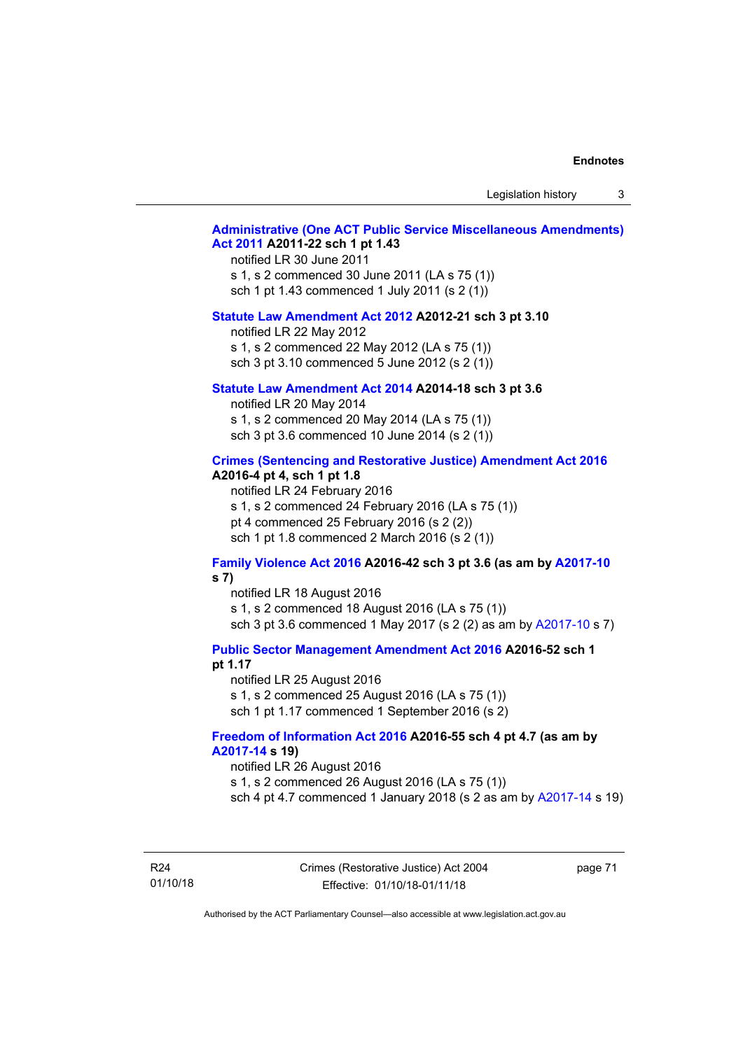**Administrative (One ACT Public Service Miscellaneous Amendments) Act 2011 A2011-22 sch 1 pt 1.43**

notified LR 30 June 2011
s 1, s 2 commenced 30 June 2011 (LA s 75 (1))
sch 1 pt 1.43 commenced 1 July 2011 (s 2 (1))

**Statute Law Amendment Act 2012 A2012-21 sch 3 pt 3.10**

notified LR 22 May 2012
s 1, s 2 commenced 22 May 2012 (LA s 75 (1))
sch 3 pt 3.10 commenced 5 June 2012 (s 2 (1))

**Statute Law Amendment Act 2014 A2014-18 sch 3 pt 3.6**

notified LR 20 May 2014
s 1, s 2 commenced 20 May 2014 (LA s 75 (1))
sch 3 pt 3.6 commenced 10 June 2014 (s 2 (1))

**Crimes (Sentencing and Restorative Justice) Amendment Act 2016 A2016-4 pt 4, sch 1 pt 1.8**

notified LR 24 February 2016
s 1, s 2 commenced 24 February 2016 (LA s 75 (1))
pt 4 commenced 25 February 2016 (s 2 (2))
sch 1 pt 1.8 commenced 2 March 2016 (s 2 (1))

**Family Violence Act 2016 A2016-42 sch 3 pt 3.6 (as am by A2017-10 s 7)**

notified LR 18 August 2016
s 1, s 2 commenced 18 August 2016 (LA s 75 (1))
sch 3 pt 3.6 commenced 1 May 2017 (s 2 (2) as am by A2017-10 s 7)

**Public Sector Management Amendment Act 2016 A2016-52 sch 1 pt 1.17**

notified LR 25 August 2016
s 1, s 2 commenced 25 August 2016 (LA s 75 (1))
sch 1 pt 1.17 commenced 1 September 2016 (s 2)

**Freedom of Information Act 2016 A2016-55 sch 4 pt 4.7 (as am by A2017-14 s 19)**

notified LR 26 August 2016
s 1, s 2 commenced 26 August 2016 (LA s 75 (1))
sch 4 pt 4.7 commenced 1 January 2018 (s 2 as am by A2017-14 s 19)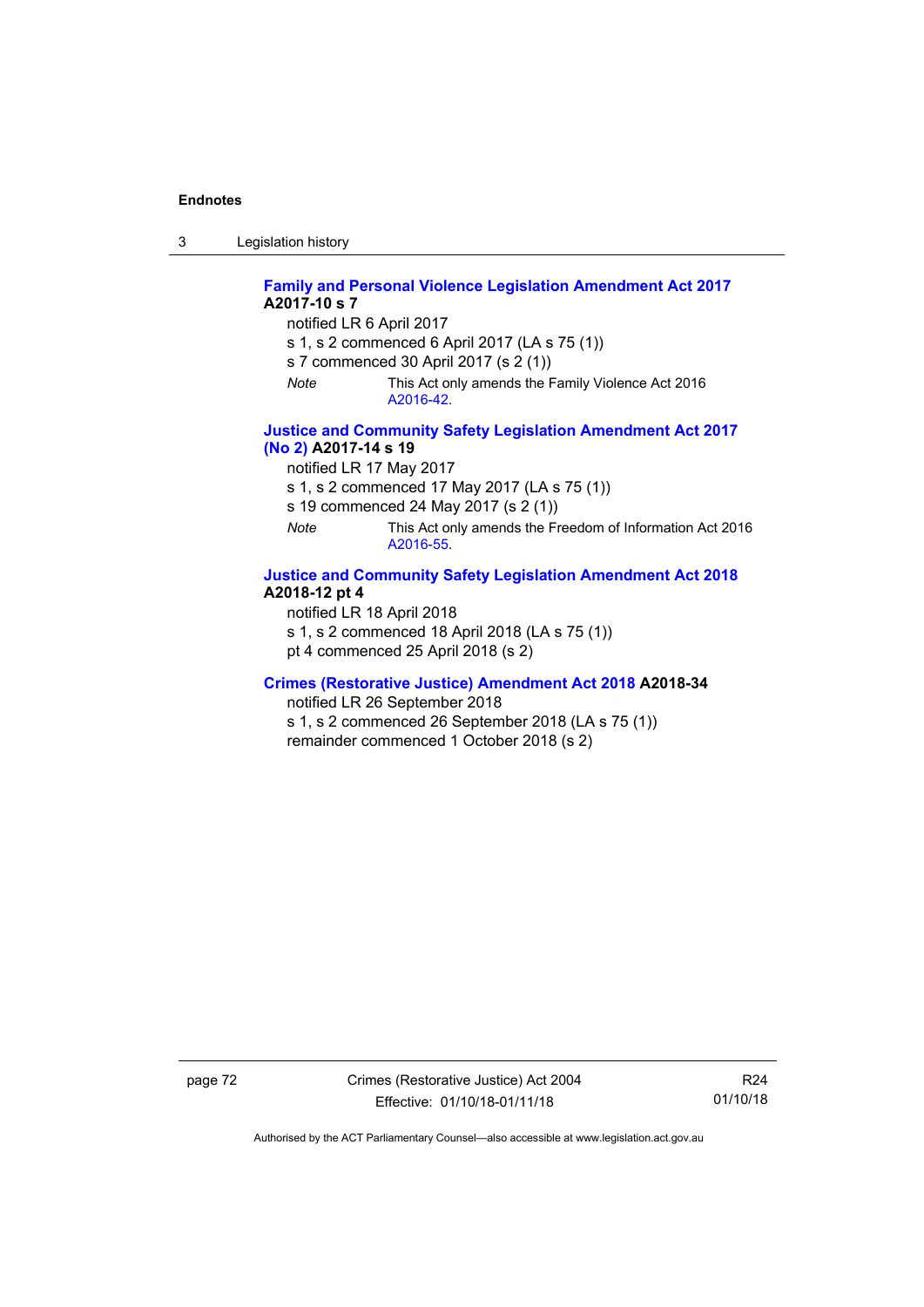**Family and Personal Violence Legislation Amendment Act 2017 A2017-10 s 7**

notified LR 6 April 2017

s 1, s 2 commenced 6 April 2017 (LA s 75 (1))

s 7 commenced 30 April 2017 (s 2 (1))

*Note* This Act only amends the Family Violence Act 2016 A2016-42.

**Justice and Community Safety Legislation Amendment Act 2017 (No 2) A2017-14 s 19**

notified LR 17 May 2017

s 1, s 2 commenced 17 May 2017 (LA s 75 (1))

s 19 commenced 24 May 2017 (s 2 (1))

*Note* This Act only amends the Freedom of Information Act 2016 A2016-55.

**Justice and Community Safety Legislation Amendment Act 2018 A2018-12 pt 4**

notified LR 18 April 2018

s 1, s 2 commenced 18 April 2018 (LA s 75 (1))

pt 4 commenced 25 April 2018 (s 2)

**Crimes (Restorative Justice) Amendment Act 2018 A2018-34**

notified LR 26 September 2018

s 1, s 2 commenced 26 September 2018 (LA s 75 (1))

remainder commenced 1 October 2018 (s 2)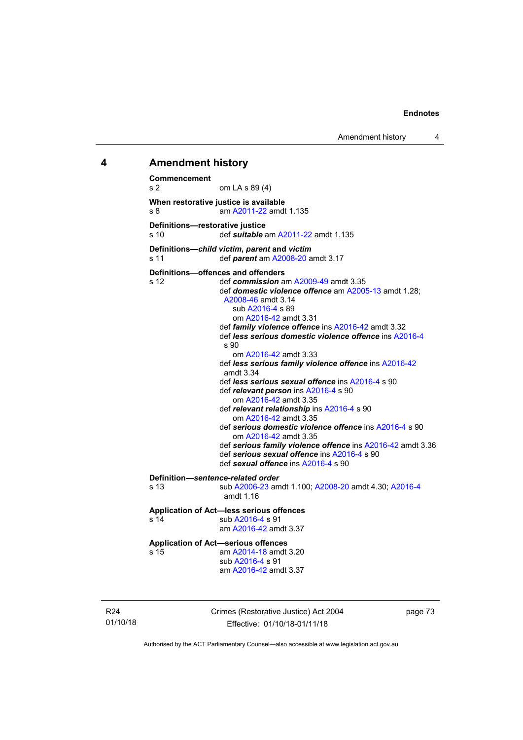# 4 Amendment history

**Commencement**
s 2 om LA s 89 (4)

**When restorative justice is available**
s 8 am A2011-22 amdt 1.135

**Definitions—restorative justice**
s 10 def ***suitable*** am A2011-22 amdt 1.135

**Definitions—*child victim*, *parent* and *victim***
s 11 def ***parent*** am A2008-20 amdt 3.17

**Definitions—offences and offenders**
s 12 def ***commission*** am A2009-49 amdt 3.35
def ***domestic violence offence*** am A2005-13 amdt 1.28; A2008-46 amdt 3.14
sub A2016-4 s 89
om A2016-42 amdt 3.31
def ***family violence offence*** ins A2016-42 amdt 3.32
def ***less serious domestic violence offence*** ins A2016-4 s 90
om A2016-42 amdt 3.33
def ***less serious family violence offence*** ins A2016-42 amdt 3.34
def ***less serious sexual offence*** ins A2016-4 s 90
def ***relevant person*** ins A2016-4 s 90
om A2016-42 amdt 3.35
def ***relevant relationship*** ins A2016-4 s 90
om A2016-42 amdt 3.35
def ***serious domestic violence offence*** ins A2016-4 s 90
om A2016-42 amdt 3.35
def ***serious family violence offence*** ins A2016-42 amdt 3.36
def ***serious sexual offence*** ins A2016-4 s 90
def ***sexual offence*** ins A2016-4 s 90

**Definition—*sentence-related order***
s 13 sub A2006-23 amdt 1.100; A2008-20 amdt 4.30; A2016-4 amdt 1.16

**Application of Act—less serious offences**
s 14 sub A2016-4 s 91
am A2016-42 amdt 3.37

**Application of Act—serious offences**
s 15 am A2014-18 amdt 3.20
sub A2016-4 s 91
am A2016-42 amdt 3.37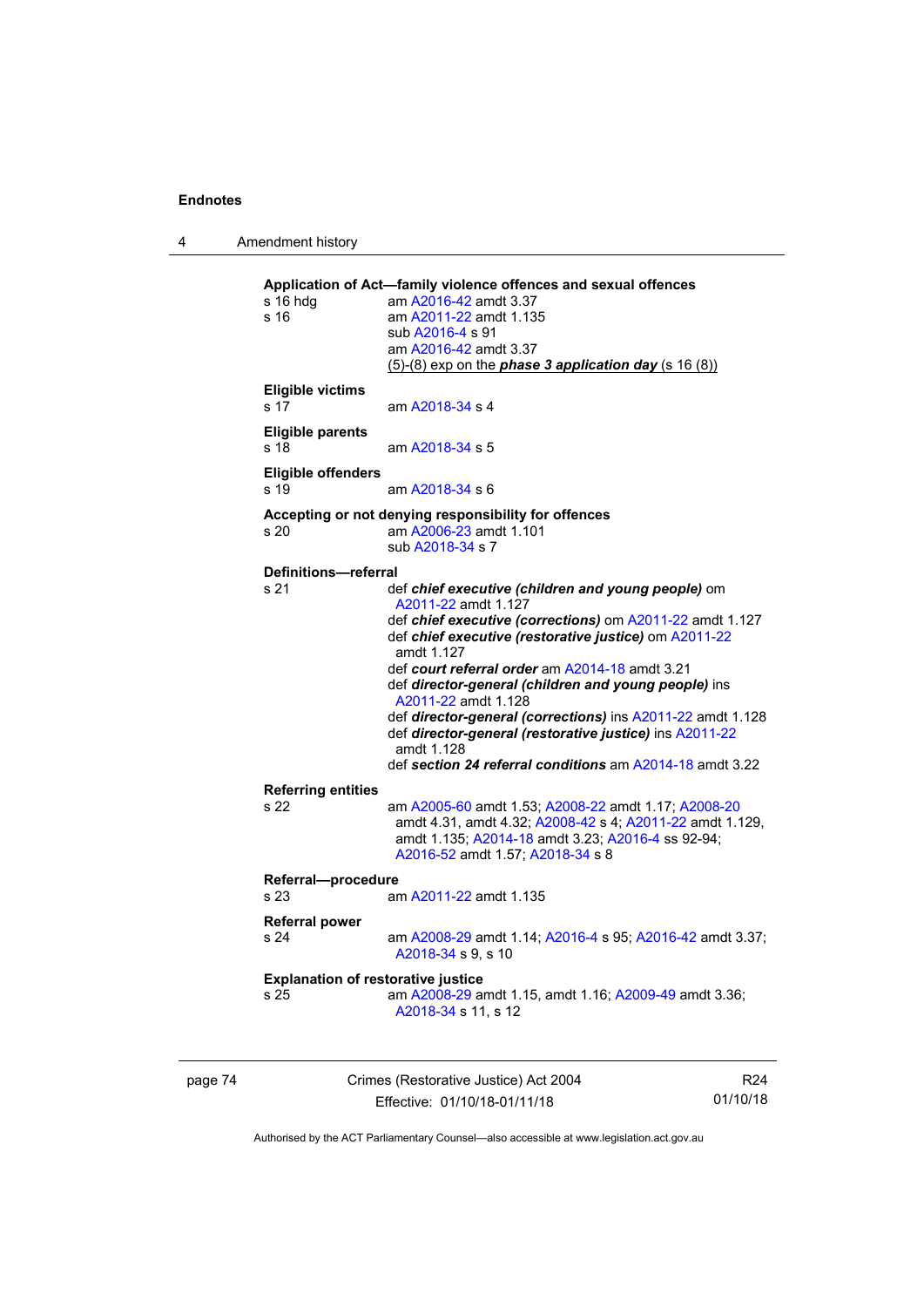**Application of Act—family violence offences and sexual offences**

s 16 hdg — am A2016-42 amdt 3.37

s 16 — am A2011-22 amdt 1.135
sub A2016-4 s 91
am A2016-42 amdt 3.37
(5)-(8) exp on the ***phase 3 application day*** (s 16 (8))

**Eligible victims**

s 17 — am A2018-34 s 4

**Eligible parents**

s 18 — am A2018-34 s 5

**Eligible offenders**

s 19 — am A2018-34 s 6

**Accepting or not denying responsibility for offences**

s 20 — am A2006-23 amdt 1.101
sub A2018-34 s 7

**Definitions—referral**

s 21 — def ***chief executive (children and young people)*** om A2011-22 amdt 1.127
def ***chief executive (corrections)*** om A2011-22 amdt 1.127
def ***chief executive (restorative justice)*** om A2011-22 amdt 1.127
def ***court referral order*** am A2014-18 amdt 3.21
def ***director-general (children and young people)*** ins A2011-22 amdt 1.128
def ***director-general (corrections)*** ins A2011-22 amdt 1.128
def ***director-general (restorative justice)*** ins A2011-22 amdt 1.128
def ***section 24 referral conditions*** am A2014-18 amdt 3.22

**Referring entities**

s 22 — am A2005-60 amdt 1.53; A2008-22 amdt 1.17; A2008-20 amdt 4.31, amdt 4.32; A2008-42 s 4; A2011-22 amdt 1.129, amdt 1.135; A2014-18 amdt 3.23; A2016-4 ss 92-94; A2016-52 amdt 1.57; A2018-34 s 8

**Referral—procedure**

s 23 — am A2011-22 amdt 1.135

**Referral power**

s 24 — am A2008-29 amdt 1.14; A2016-4 s 95; A2016-42 amdt 3.37; A2018-34 s 9, s 10

**Explanation of restorative justice**

s 25 — am A2008-29 amdt 1.15, amdt 1.16; A2009-49 amdt 3.36; A2018-34 s 11, s 12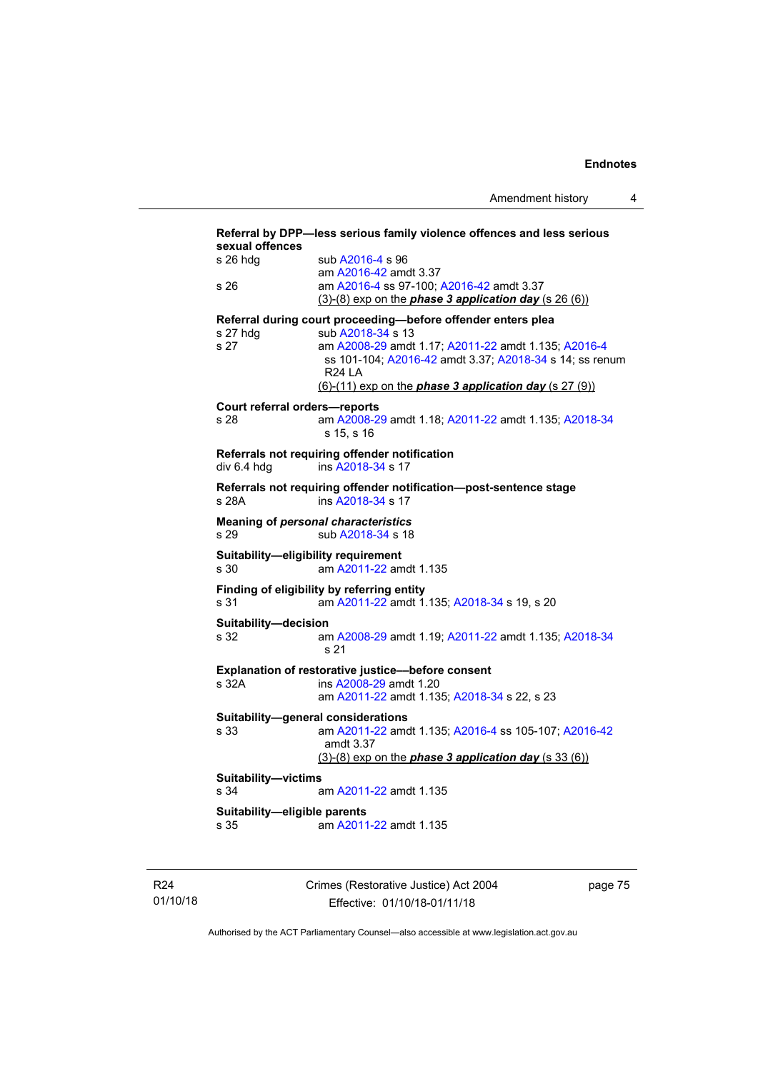**Referral by DPP—less serious family violence offences and less serious sexual offences**

s 26 hdg — sub A2016-4 s 96
am A2016-42 amdt 3.37

s 26 — am A2016-4 ss 97-100; A2016-42 amdt 3.37
(3)-(8) exp on the ***phase 3 application day*** (s 26 (6))

**Referral during court proceeding—before offender enters plea**

s 27 hdg — sub A2018-34 s 13

s 27 — am A2008-29 amdt 1.17; A2011-22 amdt 1.135; A2016-4 ss 101-104; A2016-42 amdt 3.37; A2018-34 s 14; ss renum R24 LA
(6)-(11) exp on the ***phase 3 application day*** (s 27 (9))

**Court referral orders—reports**

s 28 — am A2008-29 amdt 1.18; A2011-22 amdt 1.135; A2018-34 s 15, s 16

**Referrals not requiring offender notification**

div 6.4 hdg — ins A2018-34 s 17

**Referrals not requiring offender notification—post-sentence stage**

s 28A — ins A2018-34 s 17

**Meaning of *personal characteristics***

s 29 — sub A2018-34 s 18

**Suitability—eligibility requirement**

s 30 — am A2011-22 amdt 1.135

**Finding of eligibility by referring entity**

s 31 — am A2011-22 amdt 1.135; A2018-34 s 19, s 20

**Suitability—decision**

s 32 — am A2008-29 amdt 1.19; A2011-22 amdt 1.135; A2018-34 s 21

**Explanation of restorative justice—before consent**

s 32A — ins A2008-29 amdt 1.20
am A2011-22 amdt 1.135; A2018-34 s 22, s 23

**Suitability—general considerations**

s 33 — am A2011-22 amdt 1.135; A2016-4 ss 105-107; A2016-42 amdt 3.37
(3)-(8) exp on the ***phase 3 application day*** (s 33 (6))

**Suitability—victims**

s 34 — am A2011-22 amdt 1.135

**Suitability—eligible parents**

s 35 — am A2011-22 amdt 1.135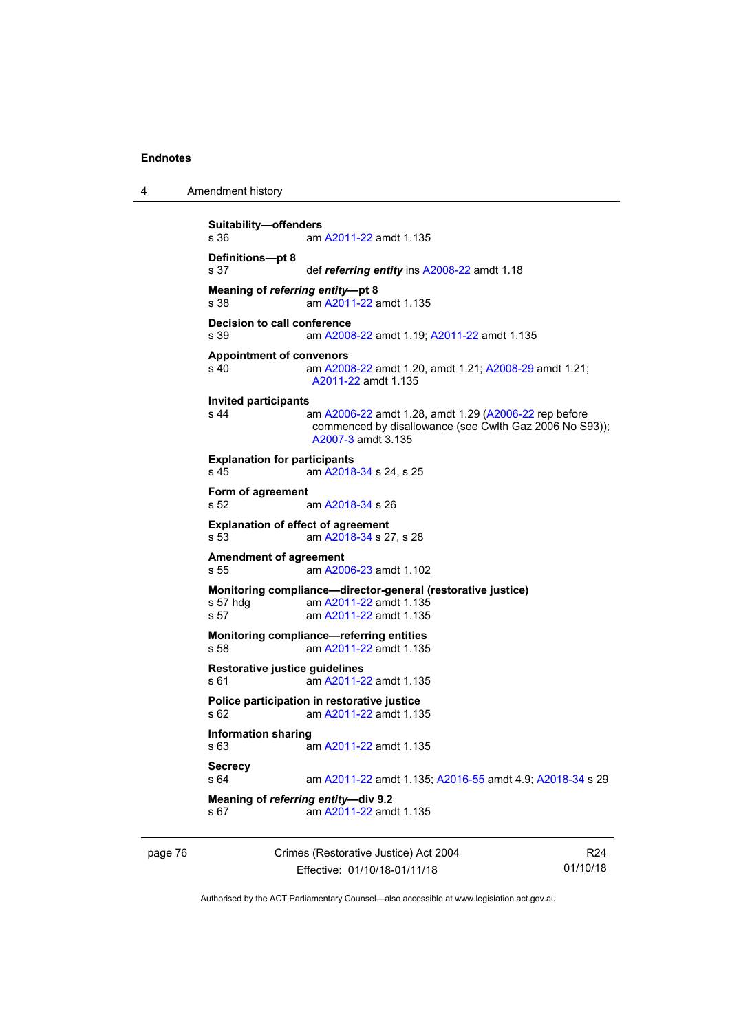**Suitability—offenders**
s 36 am A2011-22 amdt 1.135

**Definitions—pt 8**
s 37 def ***referring entity*** ins A2008-22 amdt 1.18

**Meaning of *referring entity*—pt 8**
s 38 am A2011-22 amdt 1.135

**Decision to call conference**
s 39 am A2008-22 amdt 1.19; A2011-22 amdt 1.135

**Appointment of convenors**
s 40 am A2008-22 amdt 1.20, amdt 1.21; A2008-29 amdt 1.21; A2011-22 amdt 1.135

**Invited participants**
s 44 am A2006-22 amdt 1.28, amdt 1.29 (A2006-22 rep before commenced by disallowance (see Cwlth Gaz 2006 No S93)); A2007-3 amdt 3.135

**Explanation for participants**
s 45 am A2018-34 s 24, s 25

**Form of agreement**
s 52 am A2018-34 s 26

**Explanation of effect of agreement**
s 53 am A2018-34 s 27, s 28

**Amendment of agreement**
s 55 am A2006-23 amdt 1.102

**Monitoring compliance—director-general (restorative justice)**
s 57 hdg am A2011-22 amdt 1.135
s 57 am A2011-22 amdt 1.135

**Monitoring compliance—referring entities**
s 58 am A2011-22 amdt 1.135

**Restorative justice guidelines**
s 61 am A2011-22 amdt 1.135

**Police participation in restorative justice**
s 62 am A2011-22 amdt 1.135

**Information sharing**
s 63 am A2011-22 amdt 1.135

**Secrecy**
s 64 am A2011-22 amdt 1.135; A2016-55 amdt 4.9; A2018-34 s 29

**Meaning of *referring entity*—div 9.2**
s 67 am A2011-22 amdt 1.135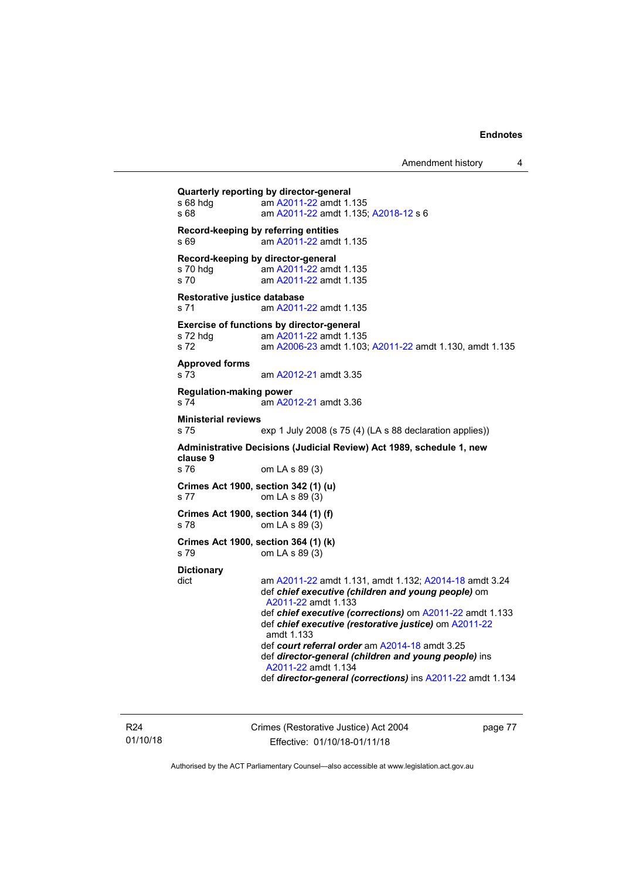**Quarterly reporting by director-general**
s 68 hdg am A2011-22 amdt 1.135
s 68 am A2011-22 amdt 1.135; A2018-12 s 6

**Record-keeping by referring entities**
s 69 am A2011-22 amdt 1.135

**Record-keeping by director-general**
s 70 hdg am A2011-22 amdt 1.135
s 70 am A2011-22 amdt 1.135

**Restorative justice database**
s 71 am A2011-22 amdt 1.135

**Exercise of functions by director-general**
s 72 hdg am A2011-22 amdt 1.135
s 72 am A2006-23 amdt 1.103; A2011-22 amdt 1.130, amdt 1.135

**Approved forms**
s 73 am A2012-21 amdt 3.35

**Regulation-making power**
s 74 am A2012-21 amdt 3.36

**Ministerial reviews**
s 75 exp 1 July 2008 (s 75 (4) (LA s 88 declaration applies))

**Administrative Decisions (Judicial Review) Act 1989, schedule 1, new clause 9**
s 76 om LA s 89 (3)

**Crimes Act 1900, section 342 (1) (u)**
s 77 om LA s 89 (3)

**Crimes Act 1900, section 344 (1) (f)**
s 78 om LA s 89 (3)

**Crimes Act 1900, section 364 (1) (k)**
s 79 om LA s 89 (3)

**Dictionary**
dict am A2011-22 amdt 1.131, amdt 1.132; A2014-18 amdt 3.24
def ***chief executive (children and young people)*** om A2011-22 amdt 1.133
def ***chief executive (corrections)*** om A2011-22 amdt 1.133
def ***chief executive (restorative justice)*** om A2011-22 amdt 1.133
def ***court referral order*** am A2014-18 amdt 3.25
def ***director-general (children and young people)*** ins A2011-22 amdt 1.134
def ***director-general (corrections)*** ins A2011-22 amdt 1.134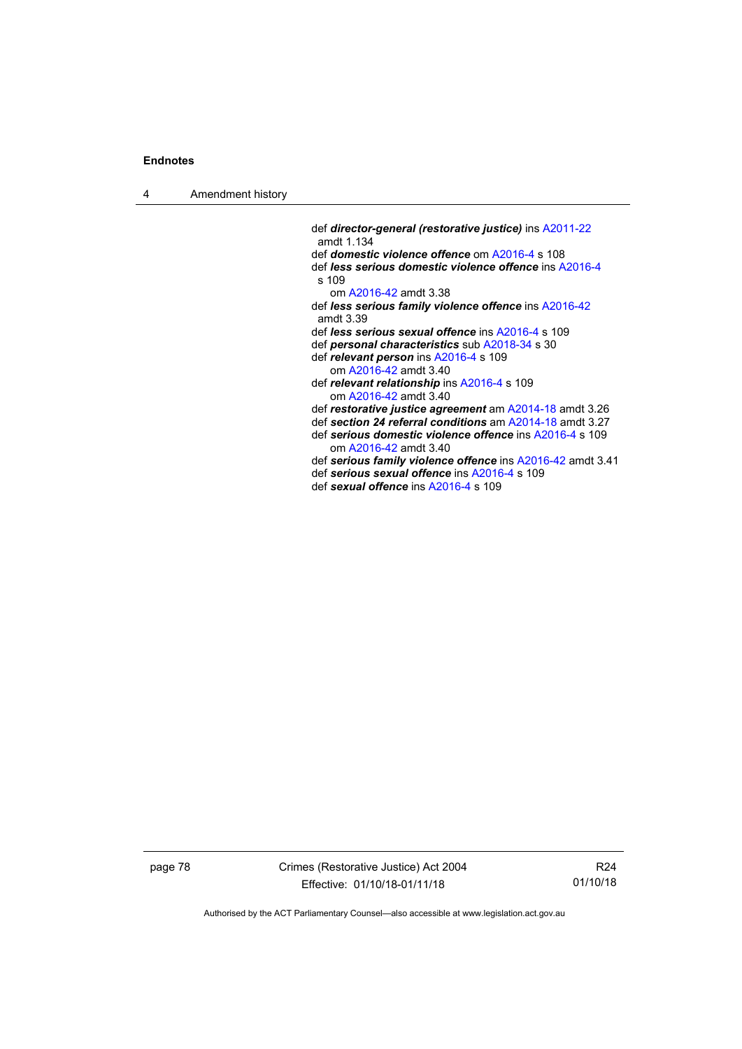def ***director-general (restorative justice)*** ins A2011-22 amdt 1.134
def ***domestic violence offence*** om A2016-4 s 108
def ***less serious domestic violence offence*** ins A2016-4 s 109
om A2016-42 amdt 3.38
def ***less serious family violence offence*** ins A2016-42 amdt 3.39
def ***less serious sexual offence*** ins A2016-4 s 109
def ***personal characteristics*** sub A2018-34 s 30
def ***relevant person*** ins A2016-4 s 109
om A2016-42 amdt 3.40
def ***relevant relationship*** ins A2016-4 s 109
om A2016-42 amdt 3.40
def ***restorative justice agreement*** am A2014-18 amdt 3.26
def ***section 24 referral conditions*** am A2014-18 amdt 3.27
def ***serious domestic violence offence*** ins A2016-4 s 109
om A2016-42 amdt 3.40
def ***serious family violence offence*** ins A2016-42 amdt 3.41
def ***serious sexual offence*** ins A2016-4 s 109
def ***sexual offence*** ins A2016-4 s 109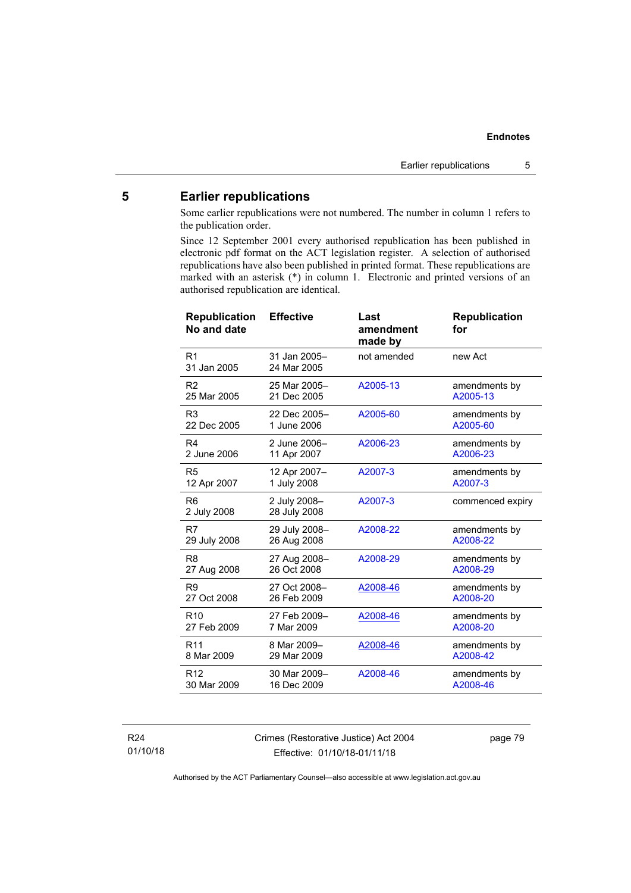## 5 Earlier republications

Some earlier republications were not numbered. The number in column 1 refers to the publication order.

Since 12 September 2001 every authorised republication has been published in electronic pdf format on the ACT legislation register. A selection of authorised republications have also been published in printed format. These republications are marked with an asterisk (*) in column 1. Electronic and printed versions of an authorised republication are identical.

| Republication No and date | Effective | Last amendment made by | Republication for |
|---|---|---|---|
| R1 31 Jan 2005 | 31 Jan 2005– 24 Mar 2005 | not amended | new Act |
| R2 25 Mar 2005 | 25 Mar 2005– 21 Dec 2005 | A2005-13 | amendments by A2005-13 |
| R3 22 Dec 2005 | 22 Dec 2005– 1 June 2006 | A2005-60 | amendments by A2005-60 |
| R4 2 June 2006 | 2 June 2006– 11 Apr 2007 | A2006-23 | amendments by A2006-23 |
| R5 12 Apr 2007 | 12 Apr 2007– 1 July 2008 | A2007-3 | amendments by A2007-3 |
| R6 2 July 2008 | 2 July 2008– 28 July 2008 | A2007-3 | commenced expiry |
| R7 29 July 2008 | 29 July 2008– 26 Aug 2008 | A2008-22 | amendments by A2008-22 |
| R8 27 Aug 2008 | 27 Aug 2008– 26 Oct 2008 | A2008-29 | amendments by A2008-29 |
| R9 27 Oct 2008 | 27 Oct 2008– 26 Feb 2009 | A2008-46 | amendments by A2008-20 |
| R10 27 Feb 2009 | 27 Feb 2009– 7 Mar 2009 | A2008-46 | amendments by A2008-20 |
| R11 8 Mar 2009 | 8 Mar 2009– 29 Mar 2009 | A2008-46 | amendments by A2008-42 |
| R12 30 Mar 2009 | 30 Mar 2009– 16 Dec 2009 | A2008-46 | amendments by A2008-46 |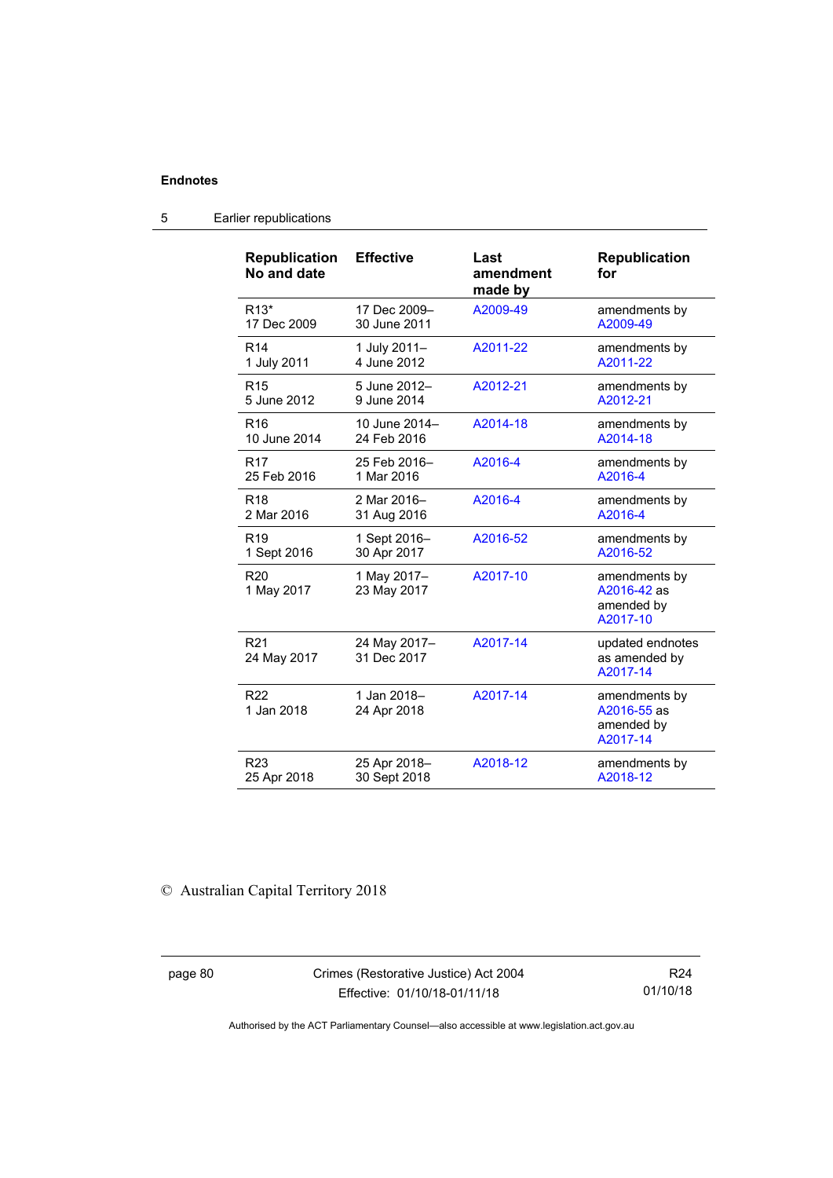## Endnotes

### 5 Earlier republications

| Republication No and date | Effective | Last amendment made by | Republication for |
| --- | --- | --- | --- |
| R13* 17 Dec 2009 | 17 Dec 2009– 30 June 2011 | A2009-49 | amendments by A2009-49 |
| R14 1 July 2011 | 1 July 2011– 4 June 2012 | A2011-22 | amendments by A2011-22 |
| R15 5 June 2012 | 5 June 2012– 9 June 2014 | A2012-21 | amendments by A2012-21 |
| R16 10 June 2014 | 10 June 2014– 24 Feb 2016 | A2014-18 | amendments by A2014-18 |
| R17 25 Feb 2016 | 25 Feb 2016– 1 Mar 2016 | A2016-4 | amendments by A2016-4 |
| R18 2 Mar 2016 | 2 Mar 2016– 31 Aug 2016 | A2016-4 | amendments by A2016-4 |
| R19 1 Sept 2016 | 1 Sept 2016– 30 Apr 2017 | A2016-52 | amendments by A2016-52 |
| R20 1 May 2017 | 1 May 2017– 23 May 2017 | A2017-10 | amendments by A2016-42 as amended by A2017-10 |
| R21 24 May 2017 | 24 May 2017– 31 Dec 2017 | A2017-14 | updated endnotes as amended by A2017-14 |
| R22 1 Jan 2018 | 1 Jan 2018– 24 Apr 2018 | A2017-14 | amendments by A2016-55 as amended by A2017-14 |
| R23 25 Apr 2018 | 25 Apr 2018– 30 Sept 2018 | A2018-12 | amendments by A2018-12 |

© Australian Capital Territory 2018